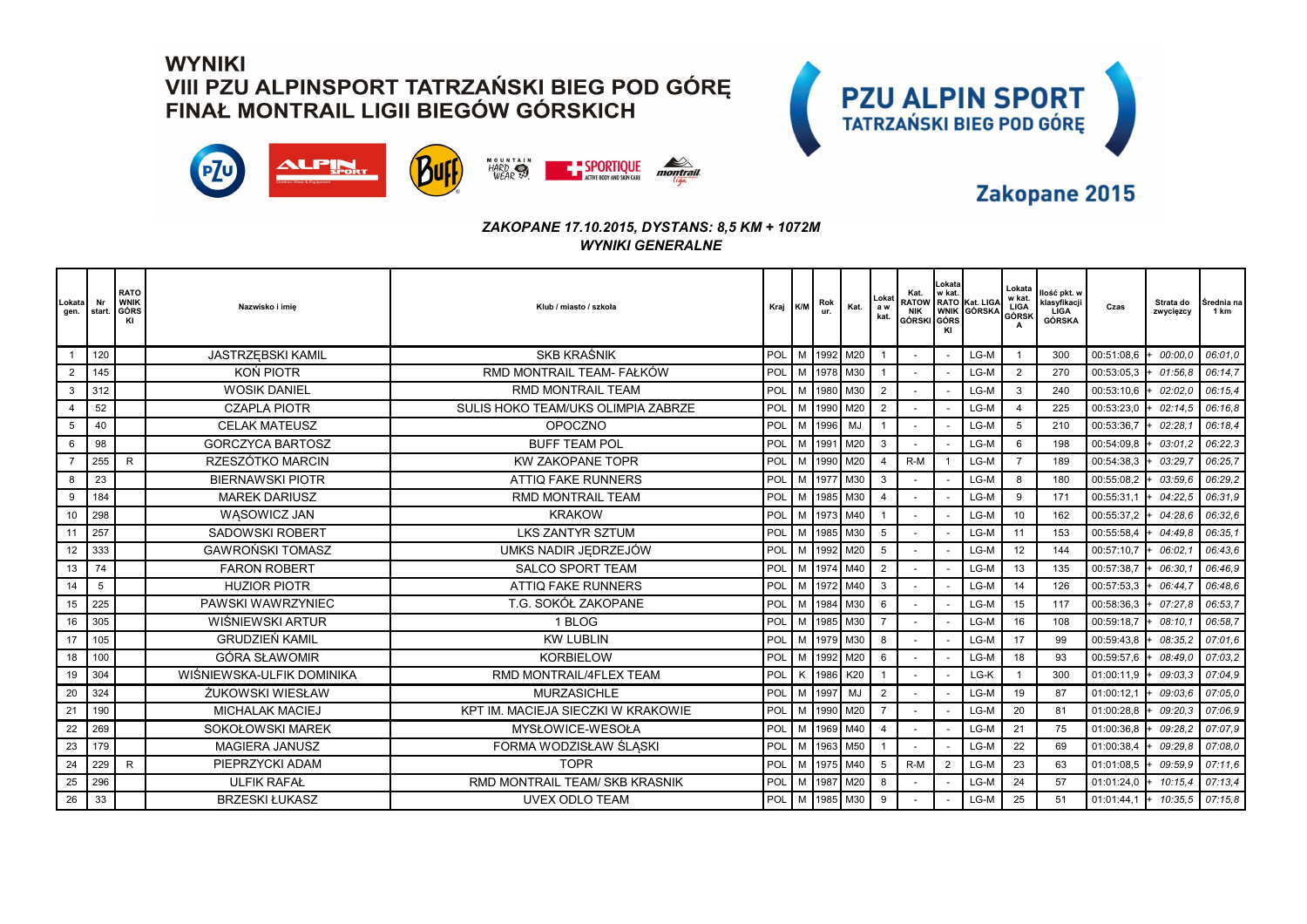# WYNIKI
# VIII PZU ALPINSPORT TATRZAŃSKI BIEG POD GÓRĘ
# FINAŁ MONTRAIL LIGII BIEGÓW GÓRSKICH

**PZU ALPIN SPORT**
**TATRZAŃSKI BIEG POD GÓRĘ**

**Zakopane 2015**

*ZAKOPANE 17.10.2015, DYSTANS: 8,5 KM + 1072M*
*WYNIKI GENERALNE*

| Lokata gen. | Nr start. | RATOWNIK GÓRSKI | Nazwisko i imię | Klub / miasto / szkoła | Kraj | K/M | Rok ur. | Kat. | Lokata w kat. | Kat. RATOWNIK GÓRSKI | Lokata w kat. RATOWNIK GÓRSKI | Kat. LIGA GÓRSKA | Lokata w kat. LIGA GÓRSKA | Ilość pkt. w klasyfikacji LIGA GÓRSKA | Czas | Strata do zwycięzcy | Średnia na 1 km |
|---|---|---|---|---|---|---|---|---|---|---|---|---|---|---|---|---|---|
| 1 | 120 | | JASTRZĘBSKI KAMIL | SKB KRAŚNIK | POL | M | 1992 | M20 | 1 | - | - | LG-M | 1 | 300 | 00:51:08,6 | + 00:00,0 | 06:01,0 |
| 2 | 145 | | KOŃ PIOTR | RMD MONTRAIL TEAM- FAŁKÓW | POL | M | 1978 | M30 | 1 | - | - | LG-M | 2 | 270 | 00:53:05,3 | + 01:56,8 | 06:14,7 |
| 3 | 312 | | WOSIK DANIEL | RMD MONTRAIL TEAM | POL | M | 1980 | M30 | 2 | - | - | LG-M | 3 | 240 | 00:53:10,6 | + 02:02,0 | 06:15,4 |
| 4 | 52 | | CZAPLA PIOTR | SULIS HOKO TEAM/UKS OLIMPIA ZABRZE | POL | M | 1990 | M20 | 2 | - | - | LG-M | 4 | 225 | 00:53:23,0 | + 02:14,5 | 06:16,8 |
| 5 | 40 | | CELAK MATEUSZ | OPOCZNO | POL | M | 1996 | MJ | 1 | - | - | LG-M | 5 | 210 | 00:53:36,7 | + 02:28,1 | 06:18,4 |
| 6 | 98 | | GORCZYCA BARTOSZ | BUFF TEAM POL | POL | M | 1991 | M20 | 3 | - | - | LG-M | 6 | 198 | 00:54:09,8 | + 03:01,2 | 06:22,3 |
| 7 | 255 | R | RZESZÓTKO MARCIN | KW ZAKOPANE TOPR | POL | M | 1990 | M20 | 4 | R-M | 1 | LG-M | 7 | 189 | 00:54:38,3 | + 03:29,7 | 06:25,7 |
| 8 | 23 | | BIERNAWSKI PIOTR | ATTIQ FAKE RUNNERS | POL | M | 1977 | M30 | 3 | - | - | LG-M | 8 | 180 | 00:55:08,2 | + 03:59,6 | 06:29,2 |
| 9 | 184 | | MAREK DARIUSZ | RMD MONTRAIL TEAM | POL | M | 1985 | M30 | 4 | - | - | LG-M | 9 | 171 | 00:55:31,1 | + 04:22,5 | 06:31,9 |
| 10 | 298 | | WĄSOWICZ JAN | KRAKOW | POL | M | 1973 | M40 | 1 | - | - | LG-M | 10 | 162 | 00:55:37,2 | + 04:28,6 | 06:32,6 |
| 11 | 257 | | SADOWSKI ROBERT | LKS ZANTYR SZTUM | POL | M | 1985 | M30 | 5 | - | - | LG-M | 11 | 153 | 00:55:58,4 | + 04:49,8 | 06:35,1 |
| 12 | 333 | | GAWROŃSKI TOMASZ | UMKS NADIR JĘDRZEJÓW | POL | M | 1992 | M20 | 5 | - | - | LG-M | 12 | 144 | 00:57:10,7 | + 06:02,1 | 06:43,6 |
| 13 | 74 | | FARON ROBERT | SALCO SPORT TEAM | POL | M | 1974 | M40 | 2 | - | - | LG-M | 13 | 135 | 00:57:38,7 | + 06:30,1 | 06:46,9 |
| 14 | 5 | | HUZIOR PIOTR | ATTIQ FAKE RUNNERS | POL | M | 1972 | M40 | 3 | - | - | LG-M | 14 | 126 | 00:57:53,3 | + 06:44,7 | 06:48,6 |
| 15 | 225 | | PAWSKI WAWRZYNIEC | T.G. SOKÓŁ ZAKOPANE | POL | M | 1984 | M30 | 6 | - | - | LG-M | 15 | 117 | 00:58:36,3 | + 07:27,8 | 06:53,7 |
| 16 | 305 | | WIŚNIEWSKI ARTUR | 1 BLOG | POL | M | 1985 | M30 | 7 | - | - | LG-M | 16 | 108 | 00:59:18,7 | + 08:10,1 | 06:58,7 |
| 17 | 105 | | GRUDZIEŃ KAMIL | KW LUBLIN | POL | M | 1979 | M30 | 8 | - | - | LG-M | 17 | 99 | 00:59:43,8 | + 08:35,2 | 07:01,6 |
| 18 | 100 | | GÓRA SŁAWOMIR | KORBIELOW | POL | M | 1992 | M20 | 6 | - | - | LG-M | 18 | 93 | 00:59:57,6 | + 08:49,0 | 07:03,2 |
| 19 | 304 | | WIŚNIEWSKA-ULFIK DOMINIKA | RMD MONTRAIL/4FLEX TEAM | POL | K | 1986 | K20 | 1 | - | - | LG-K | 1 | 300 | 01:00:11,9 | + 09:03,3 | 07:04,9 |
| 20 | 324 | | ŻUKOWSKI WIESŁAW | MURZASICHLE | POL | M | 1997 | MJ | 2 | - | - | LG-M | 19 | 87 | 01:00:12,1 | + 09:03,6 | 07:05,0 |
| 21 | 190 | | MICHALAK MACIEJ | KPT IM. MACIEJA SIECZKI W KRAKOWIE | POL | M | 1990 | M20 | 7 | - | - | LG-M | 20 | 81 | 01:00:28,8 | + 09:20,3 | 07:06,9 |
| 22 | 269 | | SOKOŁOWSKI MAREK | MYSŁOWICE-WESOŁA | POL | M | 1969 | M40 | 4 | - | - | LG-M | 21 | 75 | 01:00:36,8 | + 09:28,2 | 07:07,9 |
| 23 | 179 | | MAGIERA JANUSZ | FORMA WODZISŁAW ŚLĄSKI | POL | M | 1963 | M50 | 1 | - | - | LG-M | 22 | 69 | 01:00:38,4 | + 09:29,8 | 07:08,0 |
| 24 | 229 | R | PIEPRZYCKI ADAM | TOPR | POL | M | 1975 | M40 | 5 | R-M | 2 | LG-M | 23 | 63 | 01:01:08,5 | + 09:59,9 | 07:11,6 |
| 25 | 296 | | ULFIK RAFAŁ | RMD MONTRAIL TEAM/ SKB KRASNIK | POL | M | 1987 | M20 | 8 | - | - | LG-M | 24 | 57 | 01:01:24,0 | + 10:15,4 | 07:13,4 |
| 26 | 33 | | BRZESKI ŁUKASZ | UVEX ODLO TEAM | POL | M | 1985 | M30 | 9 | - | - | LG-M | 25 | 51 | 01:01:44,1 | + 10:35,5 | 07:15,8 |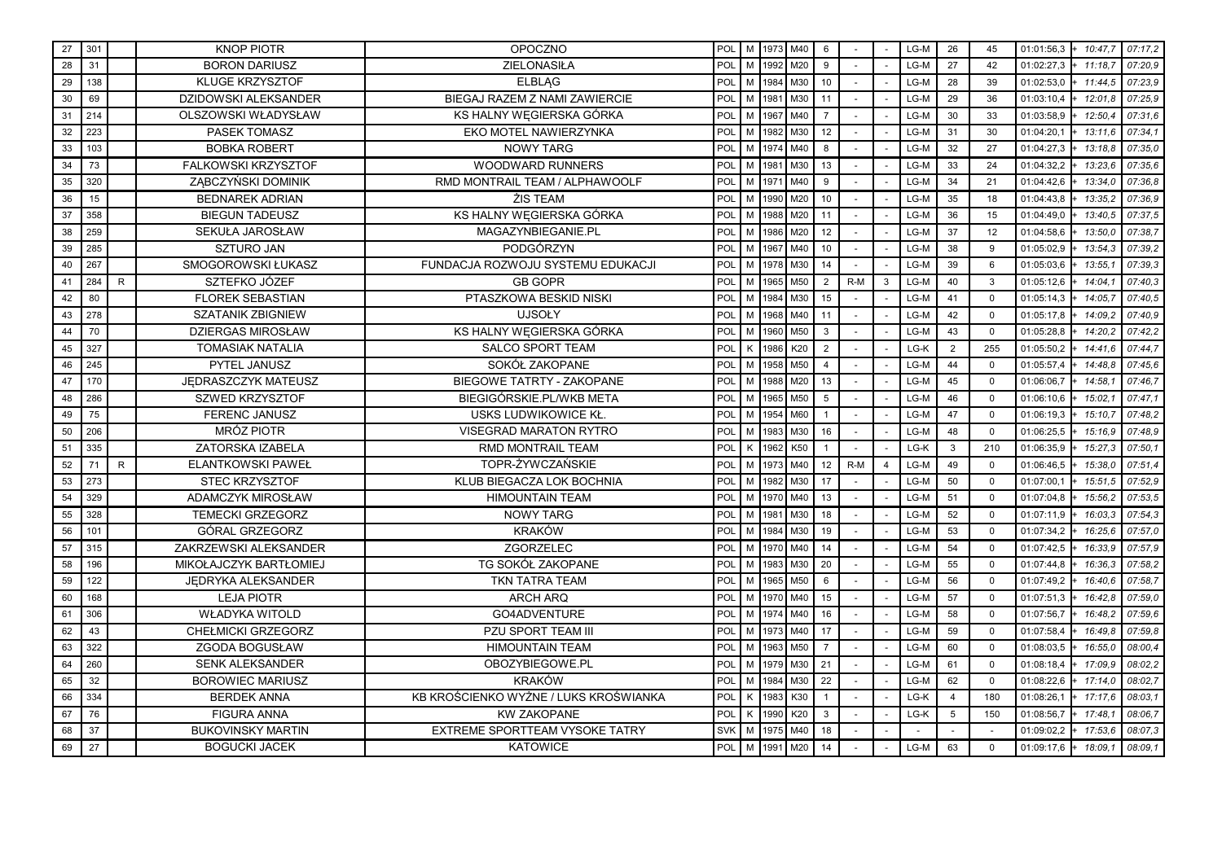| | | | | | | | | | | | | | | | | | |
|---|---|---|---|---|---|---|---|---|---|---|---|---|---|---|---|---|---|
| 27 | 301 | | KNOP PIOTR | OPOCZNO | POL | M | 1973 | M40 | 6 | - | - | LG-M | 26 | 45 | 01:01:56,3 | + 10:47,7 | 07:17,2 |
| 28 | 31 | | BOROŃ DARIUSZ | ZIELONASIŁA | POL | M | 1992 | M20 | 9 | - | - | LG-M | 27 | 42 | 01:02:27,3 | + 11:18,7 | 07:20,9 |
| 29 | 138 | | KLUGE KRZYSZTOF | ELBLĄG | POL | M | 1984 | M30 | 10 | - | - | LG-M | 28 | 39 | 01:02:53,0 | + 11:44,5 | 07:23,9 |
| 30 | 69 | | DZIDOWSKI ALEKSANDER | BIEGAJ RAZEM Z NAMI ZAWIERCIE | POL | M | 1981 | M30 | 11 | - | - | LG-M | 29 | 36 | 01:03:10,4 | + 12:01,8 | 07:25,9 |
| 31 | 214 | | OLSZOWSKI WŁADYSŁAW | KS HALNY WĘGIERSKA GÓRKA | POL | M | 1967 | M40 | 7 | - | - | LG-M | 30 | 33 | 01:03:58,9 | + 12:50,4 | 07:31,6 |
| 32 | 223 | | PASEK TOMASZ | EKO MOTEL NAWIERZYNKA | POL | M | 1982 | M30 | 12 | - | - | LG-M | 31 | 30 | 01:04:20,1 | + 13:11,6 | 07:34,1 |
| 33 | 103 | | BOBKA ROBERT | NOWY TARG | POL | M | 1974 | M40 | 8 | - | - | LG-M | 32 | 27 | 01:04:27,3 | + 13:18,8 | 07:35,0 |
| 34 | 73 | | FALKOWSKI KRZYSZTOF | WOODWARD RUNNERS | POL | M | 1981 | M30 | 13 | - | - | LG-M | 33 | 24 | 01:04:32,2 | + 13:23,6 | 07:35,6 |
| 35 | 320 | | ZĄBCZYŃSKI DOMINIK | RMD MONTRAIL TEAM / ALPHAWOOLF | POL | M | 1971 | M40 | 9 | - | - | LG-M | 34 | 21 | 01:04:42,6 | + 13:34,0 | 07:36,8 |
| 36 | 15 | | BEDNAREK ADRIAN | ŻIS TEAM | POL | M | 1990 | M20 | 10 | - | - | LG-M | 35 | 18 | 01:04:43,8 | + 13:35,2 | 07:36,9 |
| 37 | 358 | | BIEGUN TADEUSZ | KS HALNY WĘGIERSKA GÓRKA | POL | M | 1988 | M20 | 11 | - | - | LG-M | 36 | 15 | 01:04:49,0 | + 13:40,5 | 07:37,5 |
| 38 | 259 | | SEKUŁA JAROSŁAW | MAGAZYNBIEGANIE.PL | POL | M | 1986 | M20 | 12 | - | - | LG-M | 37 | 12 | 01:04:58,6 | + 13:50,0 | 07:38,7 |
| 39 | 285 | | SZTURO JAN | PODGÓRZYN | POL | M | 1967 | M40 | 10 | - | - | LG-M | 38 | 9 | 01:05:02,9 | + 13:54,3 | 07:39,2 |
| 40 | 267 | | SMOGOROWSKI ŁUKASZ | FUNDACJA ROZWOJU SYSTEMU EDUKACJI | POL | M | 1978 | M30 | 14 | - | - | LG-M | 39 | 6 | 01:05:03,6 | + 13:55,1 | 07:39,3 |
| 41 | 284 | R | SZTEFKO JÓZEF | GB GOPR | POL | M | 1965 | M50 | 2 | R-M | 3 | LG-M | 40 | 3 | 01:05:12,6 | + 14:04,1 | 07:40,3 |
| 42 | 80 | | FLOREK SEBASTIAN | PTASZKOWA BESKID NISKI | POL | M | 1984 | M30 | 15 | - | - | LG-M | 41 | 0 | 01:05:14,3 | + 14:05,7 | 07:40,5 |
| 43 | 278 | | SZATANIK ZBIGNIEW | UJSOŁY | POL | M | 1968 | M40 | 11 | - | - | LG-M | 42 | 0 | 01:05:17,8 | + 14:09,2 | 07:40,9 |
| 44 | 70 | | DZIERGAS MIROSŁAW | KS HALNY WĘGIERSKA GÓRKA | POL | M | 1960 | M50 | 3 | - | - | LG-M | 43 | 0 | 01:05:28,8 | + 14:20,2 | 07:42,2 |
| 45 | 327 | | TOMASIAK NATALIA | SALCO SPORT TEAM | POL | K | 1986 | K20 | 2 | - | - | LG-K | 2 | 255 | 01:05:50,2 | + 14:41,6 | 07:44,7 |
| 46 | 245 | | PYTEL JANUSZ | SOKÓŁ ZAKOPANE | POL | M | 1958 | M50 | 4 | - | - | LG-M | 44 | 0 | 01:05:57,4 | + 14:48,8 | 07:45,6 |
| 47 | 170 | | JĘDRASZCZYK MATEUSZ | BIEGOWE TATRTY - ZAKOPANE | POL | M | 1988 | M20 | 13 | - | - | LG-M | 45 | 0 | 01:06:06,7 | + 14:58,1 | 07:46,7 |
| 48 | 286 | | SZWED KRZYSZTOF | BIEGIGÓRSKIE.PL/WKB META | POL | M | 1965 | M50 | 5 | - | - | LG-M | 46 | 0 | 01:06:10,6 | + 15:02,1 | 07:47,1 |
| 49 | 75 | | FERENC JANUSZ | USKS LUDWIKOWICE KŁ. | POL | M | 1954 | M60 | 1 | - | - | LG-M | 47 | 0 | 01:06:19,3 | + 15:10,7 | 07:48,2 |
| 50 | 206 | | MRÓZ PIOTR | VISEGRAD MARATON RYTRO | POL | M | 1983 | M30 | 16 | - | - | LG-M | 48 | 0 | 01:06:25,5 | + 15:16,9 | 07:48,9 |
| 51 | 335 | | ZATORSKA IZABELA | RMD MONTRAIL TEAM | POL | K | 1962 | K50 | 1 | - | - | LG-K | 3 | 210 | 01:06:35,9 | + 15:27,3 | 07:50,1 |
| 52 | 71 | R | ELANTKOWSKI PAWEŁ | TOPR-ŻYWCZAŃSKIE | POL | M | 1973 | M40 | 12 | R-M | 4 | LG-M | 49 | 0 | 01:06:46,5 | + 15:38,0 | 07:51,4 |
| 53 | 273 | | STEC KRZYSZTOF | KLUB BIEGACZA LOK BOCHNIA | POL | M | 1982 | M30 | 17 | - | - | LG-M | 50 | 0 | 01:07:00,1 | + 15:51,5 | 07:52,9 |
| 54 | 329 | | ADAMCZYK MIROSŁAW | HIMOUNTAIN TEAM | POL | M | 1970 | M40 | 13 | - | - | LG-M | 51 | 0 | 01:07:04,8 | + 15:56,2 | 07:53,5 |
| 55 | 328 | | TEMECKI GRZEGORZ | NOWY TARG | POL | M | 1981 | M30 | 18 | - | - | LG-M | 52 | 0 | 01:07:11,9 | + 16:03,3 | 07:54,3 |
| 56 | 101 | | GÓRAL GRZEGORZ | KRAKÓW | POL | M | 1984 | M30 | 19 | - | - | LG-M | 53 | 0 | 01:07:34,2 | + 16:25,6 | 07:57,0 |
| 57 | 315 | | ZAKRZEWSKI ALEKSANDER | ZGORZELEC | POL | M | 1970 | M40 | 14 | - | - | LG-M | 54 | 0 | 01:07:42,5 | + 16:33,9 | 07:57,9 |
| 58 | 196 | | MIKOŁAJCZYK BARTŁOMIEJ | TG SOKÓŁ ZAKOPANE | POL | M | 1983 | M30 | 20 | - | - | LG-M | 55 | 0 | 01:07:44,8 | + 16:36,3 | 07:58,2 |
| 59 | 122 | | JĘDRYKA ALEKSANDER | TKN TATRA TEAM | POL | M | 1965 | M50 | 6 | - | - | LG-M | 56 | 0 | 01:07:49,2 | + 16:40,6 | 07:58,7 |
| 60 | 168 | | LEJA PIOTR | ARCH ARQ | POL | M | 1970 | M40 | 15 | - | - | LG-M | 57 | 0 | 01:07:51,3 | + 16:42,8 | 07:59,0 |
| 61 | 306 | | WŁADYKA WITOLD | GO4ADVENTURE | POL | M | 1974 | M40 | 16 | - | - | LG-M | 58 | 0 | 01:07:56,7 | + 16:48,2 | 07:59,6 |
| 62 | 43 | | CHEŁMICKI GRZEGORZ | PZU SPORT TEAM III | POL | M | 1973 | M40 | 17 | - | - | LG-M | 59 | 0 | 01:07:58,4 | + 16:49,8 | 07:59,8 |
| 63 | 322 | | ZGODA BOGUSŁAW | HIMOUNTAIN TEAM | POL | M | 1963 | M50 | 7 | - | - | LG-M | 60 | 0 | 01:08:03,5 | + 16:55,0 | 08:00,4 |
| 64 | 260 | | SENK ALEKSANDER | OBOZYBIEGOWE.PL | POL | M | 1979 | M30 | 21 | - | - | LG-M | 61 | 0 | 01:08:18,4 | + 17:09,9 | 08:02,2 |
| 65 | 32 | | BOROWIEC MARIUSZ | KRAKÓW | POL | M | 1984 | M30 | 22 | - | - | LG-M | 62 | 0 | 01:08:22,6 | + 17:14,0 | 08:02,7 |
| 66 | 334 | | BERDEK ANNA | KB KROŚCIENKO WYŻNE / LUKS KROŚWIANKA | POL | K | 1983 | K30 | 1 | - | - | LG-K | 4 | 180 | 01:08:26,1 | + 17:17,6 | 08:03,1 |
| 67 | 76 | | FIGURA ANNA | KW ZAKOPANE | POL | K | 1990 | K20 | 3 | - | - | LG-K | 5 | 150 | 01:08:56,7 | + 17:48,1 | 08:06,7 |
| 68 | 37 | | BUKOVINSKY MARTIN | EXTREME SPORTTEAM VYSOKE TATRY | SVK | M | 1975 | M40 | 18 | - | - | - | - | - | 01:09:02,2 | + 17:53,6 | 08:07,3 |
| 69 | 27 | | BOGUCKI JACEK | KATOWICE | POL | M | 1991 | M20 | 14 | - | - | LG-M | 63 | 0 | 01:09:17,6 | + 18:09,1 | 08:09,1 |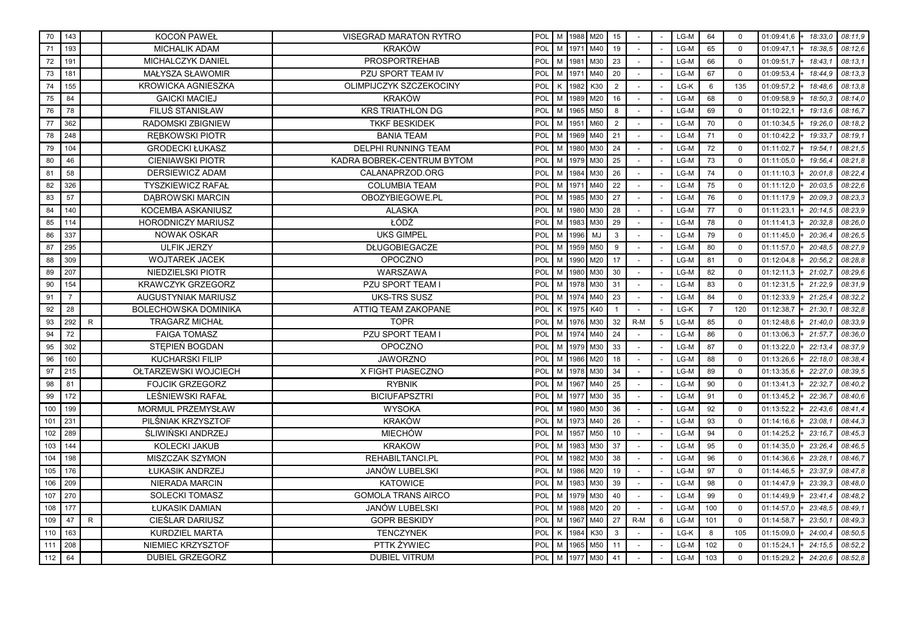| 70 | 143 | | KOCOŃ PAWEŁ | VISEGRAD MARATON RYTRO | POL | M | 1988 | M20 | 15 | - | - | LG-M | 64 | 0 | 01:09:41,6 | + 18:33,0 | 08:11,9 |
|---|---|---|---|---|---|---|---|---|---|---|---|---|---|---|---|---|---|
| 71 | 193 | | MICHALIK ADAM | KRAKÓW | POL | M | 1971 | M40 | 19 | - | - | LG-M | 65 | 0 | 01:09:47,1 | + 18:38,5 | 08:12,6 |
| 72 | 191 | | MICHALCZYK DANIEL | PROSPORTREHAB | POL | M | 1981 | M30 | 23 | - | - | LG-M | 66 | 0 | 01:09:51,7 | + 18:43,1 | 08:13,1 |
| 73 | 181 | | MAŁYSZA SŁAWOMIR | PZU SPORT TEAM IV | POL | M | 1971 | M40 | 20 | - | - | LG-M | 67 | 0 | 01:09:53,4 | + 18:44,9 | 08:13,3 |
| 74 | 155 | | KROWICKA AGNIESZKA | OLIMPIJCZYK SZCZEKOCINY | POL | K | 1982 | K30 | 2 | - | - | LG-K | 6 | 135 | 01:09:57,2 | + 18:48,6 | 08:13,8 |
| 75 | 84 | | GAICKI MACIEJ | KRAKÓW | POL | M | 1989 | M20 | 16 | - | - | LG-M | 68 | 0 | 01:09:58,9 | + 18:50,3 | 08:14,0 |
| 76 | 78 | | FILUŚ STANISŁAW | KRS TRIATHLON DG | POL | M | 1965 | M50 | 8 | - | - | LG-M | 69 | 0 | 01:10:22,1 | + 19:13,6 | 08:16,7 |
| 77 | 362 | | RADOMSKI ZBIGNIEW | TKKF BESKIDEK | POL | M | 1951 | M60 | 2 | - | - | LG-M | 70 | 0 | 01:10:34,5 | + 19:26,0 | 08:18,2 |
| 78 | 248 | | RĘBKOWSKI PIOTR | BANIA TEAM | POL | M | 1969 | M40 | 21 | - | - | LG-M | 71 | 0 | 01:10:42,2 | + 19:33,7 | 08:19,1 |
| 79 | 104 | | GRODECKI ŁUKASZ | DELPHI RUNNING TEAM | POL | M | 1980 | M30 | 24 | - | - | LG-M | 72 | 0 | 01:11:02,7 | + 19:54,1 | 08:21,5 |
| 80 | 46 | | CIENIAWSKI PIOTR | KADRA BOBREK-CENTRUM BYTOM | POL | M | 1979 | M30 | 25 | - | - | LG-M | 73 | 0 | 01:11:05,0 | + 19:56,4 | 08:21,8 |
| 81 | 58 | | DERSIEWICZ ADAM | CALANAPRZOD.ORG | POL | M | 1984 | M30 | 26 | - | - | LG-M | 74 | 0 | 01:11:10,3 | + 20:01,8 | 08:22,4 |
| 82 | 326 | | TYSZKIEWICZ RAFAŁ | COLUMBIA TEAM | POL | M | 1971 | M40 | 22 | - | - | LG-M | 75 | 0 | 01:11:12,0 | + 20:03,5 | 08:22,6 |
| 83 | 57 | | DĄBROWSKI MARCIN | OBOZYBIEGOWE.PL | POL | M | 1985 | M30 | 27 | - | - | LG-M | 76 | 0 | 01:11:17,9 | + 20:09,3 | 08:23,3 |
| 84 | 140 | | KOCEMBA ASKANIUSZ | ALASKA | POL | M | 1980 | M30 | 28 | - | - | LG-M | 77 | 0 | 01:11:23,1 | + 20:14,5 | 08:23,9 |
| 85 | 114 | | HORODNICZY MARIUSZ | ŁÓDŹ | POL | M | 1983 | M30 | 29 | - | - | LG-M | 78 | 0 | 01:11:41,3 | + 20:32,8 | 08:26,0 |
| 86 | 337 | | NOWAK OSKAR | UKS GIMPEL | POL | M | 1996 | MJ | 3 | - | - | LG-M | 79 | 0 | 01:11:45,0 | + 20:36,4 | 08:26,5 |
| 87 | 295 | | ULFIK JERZY | DŁUGOBIEGACZE | POL | M | 1959 | M50 | 9 | - | - | LG-M | 80 | 0 | 01:11:57,0 | + 20:48,5 | 08:27,9 |
| 88 | 309 | | WOJTAREK JACEK | OPOCZNO | POL | M | 1990 | M20 | 17 | - | - | LG-M | 81 | 0 | 01:12:04,8 | + 20:56,2 | 08:28,8 |
| 89 | 207 | | NIEDZIELSKI PIOTR | WARSZAWA | POL | M | 1980 | M30 | 30 | - | - | LG-M | 82 | 0 | 01:12:11,3 | + 21:02,7 | 08:29,6 |
| 90 | 154 | | KRAWCZYK GRZEGORZ | PZU SPORT TEAM I | POL | M | 1978 | M30 | 31 | - | - | LG-M | 83 | 0 | 01:12:31,5 | + 21:22,9 | 08:31,9 |
| 91 | 7 | | AUGUSTYNIAK MARIUSZ | UKS-TRS SUSZ | POL | M | 1974 | M40 | 23 | - | - | LG-M | 84 | 0 | 01:12:33,9 | + 21:25,4 | 08:32,2 |
| 92 | 28 | | BOLECHOWSKA DOMINIKA | ATTIQ TEAM ZAKOPANE | POL | K | 1975 | K40 | 1 | - | - | LG-K | 7 | 120 | 01:12:38,7 | + 21:30,1 | 08:32,8 |
| 93 | 292 | R | TRAGARZ MICHAŁ | TOPR | POL | M | 1976 | M30 | 32 | R-M | 5 | LG-M | 85 | 0 | 01:12:48,6 | + 21:40,0 | 08:33,9 |
| 94 | 72 | | FAIGA TOMASZ | PZU SPORT TEAM I | POL | M | 1974 | M40 | 24 | - | - | LG-M | 86 | 0 | 01:13:06,3 | + 21:57,7 | 08:36,0 |
| 95 | 302 | | STĘPIEŃ BOGDAN | OPOCZNO | POL | M | 1979 | M30 | 33 | - | - | LG-M | 87 | 0 | 01:13:22,0 | + 22:13,4 | 08:37,9 |
| 96 | 160 | | KUCHARSKI FILIP | JAWORZNO | POL | M | 1986 | M20 | 18 | - | - | LG-M | 88 | 0 | 01:13:26,6 | + 22:18,0 | 08:38,4 |
| 97 | 215 | | OŁTARZEWSKI WOJCIECH | X FIGHT PIASECZNO | POL | M | 1978 | M30 | 34 | - | - | LG-M | 89 | 0 | 01:13:35,6 | + 22:27,0 | 08:39,5 |
| 98 | 81 | | FOJCIK GRZEGORZ | RYBNIK | POL | M | 1967 | M40 | 25 | - | - | LG-M | 90 | 0 | 01:13:41,3 | + 22:32,7 | 08:40,2 |
| 99 | 172 | | LEŚNIEWSKI RAFAŁ | BICIUFAPSZTRI | POL | M | 1977 | M30 | 35 | - | - | LG-M | 91 | 0 | 01:13:45,2 | + 22:36,7 | 08:40,6 |
| 100 | 199 | | MORMUL PRZEMYSŁAW | WYSOKA | POL | M | 1980 | M30 | 36 | - | - | LG-M | 92 | 0 | 01:13:52,2 | + 22:43,6 | 08:41,4 |
| 101 | 231 | | PILŚNIAK KRZYSZTOF | KRAKÓW | POL | M | 1973 | M40 | 26 | - | - | LG-M | 93 | 0 | 01:14:16,6 | + 23:08,1 | 08:44,3 |
| 102 | 289 | | ŚLIWIŃSKI ANDRZEJ | MIECHÓW | POL | M | 1957 | M50 | 10 | - | - | LG-M | 94 | 0 | 01:14:25,2 | + 23:16,7 | 08:45,3 |
| 103 | 144 | | KOLECKI JAKUB | KRAKOW | POL | M | 1983 | M30 | 37 | - | - | LG-M | 95 | 0 | 01:14:35,0 | + 23:26,4 | 08:46,5 |
| 104 | 198 | | MISZCZAK SZYMON | REHABILTANCI.PL | POL | M | 1982 | M30 | 38 | - | - | LG-M | 96 | 0 | 01:14:36,6 | + 23:28,1 | 08:46,7 |
| 105 | 176 | | ŁUKASIK ANDRZEJ | JANÓW LUBELSKI | POL | M | 1986 | M20 | 19 | - | - | LG-M | 97 | 0 | 01:14:46,5 | + 23:37,9 | 08:47,8 |
| 106 | 209 | | NIERADA MARCIN | KATOWICE | POL | M | 1983 | M30 | 39 | - | - | LG-M | 98 | 0 | 01:14:47,9 | + 23:39,3 | 08:48,0 |
| 107 | 270 | | SOLECKI TOMASZ | GOMOLA TRANS AIRCO | POL | M | 1979 | M30 | 40 | - | - | LG-M | 99 | 0 | 01:14:49,9 | + 23:41,4 | 08:48,2 |
| 108 | 177 | | ŁUKASIK DAMIAN | JANÓW LUBELSKI | POL | M | 1988 | M20 | 20 | - | - | LG-M | 100 | 0 | 01:14:57,0 | + 23:48,5 | 08:49,1 |
| 109 | 47 | R | CIEŚLAR DARIUSZ | GOPR BESKIDY | POL | M | 1967 | M40 | 27 | R-M | 6 | LG-M | 101 | 0 | 01:14:58,7 | + 23:50,1 | 08:49,3 |
| 110 | 163 | | KURDZIEL MARTA | TENCZYNEK | POL | K | 1984 | K30 | 3 | - | - | LG-K | 8 | 105 | 01:15:09,0 | + 24:00,4 | 08:50,5 |
| 111 | 208 | | NIEMIEC KRZYSZTOF | PTTK ŻYWIEC | POL | M | 1965 | M50 | 11 | - | - | LG-M | 102 | 0 | 01:15:24,1 | + 24:15,5 | 08:52,2 |
| 112 | 64 | | DUBIEL GRZEGORZ | DUBIEL VITRUM | POL | M | 1977 | M30 | 41 | - | - | LG-M | 103 | 0 | 01:15:29,2 | + 24:20,6 | 08:52,8 |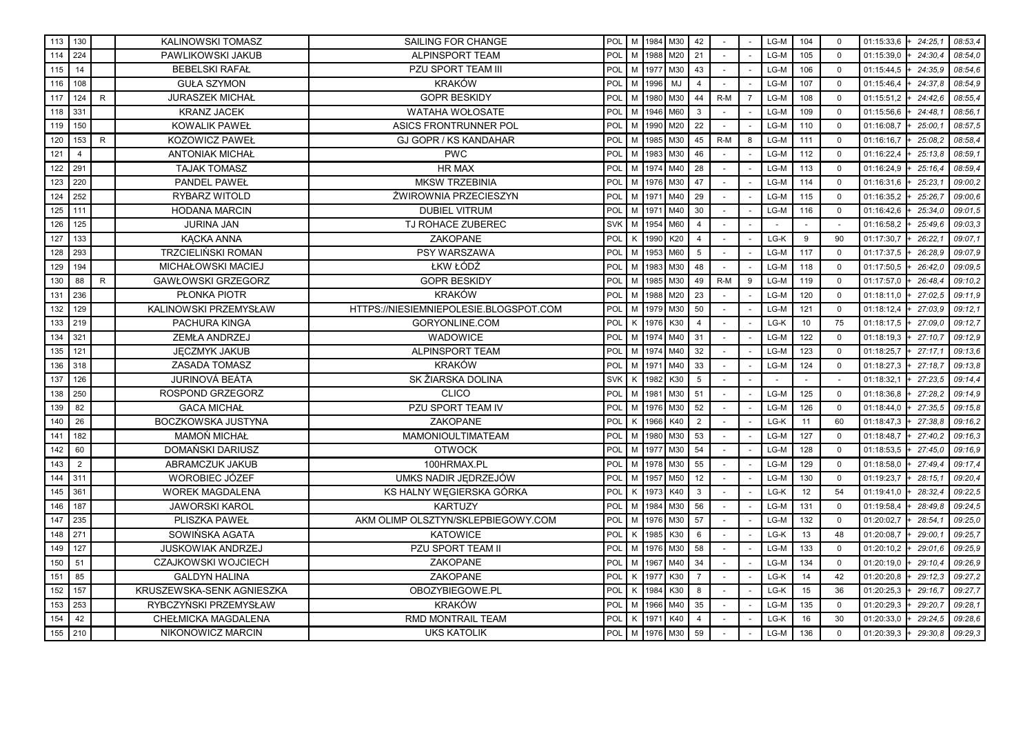| | | | | | | | | | | | | | | | | | |
|---|---|---|---|---|---|---|---|---|---|---|---|---|---|---|---|---|---|
| 113 | 130 | | KALINOWSKI TOMASZ | SAILING FOR CHANGE | POL | M | 1984 | M30 | 42 | - | - | LG-M | 104 | 0 | 01:15:33,6 | + 24:25,1 | 08:53,4 |
| 114 | 224 | | PAWLIKOWSKI JAKUB | ALPINSPORT TEAM | POL | M | 1988 | M20 | 21 | - | - | LG-M | 105 | 0 | 01:15:39,0 | + 24:30,4 | 08:54,0 |
| 115 | 14 | | BEBELSKI RAFAŁ | PZU SPORT TEAM III | POL | M | 1977 | M30 | 43 | - | - | LG-M | 106 | 0 | 01:15:44,5 | + 24:35,9 | 08:54,6 |
| 116 | 108 | | GUŁA SZYMON | KRAKÓW | POL | M | 1996 | MJ | 4 | - | - | LG-M | 107 | 0 | 01:15:46,4 | + 24:37,8 | 08:54,9 |
| 117 | 124 | R | JURASZEK MICHAŁ | GOPR BESKIDY | POL | M | 1980 | M30 | 44 | R-M | 7 | LG-M | 108 | 0 | 01:15:51,2 | + 24:42,6 | 08:55,4 |
| 118 | 331 | | KRANZ JACEK | WATAHA WOŁOSATE | POL | M | 1946 | M60 | 3 | - | - | LG-M | 109 | 0 | 01:15:56,6 | + 24:48,1 | 08:56,1 |
| 119 | 150 | | KOWALIK PAWEŁ | ASICS FRONTRUNNER POL | POL | M | 1990 | M20 | 22 | - | - | LG-M | 110 | 0 | 01:16:08,7 | + 25:00,1 | 08:57,5 |
| 120 | 153 | R | KOZOWICZ PAWEŁ | GJ GOPR / KS KANDAHAR | POL | M | 1985 | M30 | 45 | R-M | 8 | LG-M | 111 | 0 | 01:16:16,7 | + 25:08,2 | 08:58,4 |
| 121 | 4 | | ANTONIAK MICHAŁ | PWC | POL | M | 1983 | M30 | 46 | - | - | LG-M | 112 | 0 | 01:16:22,4 | + 25:13,8 | 08:59,1 |
| 122 | 291 | | TAJAK TOMASZ | HR MAX | POL | M | 1974 | M40 | 28 | - | - | LG-M | 113 | 0 | 01:16:24,9 | + 25:16,4 | 08:59,4 |
| 123 | 220 | | PANDEL PAWEŁ | MKSW TRZEBINIA | POL | M | 1976 | M30 | 47 | - | - | LG-M | 114 | 0 | 01:16:31,6 | + 25:23,1 | 09:00,2 |
| 124 | 252 | | RYBARZ WITOLD | ŻWIROWNIA PRZECIESZYN | POL | M | 1971 | M40 | 29 | - | - | LG-M | 115 | 0 | 01:16:35,2 | + 25:26,7 | 09:00,6 |
| 125 | 111 | | HODANA MARCIN | DUBIEL VITRUM | POL | M | 1971 | M40 | 30 | - | - | LG-M | 116 | 0 | 01:16:42,6 | + 25:34,0 | 09:01,5 |
| 126 | 125 | | JURINA JAN | TJ ROHACE ZUBEREC | SVK | M | 1954 | M60 | 4 | - | - | - | - | - | 01:16:58,2 | + 25:49,6 | 09:03,3 |
| 127 | 133 | | KĄCKA ANNA | ZAKOPANE | POL | K | 1990 | K20 | 4 | - | - | LG-K | 9 | 90 | 01:17:30,7 | + 26:22,1 | 09:07,1 |
| 128 | 293 | | TRZCIELIŃSKI ROMAN | PSY WARSZAWA | POL | M | 1953 | M60 | 5 | - | - | LG-M | 117 | 0 | 01:17:37,5 | + 26:28,9 | 09:07,9 |
| 129 | 194 | | MICHAŁOWSKI MACIEJ | ŁKW ŁÓDŹ | POL | M | 1983 | M30 | 48 | - | - | LG-M | 118 | 0 | 01:17:50,5 | + 26:42,0 | 09:09,5 |
| 130 | 88 | R | GAWŁOWSKI GRZEGORZ | GOPR BESKIDY | POL | M | 1985 | M30 | 49 | R-M | 9 | LG-M | 119 | 0 | 01:17:57,0 | + 26:48,4 | 09:10,2 |
| 131 | 236 | | PŁONKA PIOTR | KRAKÓW | POL | M | 1988 | M20 | 23 | - | - | LG-M | 120 | 0 | 01:18:11,0 | + 27:02,5 | 09:11,9 |
| 132 | 129 | | KALINOWSKI PRZEMYSŁAW | HTTPS://NIESIEMNIEPOLESIE.BLOGSPOT.COM | POL | M | 1979 | M30 | 50 | - | - | LG-M | 121 | 0 | 01:18:12,4 | + 27:03,9 | 09:12,1 |
| 133 | 219 | | PACHURA KINGA | GORYONLINE.COM | POL | K | 1976 | K30 | 4 | - | - | LG-K | 10 | 75 | 01:18:17,5 | + 27:09,0 | 09:12,7 |
| 134 | 321 | | ZEMŁA ANDRZEJ | WADOWICE | POL | M | 1974 | M40 | 31 | - | - | LG-M | 122 | 0 | 01:18:19,3 | + 27:10,7 | 09:12,9 |
| 135 | 121 | | JĘCZMYK JAKUB | ALPINSPORT TEAM | POL | M | 1974 | M40 | 32 | - | - | LG-M | 123 | 0 | 01:18:25,7 | + 27:17,1 | 09:13,6 |
| 136 | 318 | | ZASADA TOMASZ | KRAKÓW | POL | M | 1971 | M40 | 33 | - | - | LG-M | 124 | 0 | 01:18:27,3 | + 27:18,7 | 09:13,8 |
| 137 | 126 | | JURINOVÁ BEÁTA | SK ŽIARSKA DOLINA | SVK | K | 1982 | K30 | 5 | - | - | - | - | - | 01:18:32,1 | + 27:23,5 | 09:14,4 |
| 138 | 250 | | ROSPOND GRZEGORZ | CLICO | POL | M | 1981 | M30 | 51 | - | - | LG-M | 125 | 0 | 01:18:36,8 | + 27:28,2 | 09:14,9 |
| 139 | 82 | | GACA MICHAŁ | PZU SPORT TEAM IV | POL | M | 1976 | M30 | 52 | - | - | LG-M | 126 | 0 | 01:18:44,0 | + 27:35,5 | 09:15,8 |
| 140 | 26 | | BOCZKOWSKA JUSTYNA | ZAKOPANE | POL | K | 1966 | K40 | 2 | - | - | LG-K | 11 | 60 | 01:18:47,3 | + 27:38,8 | 09:16,2 |
| 141 | 182 | | MAMOŃ MICHAŁ | MAMONIOULTIMATEAM | POL | M | 1980 | M30 | 53 | - | - | LG-M | 127 | 0 | 01:18:48,7 | + 27:40,2 | 09:16,3 |
| 142 | 60 | | DOMAŃSKI DARIUSZ | OTWOCK | POL | M | 1977 | M30 | 54 | - | - | LG-M | 128 | 0 | 01:18:53,5 | + 27:45,0 | 09:16,9 |
| 143 | 2 | | ABRAMCZUK JAKUB | 100HRMAX.PL | POL | M | 1978 | M30 | 55 | - | - | LG-M | 129 | 0 | 01:18:58,0 | + 27:49,4 | 09:17,4 |
| 144 | 311 | | WOROBIEC JÓZEF | UMKS NADIR JĘDRZEJÓW | POL | M | 1957 | M50 | 12 | - | - | LG-M | 130 | 0 | 01:19:23,7 | + 28:15,1 | 09:20,4 |
| 145 | 361 | | WOREK MAGDALENA | KS HALNY WĘGIERSKA GÓRKA | POL | K | 1973 | K40 | 3 | - | - | LG-K | 12 | 54 | 01:19:41,0 | + 28:32,4 | 09:22,5 |
| 146 | 187 | | JAWORSKI KAROL | KARTUZY | POL | M | 1984 | M30 | 56 | - | - | LG-M | 131 | 0 | 01:19:58,4 | + 28:49,8 | 09:24,5 |
| 147 | 235 | | PLISZKA PAWEŁ | AKM OLIMP OLSZTYN/SKLEPBIEGOWY.COM | POL | M | 1976 | M30 | 57 | - | - | LG-M | 132 | 0 | 01:20:02,7 | + 28:54,1 | 09:25,0 |
| 148 | 271 | | SOWIŃSKA AGATA | KATOWICE | POL | K | 1985 | K30 | 6 | - | - | LG-K | 13 | 48 | 01:20:08,7 | + 29:00,1 | 09:25,7 |
| 149 | 127 | | JUSKOWIAK ANDRZEJ | PZU SPORT TEAM II | POL | M | 1976 | M30 | 58 | - | - | LG-M | 133 | 0 | 01:20:10,2 | + 29:01,6 | 09:25,9 |
| 150 | 51 | | CZAJKOWSKI WOJCIECH | ZAKOPANE | POL | M | 1967 | M40 | 34 | - | - | LG-M | 134 | 0 | 01:20:19,0 | + 29:10,4 | 09:26,9 |
| 151 | 85 | | GALDYN HALINA | ZAKOPANE | POL | K | 1977 | K30 | 7 | - | - | LG-K | 14 | 42 | 01:20:20,8 | + 29:12,3 | 09:27,2 |
| 152 | 157 | | KRUSZEWSKA-SENK AGNIESZKA | OBOZYBIEGOWE.PL | POL | K | 1984 | K30 | 8 | - | - | LG-K | 15 | 36 | 01:20:25,3 | + 29:16,7 | 09:27,7 |
| 153 | 253 | | RYBCZYŃSKI PRZEMYSŁAW | KRAKÓW | POL | M | 1966 | M40 | 35 | - | - | LG-M | 135 | 0 | 01:20:29,3 | + 29:20,7 | 09:28,1 |
| 154 | 42 | | CHEŁMICKA MAGDALENA | RMD MONTRAIL TEAM | POL | K | 1971 | K40 | 4 | - | - | LG-K | 16 | 30 | 01:20:33,0 | + 29:24,5 | 09:28,6 |
| 155 | 210 | | NIKONOWICZ MARCIN | UKS KATOLIK | POL | M | 1976 | M30 | 59 | - | - | LG-M | 136 | 0 | 01:20:39,3 | + 29:30,8 | 09:29,3 |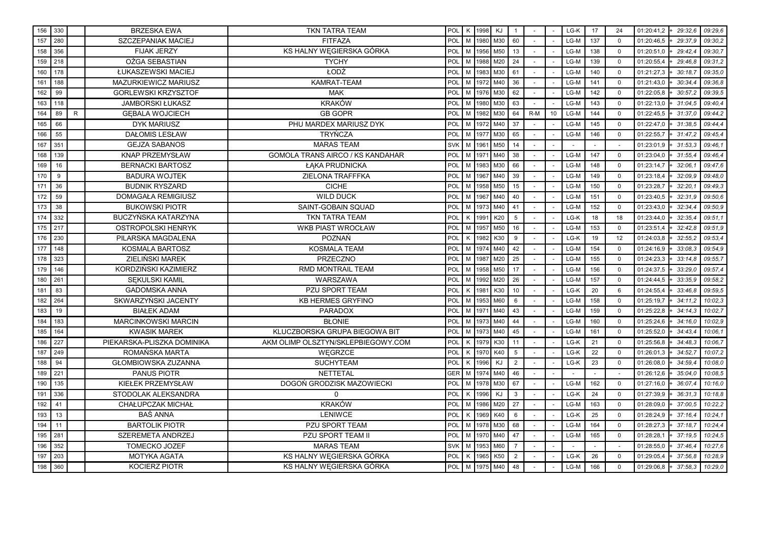| | | | | | | | | | | | | | | | | | |
|---|---|---|---|---|---|---|---|---|---|---|---|---|---|---|---|---|---|
| 156 | 330 | | BRZESKA EWA | TKN TATRA TEAM | POL | K | 1998 | KJ | 1 | - | - | LG-K | 17 | 24 | 01:20:41,2 | + 29:32,6 | 09:29,6 |
| 157 | 280 | | SZCZEPANIAK MACIEJ | FITFAZA | POL | M | 1980 | M30 | 60 | - | - | LG-M | 137 | 0 | 01:20:46,5 | + 29:37,9 | 09:30,2 |
| 158 | 356 | | FIJAK JERZY | KS HALNY WĘGIERSKA GÓRKA | POL | M | 1956 | M50 | 13 | - | - | LG-M | 138 | 0 | 01:20:51,0 | + 29:42,4 | 09:30,7 |
| 159 | 218 | | OŻGA SEBASTIAN | TYCHY | POL | M | 1988 | M20 | 24 | - | - | LG-M | 139 | 0 | 01:20:55,4 | + 29:46,8 | 09:31,2 |
| 160 | 178 | | ŁUKASZEWSKI MACIEJ | ŁODŹ | POL | M | 1983 | M30 | 61 | - | - | LG-M | 140 | 0 | 01:21:27,3 | + 30:18,7 | 09:35,0 |
| 161 | 188 | | MAZURKIEWICZ MARIUSZ | KAMRAT-TEAM | POL | M | 1972 | M40 | 36 | - | - | LG-M | 141 | 0 | 01:21:43,0 | + 30:34,4 | 09:36,8 |
| 162 | 99 | | GORLEWSKI KRZYSZTOF | MAK | POL | M | 1976 | M30 | 62 | - | - | LG-M | 142 | 0 | 01:22:05,8 | + 30:57,2 | 09:39,5 |
| 163 | 118 | | JAMBORSKI ŁUKASZ | KRAKÓW | POL | M | 1980 | M30 | 63 | - | - | LG-M | 143 | 0 | 01:22:13,0 | + 31:04,5 | 09:40,4 |
| 164 | 89 | R | GĘBALA WOJCIECH | GB GOPR | POL | M | 1982 | M30 | 64 | R-M | 10 | LG-M | 144 | 0 | 01:22:45,5 | + 31:37,0 | 09:44,2 |
| 165 | 66 | | DYK MARIUSZ | PHU MARDEX MARIUSZ DYK | POL | M | 1972 | M40 | 37 | - | - | LG-M | 145 | 0 | 01:22:47,0 | + 31:38,5 | 09:44,4 |
| 166 | 55 | | DAŁOMIS LESŁAW | TRYŃCZA | POL | M | 1977 | M30 | 65 | - | - | LG-M | 146 | 0 | 01:22:55,7 | + 31:47,2 | 09:45,4 |
| 167 | 351 | | GEJZA SABANOS | MARAS TEAM | SVK | M | 1961 | M50 | 14 | - | - | - | - | - | 01:23:01,9 | + 31:53,3 | 09:46,1 |
| 168 | 139 | | KNAP PRZEMYSŁAW | GOMOLA TRANS AIRCO / KS KANDAHAR | POL | M | 1971 | M40 | 38 | - | - | LG-M | 147 | 0 | 01:23:04,0 | + 31:55,4 | 09:46,4 |
| 169 | 16 | | BERNACKI BARTOSZ | ŁĄKA PRUDNICKA | POL | M | 1983 | M30 | 66 | - | - | LG-M | 148 | 0 | 01:23:14,7 | + 32:06,1 | 09:47,6 |
| 170 | 9 | | BADURA WOJTEK | ZIELONA TRAFFFKA | POL | M | 1967 | M40 | 39 | - | - | LG-M | 149 | 0 | 01:23:18,4 | + 32:09,9 | 09:48,0 |
| 171 | 36 | | BUDNIK RYSZARD | CICHE | POL | M | 1958 | M50 | 15 | - | - | LG-M | 150 | 0 | 01:23:28,7 | + 32:20,1 | 09:49,3 |
| 172 | 59 | | DOMAGAŁA REMIGIUSZ | WILD DUCK | POL | M | 1967 | M40 | 40 | - | - | LG-M | 151 | 0 | 01:23:40,5 | + 32:31,9 | 09:50,6 |
| 173 | 38 | | BUKOWSKI PIOTR | SAINT-GOBAIN SQUAD | POL | M | 1973 | M40 | 41 | - | - | LG-M | 152 | 0 | 01:23:43,0 | + 32:34,4 | 09:50,9 |
| 174 | 332 | | BUCZYŃSKA KATARZYNA | TKN TATRA TEAM | POL | K | 1991 | K20 | 5 | - | - | LG-K | 18 | 18 | 01:23:44,0 | + 32:35,4 | 09:51,1 |
| 175 | 217 | | OSTROPOLSKI HENRYK | WKB PIAST WROCŁAW | POL | M | 1957 | M50 | 16 | - | - | LG-M | 153 | 0 | 01:23:51,4 | + 32:42,8 | 09:51,9 |
| 176 | 230 | | PILARSKA MAGDALENA | POZNAŃ | POL | K | 1982 | K30 | 9 | - | - | LG-K | 19 | 12 | 01:24:03,8 | + 32:55,2 | 09:53,4 |
| 177 | 148 | | KOSMALA BARTOSZ | KOSMALA TEAM | POL | M | 1974 | M40 | 42 | - | - | LG-M | 154 | 0 | 01:24:16,9 | + 33:08,3 | 09:54,9 |
| 178 | 323 | | ZIELIŃSKI MAREK | PRZECZNO | POL | M | 1987 | M20 | 25 | - | - | LG-M | 155 | 0 | 01:24:23,3 | + 33:14,8 | 09:55,7 |
| 179 | 146 | | KORDZIŃSKI KAZIMIERZ | RMD MONTRAIL TEAM | POL | M | 1958 | M50 | 17 | - | - | LG-M | 156 | 0 | 01:24:37,5 | + 33:29,0 | 09:57,4 |
| 180 | 261 | | SĘKULSKI KAMIL | WARSZAWA | POL | M | 1992 | M20 | 26 | - | - | LG-M | 157 | 0 | 01:24:44,5 | + 33:35,9 | 09:58,2 |
| 181 | 83 | | GADOMSKA ANNA | PZU SPORT TEAM | POL | K | 1981 | K30 | 10 | - | - | LG-K | 20 | 6 | 01:24:55,4 | + 33:46,8 | 09:59,5 |
| 182 | 264 | | SKWARZYŃSKI JACENTY | KB HERMES GRYFINO | POL | M | 1953 | M60 | 6 | - | - | LG-M | 158 | 0 | 01:25:19,7 | + 34:11,2 | 10:02,3 |
| 183 | 19 | | BIAŁEK ADAM | PARADOX | POL | M | 1971 | M40 | 43 | - | - | LG-M | 159 | 0 | 01:25:22,8 | + 34:14,3 | 10:02,7 |
| 184 | 183 | | MARCINKOWSKI MARCIN | BŁONIE | POL | M | 1973 | M40 | 44 | - | - | LG-M | 160 | 0 | 01:25:24,6 | + 34:16,0 | 10:02,9 |
| 185 | 164 | | KWASIK MAREK | KLUCZBORSKA GRUPA BIEGOWA BIT | POL | M | 1973 | M40 | 45 | - | - | LG-M | 161 | 0 | 01:25:52,0 | + 34:43,4 | 10:06,1 |
| 186 | 227 | | PIEKARSKA-PLISZKA DOMINIKA | AKM OLIMP OLSZTYN/SKLEPBIEGOWY.COM | POL | K | 1979 | K30 | 11 | - | - | LG-K | 21 | 0 | 01:25:56,8 | + 34:48,3 | 10:06,7 |
| 187 | 249 | | ROMAŃSKA MARTA | WĘGRZCE | POL | K | 1970 | K40 | 5 | - | - | LG-K | 22 | 0 | 01:26:01,3 | + 34:52,7 | 10:07,2 |
| 188 | 94 | | GŁOMBIOWSKA ZUZANNA | SUCHYTEAM | POL | K | 1996 | KJ | 2 | - | - | LG-K | 23 | 0 | 01:26:08,0 | + 34:59,4 | 10:08,0 |
| 189 | 221 | | PANUS PIOTR | NETTETAL | GER | M | 1974 | M40 | 46 | - | - | - | - | - | 01:26:12,6 | + 35:04,0 | 10:08,5 |
| 190 | 135 | | KIEŁEK PRZEMYSŁAW | DOGOŃ GRODZISK MAZOWIECKI | POL | M | 1978 | M30 | 67 | - | - | LG-M | 162 | 0 | 01:27:16,0 | + 36:07,4 | 10:16,0 |
| 191 | 336 | | STODOLAK ALEKSANDRA | 0 | POL | K | 1996 | KJ | 3 | - | - | LG-K | 24 | 0 | 01:27:39,9 | + 36:31,3 | 10:18,8 |
| 192 | 41 | | CHAŁUPCZAK MICHAŁ | KRAKÓW | POL | M | 1986 | M20 | 27 | - | - | LG-M | 163 | 0 | 01:28:09,0 | + 37:00,5 | 10:22,2 |
| 193 | 13 | | BAŚ ANNA | LENIWCE | POL | K | 1969 | K40 | 6 | - | - | LG-K | 25 | 0 | 01:28:24,9 | + 37:16,4 | 10:24,1 |
| 194 | 11 | | BARTOLIK PIOTR | PZU SPORT TEAM | POL | M | 1978 | M30 | 68 | - | - | LG-M | 164 | 0 | 01:28:27,3 | + 37:18,7 | 10:24,4 |
| 195 | 281 | | SZEREMETA ANDRZEJ | PZU SPORT TEAM II | POL | M | 1970 | M40 | 47 | - | - | LG-M | 165 | 0 | 01:28:28,1 | + 37:19,5 | 10:24,5 |
| 196 | 352 | | TOMECKO JOZEF | MARAS TEAM | SVK | M | 1953 | M60 | 7 | - | - | - | - | - | 01:28:55,0 | + 37:46,4 | 10:27,6 |
| 197 | 203 | | MOTYKA AGATA | KS HALNY WĘGIERSKA GÓRKA | POL | K | 1965 | K50 | 2 | - | - | LG-K | 26 | 0 | 01:29:05,4 | + 37:56,8 | 10:28,9 |
| 198 | 360 | | KOCIERZ PIOTR | KS HALNY WĘGIERSKA GÓRKA | POL | M | 1975 | M40 | 48 | - | - | LG-M | 166 | 0 | 01:29:06,8 | + 37:58,3 | 10:29,0 |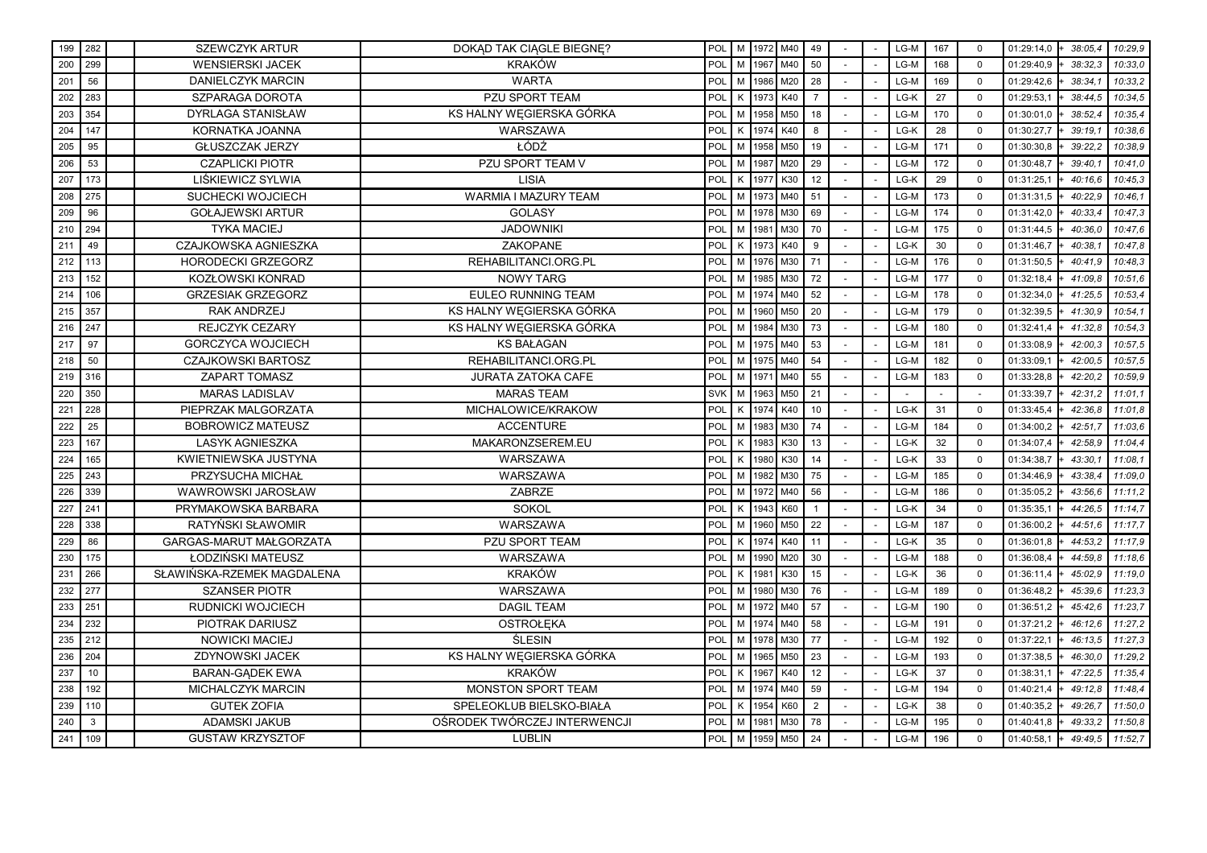| 199 | 282 | | SZEWCZYK ARTUR | DOKĄD TAK CIĄGLE BIEGNĘ? | POL | M | 1972 | M40 | 49 | - | - | LG-M | 167 | 0 | 01:29:14,0 | + 38:05,4 | 10:29,9 |
|---|---|---|---|---|---|---|---|---|---|---|---|---|---|---|---|---|---|
| 200 | 299 | | WENSIERSKI JACEK | KRAKÓW | POL | M | 1967 | M40 | 50 | - | - | LG-M | 168 | 0 | 01:29:40,9 | + 38:32,3 | 10:33,0 |
| 201 | 56 | | DANIELCZYK MARCIN | WARTA | POL | M | 1986 | M20 | 28 | - | - | LG-M | 169 | 0 | 01:29:42,6 | + 38:34,1 | 10:33,2 |
| 202 | 283 | | SZPARAGA DOROTA | PZU SPORT TEAM | POL | K | 1973 | K40 | 7 | - | - | LG-K | 27 | 0 | 01:29:53,1 | + 38:44,5 | 10:34,5 |
| 203 | 354 | | DYRLAGA STANISŁAW | KS HALNY WĘGIERSKA GÓRKA | POL | M | 1958 | M50 | 18 | - | - | LG-M | 170 | 0 | 01:30:01,0 | + 38:52,4 | 10:35,4 |
| 204 | 147 | | KORNATKA JOANNA | WARSZAWA | POL | K | 1974 | K40 | 8 | - | - | LG-K | 28 | 0 | 01:30:27,7 | + 39:19,1 | 10:38,6 |
| 205 | 95 | | GŁUSZCZAK JERZY | ŁÓDŹ | POL | M | 1958 | M50 | 19 | - | - | LG-M | 171 | 0 | 01:30:30,8 | + 39:22,2 | 10:38,9 |
| 206 | 53 | | CZAPLICKI PIOTR | PZU SPORT TEAM V | POL | M | 1987 | M20 | 29 | - | - | LG-M | 172 | 0 | 01:30:48,7 | + 39:40,1 | 10:41,0 |
| 207 | 173 | | LIŚKIEWICZ SYLWIA | LISIA | POL | K | 1977 | K30 | 12 | - | - | LG-K | 29 | 0 | 01:31:25,1 | + 40:16,6 | 10:45,3 |
| 208 | 275 | | SUCHECKI WOJCIECH | WARMIA I MAZURY TEAM | POL | M | 1973 | M40 | 51 | - | - | LG-M | 173 | 0 | 01:31:31,5 | + 40:22,9 | 10:46,1 |
| 209 | 96 | | GOŁAJEWSKI ARTUR | GOLASY | POL | M | 1978 | M30 | 69 | - | - | LG-M | 174 | 0 | 01:31:42,0 | + 40:33,4 | 10:47,3 |
| 210 | 294 | | TYKA MACIEJ | JADOWNIKI | POL | M | 1981 | M30 | 70 | - | - | LG-M | 175 | 0 | 01:31:44,5 | + 40:36,0 | 10:47,6 |
| 211 | 49 | | CZAJKOWSKA AGNIESZKA | ZAKOPANE | POL | K | 1973 | K40 | 9 | - | - | LG-K | 30 | 0 | 01:31:46,7 | + 40:38,1 | 10:47,8 |
| 212 | 113 | | HORODECKI GRZEGORZ | REHABILITANCI.ORG.PL | POL | M | 1976 | M30 | 71 | - | - | LG-M | 176 | 0 | 01:31:50,5 | + 40:41,9 | 10:48,3 |
| 213 | 152 | | KOZŁOWSKI KONRAD | NOWY TARG | POL | M | 1985 | M30 | 72 | - | - | LG-M | 177 | 0 | 01:32:18,4 | + 41:09,8 | 10:51,6 |
| 214 | 106 | | GRZESIAK GRZEGORZ | EULEO RUNNING TEAM | POL | M | 1974 | M40 | 52 | - | - | LG-M | 178 | 0 | 01:32:34,0 | + 41:25,5 | 10:53,4 |
| 215 | 357 | | RAK ANDRZEJ | KS HALNY WĘGIERSKA GÓRKA | POL | M | 1960 | M50 | 20 | - | - | LG-M | 179 | 0 | 01:32:39,5 | + 41:30,9 | 10:54,1 |
| 216 | 247 | | REJCZYK CEZARY | KS HALNY WĘGIERSKA GÓRKA | POL | M | 1984 | M30 | 73 | - | - | LG-M | 180 | 0 | 01:32:41,4 | + 41:32,8 | 10:54,3 |
| 217 | 97 | | GORCZYCA WOJCIECH | KS BAŁAGAN | POL | M | 1975 | M40 | 53 | - | - | LG-M | 181 | 0 | 01:33:08,9 | + 42:00,3 | 10:57,5 |
| 218 | 50 | | CZAJKOWSKI BARTOSZ | REHABILITANCI.ORG.PL | POL | M | 1975 | M40 | 54 | - | - | LG-M | 182 | 0 | 01:33:09,1 | + 42:00,5 | 10:57,5 |
| 219 | 316 | | ZAPART TOMASZ | JURATA ZATOKA CAFE | POL | M | 1971 | M40 | 55 | - | - | LG-M | 183 | 0 | 01:33:28,8 | + 42:20,2 | 10:59,9 |
| 220 | 350 | | MARAS LADISLAV | MARAS TEAM | SVK | M | 1963 | M50 | 21 | - | - | - | - | - | 01:33:39,7 | + 42:31,2 | 11:01,1 |
| 221 | 228 | | PIEPRZAK MALGORZATA | MICHALOWICE/KRAKOW | POL | K | 1974 | K40 | 10 | - | - | LG-K | 31 | 0 | 01:33:45,4 | + 42:36,8 | 11:01,8 |
| 222 | 25 | | BOBROWICZ MATEUSZ | ACCENTURE | POL | M | 1983 | M30 | 74 | - | - | LG-M | 184 | 0 | 01:34:00,2 | + 42:51,7 | 11:03,6 |
| 223 | 167 | | LASYK AGNIESZKA | MAKARONZSEREM.EU | POL | K | 1983 | K30 | 13 | - | - | LG-K | 32 | 0 | 01:34:07,4 | + 42:58,9 | 11:04,4 |
| 224 | 165 | | KWIETNIEWSKA JUSTYNA | WARSZAWA | POL | K | 1980 | K30 | 14 | - | - | LG-K | 33 | 0 | 01:34:38,7 | + 43:30,1 | 11:08,1 |
| 225 | 243 | | PRZYSUCHA MICHAŁ | WARSZAWA | POL | M | 1982 | M30 | 75 | - | - | LG-M | 185 | 0 | 01:34:46,9 | + 43:38,4 | 11:09,0 |
| 226 | 339 | | WAWROWSKI JAROSŁAW | ZABRZE | POL | M | 1972 | M40 | 56 | - | - | LG-M | 186 | 0 | 01:35:05,2 | + 43:56,6 | 11:11,2 |
| 227 | 241 | | PRYMAKOWSKA BARBARA | SOKOL | POL | K | 1943 | K60 | 1 | - | - | LG-K | 34 | 0 | 01:35:35,1 | + 44:26,5 | 11:14,7 |
| 228 | 338 | | RATYŃSKI SŁAWOMIR | WARSZAWA | POL | M | 1960 | M50 | 22 | - | - | LG-M | 187 | 0 | 01:36:00,2 | + 44:51,6 | 11:17,7 |
| 229 | 86 | | GARGAS-MARUT MAŁGORZATA | PZU SPORT TEAM | POL | K | 1974 | K40 | 11 | - | - | LG-K | 35 | 0 | 01:36:01,8 | + 44:53,2 | 11:17,9 |
| 230 | 175 | | ŁODZIŃSKI MATEUSZ | WARSZAWA | POL | M | 1990 | M20 | 30 | - | - | LG-M | 188 | 0 | 01:36:08,4 | + 44:59,8 | 11:18,6 |
| 231 | 266 | | SŁAWIŃSKA-RZEMEK MAGDALENA | KRAKÓW | POL | K | 1981 | K30 | 15 | - | - | LG-K | 36 | 0 | 01:36:11,4 | + 45:02,9 | 11:19,0 |
| 232 | 277 | | SZANSER PIOTR | WARSZAWA | POL | M | 1980 | M30 | 76 | - | - | LG-M | 189 | 0 | 01:36:48,2 | + 45:39,6 | 11:23,3 |
| 233 | 251 | | RUDNICKI WOJCIECH | DAGIL TEAM | POL | M | 1972 | M40 | 57 | - | - | LG-M | 190 | 0 | 01:36:51,2 | + 45:42,6 | 11:23,7 |
| 234 | 232 | | PIOTRAK DARIUSZ | OSTROŁĘKA | POL | M | 1974 | M40 | 58 | - | - | LG-M | 191 | 0 | 01:37:21,2 | + 46:12,6 | 11:27,2 |
| 235 | 212 | | NOWICKI MACIEJ | ŚLESIN | POL | M | 1978 | M30 | 77 | - | - | LG-M | 192 | 0 | 01:37:22,1 | + 46:13,5 | 11:27,3 |
| 236 | 204 | | ZDYNOWSKI JACEK | KS HALNY WĘGIERSKA GÓRKA | POL | M | 1965 | M50 | 23 | - | - | LG-M | 193 | 0 | 01:37:38,5 | + 46:30,0 | 11:29,2 |
| 237 | 10 | | BARAN-GĄDEK EWA | KRAKÓW | POL | K | 1967 | K40 | 12 | - | - | LG-K | 37 | 0 | 01:38:31,1 | + 47:22,5 | 11:35,4 |
| 238 | 192 | | MICHALCZYK MARCIN | MONSTON SPORT TEAM | POL | M | 1974 | M40 | 59 | - | - | LG-M | 194 | 0 | 01:40:21,4 | + 49:12,8 | 11:48,4 |
| 239 | 110 | | GUTEK ZOFIA | SPELEOKLUB BIELSKO-BIAŁA | POL | K | 1954 | K60 | 2 | - | - | LG-K | 38 | 0 | 01:40:35,2 | + 49:26,7 | 11:50,0 |
| 240 | 3 | | ADAMSKI JAKUB | OŚRODEK TWÓRCZEJ INTERWENCJI | POL | M | 1981 | M30 | 78 | - | - | LG-M | 195 | 0 | 01:40:41,8 | + 49:33,2 | 11:50,8 |
| 241 | 109 | | GUSTAW KRZYSZTOF | LUBLIN | POL | M | 1959 | M50 | 24 | - | - | LG-M | 196 | 0 | 01:40:58,1 | + 49:49,5 | 11:52,7 |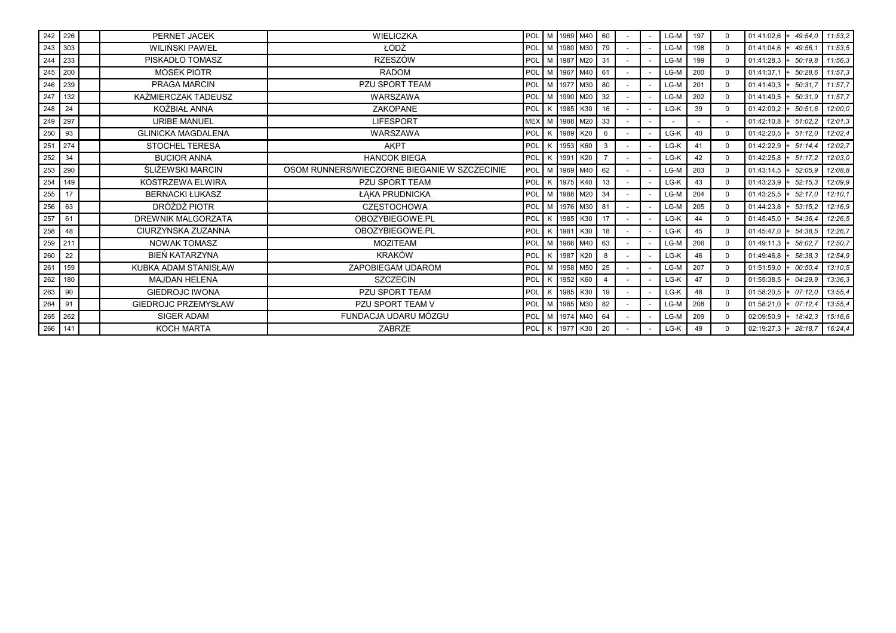| | | | | | | | | | | | | | | | | | |
|---|---|---|---|---|---|---|---|---|---|---|---|---|---|---|---|---|---|
| 242 | 226 | | PERNET JACEK | WIELICZKA | POL | M | 1969 | M40 | 60 | - | - | LG-M | 197 | 0 | 01:41:02,6 | + 49:54,0 | 11:53,2 |
| 243 | 303 | | WILIŃSKI PAWEŁ | ŁÓDŹ | POL | M | 1980 | M30 | 79 | - | - | LG-M | 198 | 0 | 01:41:04,6 | + 49:56,1 | 11:53,5 |
| 244 | 233 | | PISKADŁO TOMASZ | RZESZÓW | POL | M | 1987 | M20 | 31 | - | - | LG-M | 199 | 0 | 01:41:28,3 | + 50:19,8 | 11:56,3 |
| 245 | 200 | | MOSEK PIOTR | RADOM | POL | M | 1967 | M40 | 61 | - | - | LG-M | 200 | 0 | 01:41:37,1 | + 50:28,6 | 11:57,3 |
| 246 | 239 | | PRAGA MARCIN | PZU SPORT TEAM | POL | M | 1977 | M30 | 80 | - | - | LG-M | 201 | 0 | 01:41:40,3 | + 50:31,7 | 11:57,7 |
| 247 | 132 | | KAŹMIERCZAK TADEUSZ | WARSZAWA | POL | M | 1990 | M20 | 32 | - | - | LG-M | 202 | 0 | 01:41:40,5 | + 50:31,9 | 11:57,7 |
| 248 | 24 | | KOŻBIAŁ ANNA | ZAKOPANE | POL | K | 1985 | K30 | 16 | - | - | LG-K | 39 | 0 | 01:42:00,2 | + 50:51,6 | 12:00,0 |
| 249 | 297 | | URIBE MANUEL | LIFESPORT | MEX | M | 1988 | M20 | 33 | - | - | - | - | - | 01:42:10,8 | + 51:02,2 | 12:01,3 |
| 250 | 93 | | GLINICKA MAGDALENA | WARSZAWA | POL | K | 1989 | K20 | 6 | - | - | LG-K | 40 | 0 | 01:42:20,5 | + 51:12,0 | 12:02,4 |
| 251 | 274 | | STOCHEL TERESA | AKPT | POL | K | 1953 | K60 | 3 | - | - | LG-K | 41 | 0 | 01:42:22,9 | + 51:14,4 | 12:02,7 |
| 252 | 34 | | BUCIOR ANNA | HANCOK BIEGA | POL | K | 1991 | K20 | 7 | - | - | LG-K | 42 | 0 | 01:42:25,8 | + 51:17,2 | 12:03,0 |
| 253 | 290 | | ŚLIŻEWSKI MARCIN | OSOM RUNNERS/WIECZORNE BIEGANIE W SZCZECINIE | POL | M | 1969 | M40 | 62 | - | - | LG-M | 203 | 0 | 01:43:14,5 | + 52:05,9 | 12:08,8 |
| 254 | 149 | | KOSTRZEWA ELWIRA | PZU SPORT TEAM | POL | K | 1975 | K40 | 13 | - | - | LG-K | 43 | 0 | 01:43:23,9 | + 52:15,3 | 12:09,9 |
| 255 | 17 | | BERNACKI ŁUKASZ | ŁĄKA PRUDNICKA | POL | M | 1988 | M20 | 34 | - | - | LG-M | 204 | 0 | 01:43:25,5 | + 52:17,0 | 12:10,1 |
| 256 | 63 | | DRÓŻDŻ PIOTR | CZĘSTOCHOWA | POL | M | 1976 | M30 | 81 | - | - | LG-M | 205 | 0 | 01:44:23,8 | + 53:15,2 | 12:16,9 |
| 257 | 61 | | DREWNIK MALGORZATA | OBOZYBIEGOWE.PL | POL | K | 1985 | K30 | 17 | - | - | LG-K | 44 | 0 | 01:45:45,0 | + 54:36,4 | 12:26,5 |
| 258 | 48 | | CIURZYNSKA ZUZANNA | OBOZYBIEGOWE.PL | POL | K | 1981 | K30 | 18 | - | - | LG-K | 45 | 0 | 01:45:47,0 | + 54:38,5 | 12:26,7 |
| 259 | 211 | | NOWAK TOMASZ | MOZITEAM | POL | M | 1966 | M40 | 63 | - | - | LG-M | 206 | 0 | 01:49:11,3 | + 58:02,7 | 12:50,7 |
| 260 | 22 | | BIEŃ KATARZYNA | KRAKÓW | POL | K | 1987 | K20 | 8 | - | - | LG-K | 46 | 0 | 01:49:46,8 | + 58:38,3 | 12:54,9 |
| 261 | 159 | | KUBKA ADAM STANISŁAW | ZAPOBIEGAM UDAROM | POL | M | 1958 | M50 | 25 | - | - | LG-M | 207 | 0 | 01:51:59,0 | + 00:50,4 | 13:10,5 |
| 262 | 180 | | MAJDAN HELENA | SZCZECIN | POL | K | 1952 | K60 | 4 | - | - | LG-K | 47 | 0 | 01:55:38,5 | + 04:29,9 | 13:36,3 |
| 263 | 90 | | GIEDROJC IWONA | PZU SPORT TEAM | POL | K | 1985 | K30 | 19 | - | - | LG-K | 48 | 0 | 01:58:20,5 | + 07:12,0 | 13:55,4 |
| 264 | 91 | | GIEDROJC PRZEMYSŁAW | PZU SPORT TEAM V | POL | M | 1985 | M30 | 82 | - | - | LG-M | 208 | 0 | 01:58:21,0 | + 07:12,4 | 13:55,4 |
| 265 | 262 | | SIGER ADAM | FUNDACJA UDARU MÓZGU | POL | M | 1974 | M40 | 64 | - | - | LG-M | 209 | 0 | 02:09:50,9 | + 18:42,3 | 15:16,6 |
| 266 | 141 | | KOCH MARTA | ZABRZE | POL | K | 1977 | K30 | 20 | - | - | LG-K | 49 | 0 | 02:19:27,3 | + 28:18,7 | 16:24,4 |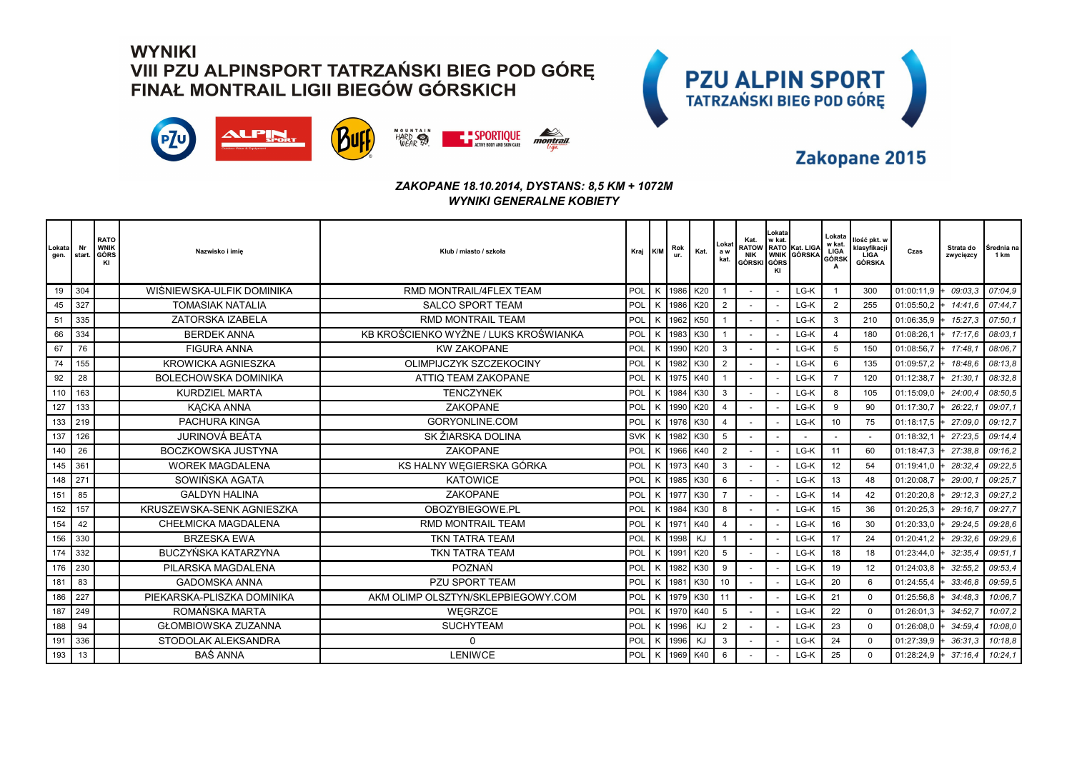# WYNIKI
# VIII PZU ALPINSPORT TATRZAŃSKI BIEG POD GÓRĘ
# FINAŁ MONTRAIL LIGII BIEGÓW GÓRSKICH

PZU ALPIN SPORT TATRZAŃSKI BIEG POD GÓRĘ

Zakopane 2015

*ZAKOPANE 18.10.2014, DYSTANS: 8,5 KM + 1072M*
*WYNIKI GENERALNE KOBIETY*

| Lokata gen. | Nr start. | RATOWNIK GÓRSKI | Nazwisko i imię | Klub / miasto / szkoła | Kraj | K/M | Rok ur. | Kat. | Lokat a w kat. | Kat. RATOWNIK GÓRSKI | Lokata w kat. RATOWNIK GÓRSKI | Kat. LIGA GÓRSKA | Lokata w kat. LIGA GÓRSKA | Ilość pkt. w klasyfikacji LIGA GÓRSKA | Czas | Strata do zwycięzcy | Średnia na 1 km |
|---|---|---|---|---|---|---|---|---|---|---|---|---|---|---|---|---|---|
| 19 | 304 | | WIŚNIEWSKA-ULFIK DOMINIKA | RMD MONTRAIL/4FLEX TEAM | POL | K | 1986 | K20 | 1 | - | - | LG-K | 1 | 300 | 01:00:11,9 | + 09:03,3 | 07:04,9 |
| 45 | 327 | | TOMASIAK NATALIA | SALCO SPORT TEAM | POL | K | 1986 | K20 | 2 | - | - | LG-K | 2 | 255 | 01:05:50,2 | + 14:41,6 | 07:44,7 |
| 51 | 335 | | ZATORSKA IZABELA | RMD MONTRAIL TEAM | POL | K | 1962 | K50 | 1 | - | - | LG-K | 3 | 210 | 01:06:35,9 | + 15:27,3 | 07:50,1 |
| 66 | 334 | | BERDEK ANNA | KB KROŚCIENKO WYŻNE / LUKS KROŚWIANKA | POL | K | 1983 | K30 | 1 | - | - | LG-K | 4 | 180 | 01:08:26,1 | + 17:17,6 | 08:03,1 |
| 67 | 76 | | FIGURA ANNA | KW ZAKOPANE | POL | K | 1990 | K20 | 3 | - | - | LG-K | 5 | 150 | 01:08:56,7 | + 17:48,1 | 08:06,7 |
| 74 | 155 | | KROWICKA AGNIESZKA | OLIMPIJCZYK SZCZEKOCINY | POL | K | 1982 | K30 | 2 | - | - | LG-K | 6 | 135 | 01:09:57,2 | + 18:48,6 | 08:13,8 |
| 92 | 28 | | BOLECHOWSKA DOMINIKA | ATTIQ TEAM ZAKOPANE | POL | K | 1975 | K40 | 1 | - | - | LG-K | 7 | 120 | 01:12:38,7 | + 21:30,1 | 08:32,8 |
| 110 | 163 | | KURDZIEL MARTA | TENCZYNEK | POL | K | 1984 | K30 | 3 | - | - | LG-K | 8 | 105 | 01:15:09,0 | + 24:00,4 | 08:50,5 |
| 127 | 133 | | KĄCKA ANNA | ZAKOPANE | POL | K | 1990 | K20 | 4 | - | - | LG-K | 9 | 90 | 01:17:30,7 | + 26:22,1 | 09:07,1 |
| 133 | 219 | | PACHURA KINGA | GORYONLINE.COM | POL | K | 1976 | K30 | 4 | - | - | LG-K | 10 | 75 | 01:18:17,5 | + 27:09,0 | 09:12,7 |
| 137 | 126 | | JURINOVÁ BEÁTA | SK ŽIARSKA DOLINA | SVK | K | 1982 | K30 | 5 | - | - | - | - | - | 01:18:32,1 | + 27:23,5 | 09:14,4 |
| 140 | 26 | | BOCZKOWSKA JUSTYNA | ZAKOPANE | POL | K | 1966 | K40 | 2 | - | - | LG-K | 11 | 60 | 01:18:47,3 | + 27:38,8 | 09:16,2 |
| 145 | 361 | | WOREK MAGDALENA | KS HALNY WĘGIERSKA GÓRKA | POL | K | 1973 | K40 | 3 | - | - | LG-K | 12 | 54 | 01:19:41,0 | + 28:32,4 | 09:22,5 |
| 148 | 271 | | SOWIŃSKA AGATA | KATOWICE | POL | K | 1985 | K30 | 6 | - | - | LG-K | 13 | 48 | 01:20:08,7 | + 29:00,1 | 09:25,7 |
| 151 | 85 | | GALDYN HALINA | ZAKOPANE | POL | K | 1977 | K30 | 7 | - | - | LG-K | 14 | 42 | 01:20:20,8 | + 29:12,3 | 09:27,2 |
| 152 | 157 | | KRUSZEWSKA-SENK AGNIESZKA | OBOZYBIEGOWE.PL | POL | K | 1984 | K30 | 8 | - | - | LG-K | 15 | 36 | 01:20:25,3 | + 29:16,7 | 09:27,7 |
| 154 | 42 | | CHEŁMICKA MAGDALENA | RMD MONTRAIL TEAM | POL | K | 1971 | K40 | 4 | - | - | LG-K | 16 | 30 | 01:20:33,0 | + 29:24,5 | 09:28,6 |
| 156 | 330 | | BRZESKA EWA | TKN TATRA TEAM | POL | K | 1998 | KJ | 1 | - | - | LG-K | 17 | 24 | 01:20:41,2 | + 29:32,6 | 09:29,6 |
| 174 | 332 | | BUCZYŃSKA KATARZYNA | TKN TATRA TEAM | POL | K | 1991 | K20 | 5 | - | - | LG-K | 18 | 18 | 01:23:44,0 | + 32:35,4 | 09:51,1 |
| 176 | 230 | | PILARSKA MAGDALENA | POZNAŃ | POL | K | 1982 | K30 | 9 | - | - | LG-K | 19 | 12 | 01:24:03,8 | + 32:55,2 | 09:53,4 |
| 181 | 83 | | GADOMSKA ANNA | PZU SPORT TEAM | POL | K | 1981 | K30 | 10 | - | - | LG-K | 20 | 6 | 01:24:55,4 | + 33:46,8 | 09:59,5 |
| 186 | 227 | | PIEKARSKA-PLISZKA DOMINIKA | AKM OLIMP OLSZTYN/SKLEPBIEGOWY.COM | POL | K | 1979 | K30 | 11 | - | - | LG-K | 21 | 0 | 01:25:56,8 | + 34:48,3 | 10:06,7 |
| 187 | 249 | | ROMAŃSKA MARTA | WĘGRZCE | POL | K | 1970 | K40 | 5 | - | - | LG-K | 22 | 0 | 01:26:01,3 | + 34:52,7 | 10:07,2 |
| 188 | 94 | | GŁOMBIOWSKA ZUZANNA | SUCHYTEAM | POL | K | 1996 | KJ | 2 | - | - | LG-K | 23 | 0 | 01:26:08,0 | + 34:59,4 | 10:08,0 |
| 191 | 336 | | STODOLAK ALEKSANDRA | 0 | POL | K | 1996 | KJ | 3 | - | - | LG-K | 24 | 0 | 01:27:39,9 | + 36:31,3 | 10:18,8 |
| 193 | 13 | | BAŚ ANNA | LENIWCE | POL | K | 1969 | K40 | 6 | - | - | LG-K | 25 | 0 | 01:28:24,9 | + 37:16,4 | 10:24,1 |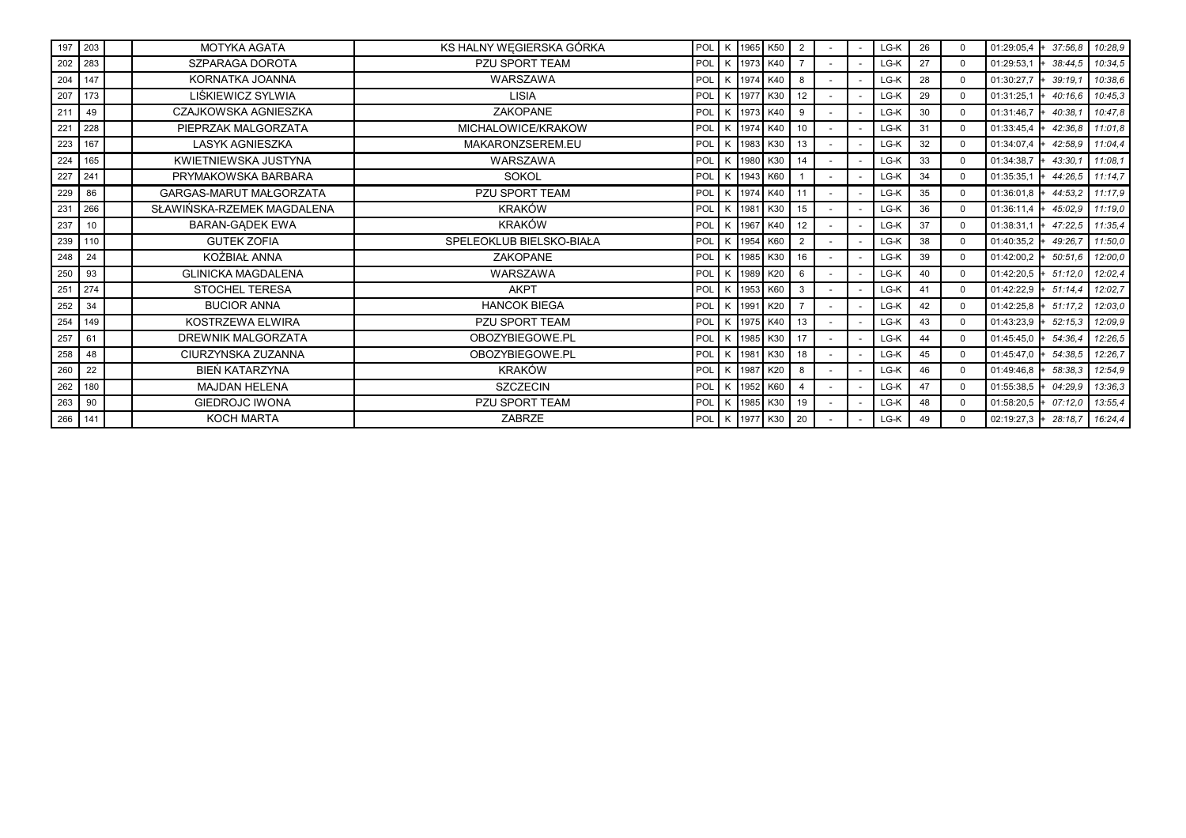| | | | | | | | | | | | | | | | | | |
|---|---|---|---|---|---|---|---|---|---|---|---|---|---|---|---|---|---|
| 197 | 203 | | MOTYKA AGATA | KS HALNY WĘGIERSKA GÓRKA | POL | K | 1965 | K50 | 2 | - | - | LG-K | 26 | 0 | 01:29:05,4 | + 37:56,8 | 10:28,9 |
| 202 | 283 | | SZPARAGA DOROTA | PZU SPORT TEAM | POL | K | 1973 | K40 | 7 | - | - | LG-K | 27 | 0 | 01:29:53,1 | + 38:44,5 | 10:34,5 |
| 204 | 147 | | KORNATKA JOANNA | WARSZAWA | POL | K | 1974 | K40 | 8 | - | - | LG-K | 28 | 0 | 01:30:27,7 | + 39:19,1 | 10:38,6 |
| 207 | 173 | | LIŚKIEWICZ SYLWIA | LISIA | POL | K | 1977 | K30 | 12 | - | - | LG-K | 29 | 0 | 01:31:25,1 | + 40:16,6 | 10:45,3 |
| 211 | 49 | | CZAJKOWSKA AGNIESZKA | ZAKOPANE | POL | K | 1973 | K40 | 9 | - | - | LG-K | 30 | 0 | 01:31:46,7 | + 40:38,1 | 10:47,8 |
| 221 | 228 | | PIEPRZAK MALGORZATA | MICHALOWICE/KRAKOW | POL | K | 1974 | K40 | 10 | - | - | LG-K | 31 | 0 | 01:33:45,4 | + 42:36,8 | 11:01,8 |
| 223 | 167 | | LASYK AGNIESZKA | MAKARONZSEREM.EU | POL | K | 1983 | K30 | 13 | - | - | LG-K | 32 | 0 | 01:34:07,4 | + 42:58,9 | 11:04,4 |
| 224 | 165 | | KWIETNIEWSKA JUSTYNA | WARSZAWA | POL | K | 1980 | K30 | 14 | - | - | LG-K | 33 | 0 | 01:34:38,7 | + 43:30,1 | 11:08,1 |
| 227 | 241 | | PRYMAKOWSKA BARBARA | SOKOL | POL | K | 1943 | K60 | 1 | - | - | LG-K | 34 | 0 | 01:35:35,1 | + 44:26,5 | 11:14,7 |
| 229 | 86 | | GARGAS-MARUT MAŁGORZATA | PZU SPORT TEAM | POL | K | 1974 | K40 | 11 | - | - | LG-K | 35 | 0 | 01:36:01,8 | + 44:53,2 | 11:17,9 |
| 231 | 266 | | SŁAWIŃSKA-RZEMEK MAGDALENA | KRAKÓW | POL | K | 1981 | K30 | 15 | - | - | LG-K | 36 | 0 | 01:36:11,4 | + 45:02,9 | 11:19,0 |
| 237 | 10 | | BARAN-GĄDEK EWA | KRAKÓW | POL | K | 1967 | K40 | 12 | - | - | LG-K | 37 | 0 | 01:38:31,1 | + 47:22,5 | 11:35,4 |
| 239 | 110 | | GUTEK ZOFIA | SPELEOKLUB BIELSKO-BIAŁA | POL | K | 1954 | K60 | 2 | - | - | LG-K | 38 | 0 | 01:40:35,2 | + 49:26,7 | 11:50,0 |
| 248 | 24 | | KOŹBIAŁ ANNA | ZAKOPANE | POL | K | 1985 | K30 | 16 | - | - | LG-K | 39 | 0 | 01:42:00,2 | + 50:51,6 | 12:00,0 |
| 250 | 93 | | GLINICKA MAGDALENA | WARSZAWA | POL | K | 1989 | K20 | 6 | - | - | LG-K | 40 | 0 | 01:42:20,5 | + 51:12,0 | 12:02,4 |
| 251 | 274 | | STOCHEL TERESA | AKPT | POL | K | 1953 | K60 | 3 | - | - | LG-K | 41 | 0 | 01:42:22,9 | + 51:14,4 | 12:02,7 |
| 252 | 34 | | BUCIOR ANNA | HANCOK BIEGA | POL | K | 1991 | K20 | 7 | - | - | LG-K | 42 | 0 | 01:42:25,8 | + 51:17,2 | 12:03,0 |
| 254 | 149 | | KOSTRZEWA ELWIRA | PZU SPORT TEAM | POL | K | 1975 | K40 | 13 | - | - | LG-K | 43 | 0 | 01:43:23,9 | + 52:15,3 | 12:09,9 |
| 257 | 61 | | DREWNIK MALGORZATA | OBOZYBIEGOWE.PL | POL | K | 1985 | K30 | 17 | - | - | LG-K | 44 | 0 | 01:45:45,0 | + 54:36,4 | 12:26,5 |
| 258 | 48 | | CIURZYNSKA ZUZANNA | OBOZYBIEGOWE.PL | POL | K | 1981 | K30 | 18 | - | - | LG-K | 45 | 0 | 01:45:47,0 | + 54:38,5 | 12:26,7 |
| 260 | 22 | | BIEŃ KATARZYNA | KRAKÓW | POL | K | 1987 | K20 | 8 | - | - | LG-K | 46 | 0 | 01:49:46,8 | + 58:38,3 | 12:54,9 |
| 262 | 180 | | MAJDAN HELENA | SZCZECIN | POL | K | 1952 | K60 | 4 | - | - | LG-K | 47 | 0 | 01:55:38,5 | + 04:29,9 | 13:36,3 |
| 263 | 90 | | GIEDROJC IWONA | PZU SPORT TEAM | POL | K | 1985 | K30 | 19 | - | - | LG-K | 48 | 0 | 01:58:20,5 | + 07:12,0 | 13:55,4 |
| 266 | 141 | | KOCH MARTA | ZABRZE | POL | K | 1977 | K30 | 20 | - | - | LG-K | 49 | 0 | 02:19:27,3 | + 28:18,7 | 16:24,4 |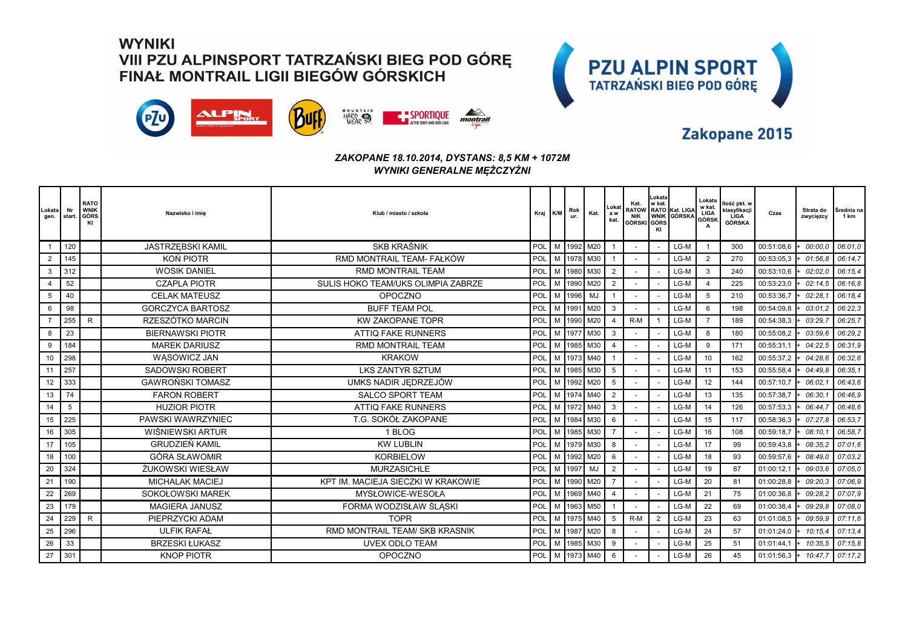# WYNIKI
# VIII PZU ALPINSPORT TATRZAŃSKI BIEG POD GÓRĘ
# FINAŁ MONTRAIL LIGII BIEGÓW GÓRSKICH

**PZU ALPIN SPORT**
**TATRZAŃSKI BIEG POD GÓRĘ**

**Zakopane 2015**

***ZAKOPANE 18.10.2014, DYSTANS: 8,5 KM + 1072M***
***WYNIKI GENERALNE MĘŻCZYŹNI***

| Lokata gen. | Nr start. | RATOWNIK GÓRSKI | Nazwisko i imię | Klub / miasto / szkoła | Kraj | K/M | Rok ur. | Kat. | Lokata w kat. | Kat. RATOWNIK GÓRSKI | Lokata w kat. RATOWNIK GÓRSKI | Kat. LIGA GÓRSKA | Lokata w kat. LIGA GÓRSKA | Ilość pkt. w klasyfikacji LIGA GÓRSKA | Czas | Strata do zwycięzcy | Średnia na 1 km |
|---|---|---|---|---|---|---|---|---|---|---|---|---|---|---|---|---|---|
| 1 | 120 | | JASTRZĘBSKI KAMIL | SKB KRAŚNIK | POL | M | 1992 | M20 | 1 | - | - | LG-M | 1 | 300 | 00:51:08,6 | + 00:00,0 | 06:01,0 |
| 2 | 145 | | KOŃ PIOTR | RMD MONTRAIL TEAM- FAŁKÓW | POL | M | 1978 | M30 | 1 | - | - | LG-M | 2 | 270 | 00:53:05,3 | + 01:56,8 | 06:14,7 |
| 3 | 312 | | WOSIK DANIEL | RMD MONTRAIL TEAM | POL | M | 1980 | M30 | 2 | - | - | LG-M | 3 | 240 | 00:53:10,6 | + 02:02,0 | 06:15,4 |
| 4 | 52 | | CZAPLA PIOTR | SULIS HOKO TEAM/UKS OLIMPIA ZABRZE | POL | M | 1990 | M20 | 2 | - | - | LG-M | 4 | 225 | 00:53:23,0 | + 02:14,5 | 06:16,8 |
| 5 | 40 | | CELAK MATEUSZ | OPOCZNO | POL | M | 1996 | MJ | 1 | - | - | LG-M | 5 | 210 | 00:53:36,7 | + 02:28,1 | 06:18,4 |
| 6 | 98 | | GORCZYCA BARTOSZ | BUFF TEAM POL | POL | M | 1991 | M20 | 3 | - | - | LG-M | 6 | 198 | 00:54:09,8 | + 03:01,2 | 06:22,3 |
| 7 | 255 | R | RZESZÓTKO MARCIN | KW ZAKOPANE TOPR | POL | M | 1990 | M20 | 4 | R-M | 1 | LG-M | 7 | 189 | 00:54:38,3 | + 03:29,7 | 06:25,7 |
| 8 | 23 | | BIERNAWSKI PIOTR | ATTIQ FAKE RUNNERS | POL | M | 1977 | M30 | 3 | - | - | LG-M | 8 | 180 | 00:55:08,2 | + 03:59,6 | 06:29,2 |
| 9 | 184 | | MAREK DARIUSZ | RMD MONTRAIL TEAM | POL | M | 1985 | M30 | 4 | - | - | LG-M | 9 | 171 | 00:55:31,1 | + 04:22,5 | 06:31,9 |
| 10 | 298 | | WĄSOWICZ JAN | KRAKOW | POL | M | 1973 | M40 | 1 | - | - | LG-M | 10 | 162 | 00:55:37,2 | + 04:28,6 | 06:32,6 |
| 11 | 257 | | SADOWSKI ROBERT | LKS ZANTYR SZTUM | POL | M | 1985 | M30 | 5 | - | - | LG-M | 11 | 153 | 00:55:58,4 | + 04:49,8 | 06:35,1 |
| 12 | 333 | | GAWROŃSKI TOMASZ | UMKS NADIR JĘDRZEJÓW | POL | M | 1992 | M20 | 5 | - | - | LG-M | 12 | 144 | 00:57:10,7 | + 06:02,1 | 06:43,6 |
| 13 | 74 | | FARON ROBERT | SALCO SPORT TEAM | POL | M | 1974 | M40 | 2 | - | - | LG-M | 13 | 135 | 00:57:38,7 | + 06:30,1 | 06:46,9 |
| 14 | 5 | | HUZIOR PIOTR | ATTIQ FAKE RUNNERS | POL | M | 1972 | M40 | 3 | - | - | LG-M | 14 | 126 | 00:57:53,3 | + 06:44,7 | 06:48,6 |
| 15 | 225 | | PAWSKI WAWRZYNIEC | T.G. SOKÓŁ ZAKOPANE | POL | M | 1984 | M30 | 6 | - | - | LG-M | 15 | 117 | 00:58:36,3 | + 07:27,8 | 06:53,7 |
| 16 | 305 | | WIŚNIEWSKI ARTUR | 1 BLOG | POL | M | 1985 | M30 | 7 | - | - | LG-M | 16 | 108 | 00:59:18,7 | + 08:10,1 | 06:58,7 |
| 17 | 105 | | GRUDZIEŃ KAMIL | KW LUBLIN | POL | M | 1979 | M30 | 8 | - | - | LG-M | 17 | 99 | 00:59:43,8 | + 08:35,2 | 07:01,6 |
| 18 | 100 | | GÓRA SŁAWOMIR | KORBIELOW | POL | M | 1992 | M20 | 6 | - | - | LG-M | 18 | 93 | 00:59:57,6 | + 08:49,0 | 07:03,2 |
| 20 | 324 | | ŻUKOWSKI WIESŁAW | MURZASICHLE | POL | M | 1997 | MJ | 2 | - | - | LG-M | 19 | 87 | 01:00:12,1 | + 09:03,6 | 07:05,0 |
| 21 | 190 | | MICHALAK MACIEJ | KPT IM. MACIEJA SIECZKI W KRAKOWIE | POL | M | 1990 | M20 | 7 | - | - | LG-M | 20 | 81 | 01:00:28,8 | + 09:20,3 | 07:06,9 |
| 22 | 269 | | SOKOŁOWSKI MAREK | MYSŁOWICE-WESOŁA | POL | M | 1969 | M40 | 4 | - | - | LG-M | 21 | 75 | 01:00:36,8 | + 09:28,2 | 07:07,9 |
| 23 | 179 | | MAGIERA JANUSZ | FORMA WODZISŁAW ŚLĄSKI | POL | M | 1963 | M50 | 1 | - | - | LG-M | 22 | 69 | 01:00:38,4 | + 09:29,8 | 07:08,0 |
| 24 | 229 | R | PIEPRZYCKI ADAM | TOPR | POL | M | 1975 | M40 | 5 | R-M | 2 | LG-M | 23 | 63 | 01:01:08,5 | + 09:59,9 | 07:11,6 |
| 25 | 296 | | ULFIK RAFAŁ | RMD MONTRAIL TEAM/ SKB KRASNIK | POL | M | 1987 | M20 | 8 | - | - | LG-M | 24 | 57 | 01:01:24,0 | + 10:15,4 | 07:13,4 |
| 26 | 33 | | BRZESKI ŁUKASZ | UVEX ODLO TEAM | POL | M | 1985 | M30 | 9 | - | - | LG-M | 25 | 51 | 01:01:44,1 | + 10:35,5 | 07:15,8 |
| 27 | 301 | | KNOP PIOTR | OPOCZNO | POL | M | 1973 | M40 | 6 | - | - | LG-M | 26 | 45 | 01:01:56,3 | + 10:47,7 | 07:17,2 |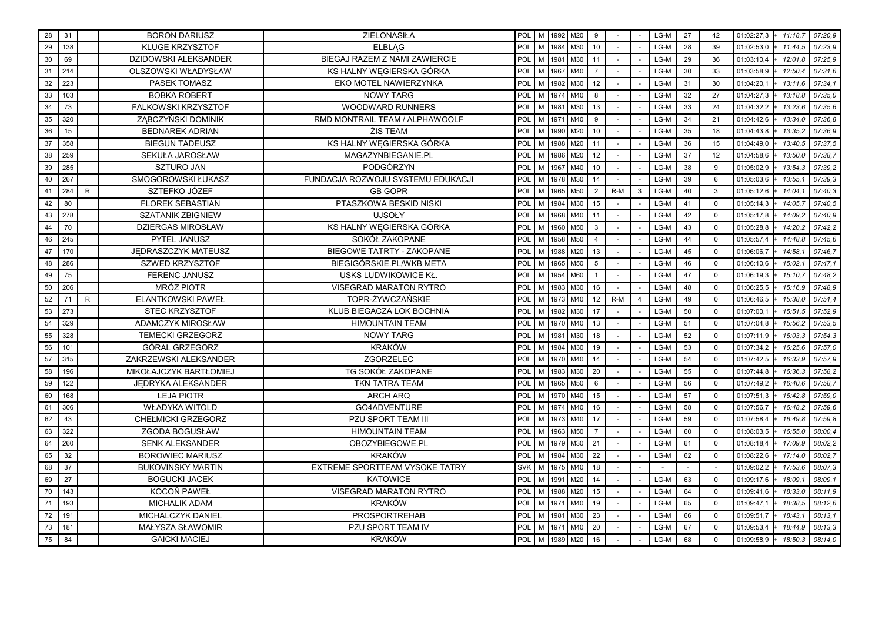| | | | | | | | | | | | | | | | | | | |
|---|---|---|---|---|---|---|---|---|---|---|---|---|---|---|---|---|---|---|
| 28 | 31 | | BORON DARIUSZ | ZIELONASIŁA | POL | M | 1992 | M20 | 9 | - | - | LG-M | 27 | 42 | 01:02:27,3 | + | 11:18,7 | 07:20,9 |
| 29 | 138 | | KLUGE KRZYSZTOF | ELBLĄG | POL | M | 1984 | M30 | 10 | - | - | LG-M | 28 | 39 | 01:02:53,0 | + | 11:44,5 | 07:23,9 |
| 30 | 69 | | DZIDOWSKI ALEKSANDER | BIEGAJ RAZEM Z NAMI ZAWIERCIE | POL | M | 1981 | M30 | 11 | - | - | LG-M | 29 | 36 | 01:03:10,4 | + | 12:01,8 | 07:25,9 |
| 31 | 214 | | OLSZOWSKI WŁADYSŁAW | KS HALNY WĘGIERSKA GÓRKA | POL | M | 1967 | M40 | 7 | - | - | LG-M | 30 | 33 | 01:03:58,9 | + | 12:50,4 | 07:31,6 |
| 32 | 223 | | PASEK TOMASZ | EKO MOTEL NAWIERZYNKA | POL | M | 1982 | M30 | 12 | - | - | LG-M | 31 | 30 | 01:04:20,1 | + | 13:11,6 | 07:34,1 |
| 33 | 103 | | BOBKA ROBERT | NOWY TARG | POL | M | 1974 | M40 | 8 | - | - | LG-M | 32 | 27 | 01:04:27,3 | + | 13:18,8 | 07:35,0 |
| 34 | 73 | | FALKOWSKI KRZYSZTOF | WOODWARD RUNNERS | POL | M | 1981 | M30 | 13 | - | - | LG-M | 33 | 24 | 01:04:32,2 | + | 13:23,6 | 07:35,6 |
| 35 | 320 | | ZĄBCZYŃSKI DOMINIK | RMD MONTRAIL TEAM / ALPHAWOOLF | POL | M | 1971 | M40 | 9 | - | - | LG-M | 34 | 21 | 01:04:42,6 | + | 13:34,0 | 07:36,8 |
| 36 | 15 | | BEDNAREK ADRIAN | ŻIS TEAM | POL | M | 1990 | M20 | 10 | - | - | LG-M | 35 | 18 | 01:04:43,8 | + | 13:35,2 | 07:36,9 |
| 37 | 358 | | BIEGUN TADEUSZ | KS HALNY WĘGIERSKA GÓRKA | POL | M | 1988 | M20 | 11 | - | - | LG-M | 36 | 15 | 01:04:49,0 | + | 13:40,5 | 07:37,5 |
| 38 | 259 | | SEKUŁA JAROSŁAW | MAGAZYNBIEGANIE.PL | POL | M | 1986 | M20 | 12 | - | - | LG-M | 37 | 12 | 01:04:58,6 | + | 13:50,0 | 07:38,7 |
| 39 | 285 | | SZTURO JAN | PODGÓRZYN | POL | M | 1967 | M40 | 10 | - | - | LG-M | 38 | 9 | 01:05:02,9 | + | 13:54,3 | 07:39,2 |
| 40 | 267 | | SMOGOROWSKI ŁUKASZ | FUNDACJA ROZWOJU SYSTEMU EDUKACJI | POL | M | 1978 | M30 | 14 | - | - | LG-M | 39 | 6 | 01:05:03,6 | + | 13:55,1 | 07:39,3 |
| 41 | 284 | R | SZTEFKO JÓZEF | GB GOPR | POL | M | 1965 | M50 | 2 | R-M | 3 | LG-M | 40 | 3 | 01:05:12,6 | + | 14:04,1 | 07:40,3 |
| 42 | 80 | | FLOREK SEBASTIAN | PTASZKOWA BESKID NISKI | POL | M | 1984 | M30 | 15 | - | - | LG-M | 41 | 0 | 01:05:14,3 | + | 14:05,7 | 07:40,5 |
| 43 | 278 | | SZATANIK ZBIGNIEW | UJSOŁY | POL | M | 1968 | M40 | 11 | - | - | LG-M | 42 | 0 | 01:05:17,8 | + | 14:09,2 | 07:40,9 |
| 44 | 70 | | DZIERGAS MIROSŁAW | KS HALNY WĘGIERSKA GÓRKA | POL | M | 1960 | M50 | 3 | - | - | LG-M | 43 | 0 | 01:05:28,8 | + | 14:20,2 | 07:42,2 |
| 46 | 245 | | PYTEL JANUSZ | SOKÓŁ ZAKOPANE | POL | M | 1958 | M50 | 4 | - | - | LG-M | 44 | 0 | 01:05:57,4 | + | 14:48,8 | 07:45,6 |
| 47 | 170 | | JĘDRASZCZYK MATEUSZ | BIEGOWE TATRTY - ZAKOPANE | POL | M | 1988 | M20 | 13 | - | - | LG-M | 45 | 0 | 01:06:06,7 | + | 14:58,1 | 07:46,7 |
| 48 | 286 | | SZWED KRZYSZTOF | BIEGIGÓRSKIE.PL/WKB META | POL | M | 1965 | M50 | 5 | - | - | LG-M | 46 | 0 | 01:06:10,6 | + | 15:02,1 | 07:47,1 |
| 49 | 75 | | FERENC JANUSZ | USKS LUDWIKOWICE KŁ. | POL | M | 1954 | M60 | 1 | - | - | LG-M | 47 | 0 | 01:06:19,3 | + | 15:10,7 | 07:48,2 |
| 50 | 206 | | MRÓZ PIOTR | VISEGRAD MARATON RYTRO | POL | M | 1983 | M30 | 16 | - | - | LG-M | 48 | 0 | 01:06:25,5 | + | 15:16,9 | 07:48,9 |
| 52 | 71 | R | ELANTKOWSKI PAWEŁ | TOPR-ŻYWCZAŃSKIE | POL | M | 1973 | M40 | 12 | R-M | 4 | LG-M | 49 | 0 | 01:06:46,5 | + | 15:38,0 | 07:51,4 |
| 53 | 273 | | STEC KRZYSZTOF | KLUB BIEGACZA LOK BOCHNIA | POL | M | 1982 | M30 | 17 | - | - | LG-M | 50 | 0 | 01:07:00,1 | + | 15:51,5 | 07:52,9 |
| 54 | 329 | | ADAMCZYK MIROSŁAW | HIMOUNTAIN TEAM | POL | M | 1970 | M40 | 13 | - | - | LG-M | 51 | 0 | 01:07:04,8 | + | 15:56,2 | 07:53,5 |
| 55 | 328 | | TEMECKI GRZEGORZ | NOWY TARG | POL | M | 1981 | M30 | 18 | - | - | LG-M | 52 | 0 | 01:07:11,9 | + | 16:03,3 | 07:54,3 |
| 56 | 101 | | GÓRAL GRZEGORZ | KRAKÓW | POL | M | 1984 | M30 | 19 | - | - | LG-M | 53 | 0 | 01:07:34,2 | + | 16:25,6 | 07:57,0 |
| 57 | 315 | | ZAKRZEWSKI ALEKSANDER | ZGORZELEC | POL | M | 1970 | M40 | 14 | - | - | LG-M | 54 | 0 | 01:07:42,5 | + | 16:33,9 | 07:57,9 |
| 58 | 196 | | MIKOŁAJCZYK BARTŁOMIEJ | TG SOKÓŁ ZAKOPANE | POL | M | 1983 | M30 | 20 | - | - | LG-M | 55 | 0 | 01:07:44,8 | + | 16:36,3 | 07:58,2 |
| 59 | 122 | | JĘDRYKA ALEKSANDER | TKN TATRA TEAM | POL | M | 1965 | M50 | 6 | - | - | LG-M | 56 | 0 | 01:07:49,2 | + | 16:40,6 | 07:58,7 |
| 60 | 168 | | LEJA PIOTR | ARCH ARQ | POL | M | 1970 | M40 | 15 | - | - | LG-M | 57 | 0 | 01:07:51,3 | + | 16:42,8 | 07:59,0 |
| 61 | 306 | | WŁADYKA WITOLD | GO4ADVENTURE | POL | M | 1974 | M40 | 16 | - | - | LG-M | 58 | 0 | 01:07:56,7 | + | 16:48,2 | 07:59,6 |
| 62 | 43 | | CHEŁMICKI GRZEGORZ | PZU SPORT TEAM III | POL | M | 1973 | M40 | 17 | - | - | LG-M | 59 | 0 | 01:07:58,4 | + | 16:49,8 | 07:59,8 |
| 63 | 322 | | ZGODA BOGUSŁAW | HIMOUNTAIN TEAM | POL | M | 1963 | M50 | 7 | - | - | LG-M | 60 | 0 | 01:08:03,5 | + | 16:55,0 | 08:00,4 |
| 64 | 260 | | SENK ALEKSANDER | OBOZYBIEGOWE.PL | POL | M | 1979 | M30 | 21 | - | - | LG-M | 61 | 0 | 01:08:18,4 | + | 17:09,9 | 08:02,2 |
| 65 | 32 | | BOROWIEC MARIUSZ | KRAKÓW | POL | M | 1984 | M30 | 22 | - | - | LG-M | 62 | 0 | 01:08:22,6 | + | 17:14,0 | 08:02,7 |
| 68 | 37 | | BUKOVINSKY MARTIN | EXTREME SPORTTEAM VYSOKE TATRY | SVK | M | 1975 | M40 | 18 | - | - | - | - | - | 01:09:02,2 | + | 17:53,6 | 08:07,3 |
| 69 | 27 | | BOGUCKI JACEK | KATOWICE | POL | M | 1991 | M20 | 14 | - | - | LG-M | 63 | 0 | 01:09:17,6 | + | 18:09,1 | 08:09,1 |
| 70 | 143 | | KOCOŃ PAWEŁ | VISEGRAD MARATON RYTRO | POL | M | 1988 | M20 | 15 | - | - | LG-M | 64 | 0 | 01:09:41,6 | + | 18:33,0 | 08:11,9 |
| 71 | 193 | | MICHALIK ADAM | KRAKÓW | POL | M | 1971 | M40 | 19 | - | - | LG-M | 65 | 0 | 01:09:47,1 | + | 18:38,5 | 08:12,6 |
| 72 | 191 | | MICHALCZYK DANIEL | PROSPORTREHAB | POL | M | 1981 | M30 | 23 | - | - | LG-M | 66 | 0 | 01:09:51,7 | + | 18:43,1 | 08:13,1 |
| 73 | 181 | | MAŁYSZA SŁAWOMIR | PZU SPORT TEAM IV | POL | M | 1971 | M40 | 20 | - | - | LG-M | 67 | 0 | 01:09:53,4 | + | 18:44,9 | 08:13,3 |
| 75 | 84 | | GAICKI MACIEJ | KRAKÓW | POL | M | 1989 | M20 | 16 | - | - | LG-M | 68 | 0 | 01:09:58,9 | + | 18:50,3 | 08:14,0 |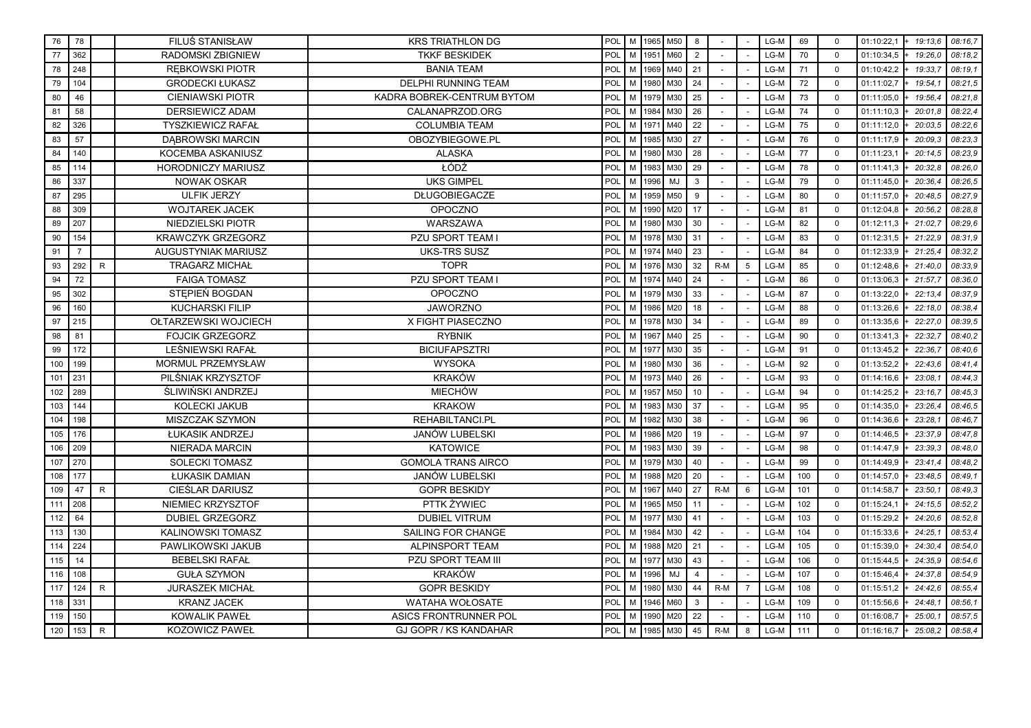| 76 | 78 | | FILUŚ STANISŁAW | KRS TRIATHLON DG | POL | M | 1965 | M50 | 8 | - | - | LG-M | 69 | 0 | 01:10:22,1 | + 19:13,6 | 08:16,7 |
|---|---|---|---|---|---|---|---|---|---|---|---|---|---|---|---|---|---|
| 77 | 362 | | RADOMSKI ZBIGNIEW | TKKF BESKIDEK | POL | M | 1951 | M60 | 2 | - | - | LG-M | 70 | 0 | 01:10:34,5 | + 19:26,0 | 08:18,2 |
| 78 | 248 | | RĘBKOWSKI PIOTR | BANIA TEAM | POL | M | 1969 | M40 | 21 | - | - | LG-M | 71 | 0 | 01:10:42,2 | + 19:33,7 | 08:19,1 |
| 79 | 104 | | GRODECKI ŁUKASZ | DELPHI RUNNING TEAM | POL | M | 1980 | M30 | 24 | - | - | LG-M | 72 | 0 | 01:11:02,7 | + 19:54,1 | 08:21,5 |
| 80 | 46 | | CIENIAWSKI PIOTR | KADRA BOBREK-CENTRUM BYTOM | POL | M | 1979 | M30 | 25 | - | - | LG-M | 73 | 0 | 01:11:05,0 | + 19:56,4 | 08:21,8 |
| 81 | 58 | | DERSIEWICZ ADAM | CALANAPRZOD.ORG | POL | M | 1984 | M30 | 26 | - | - | LG-M | 74 | 0 | 01:11:10,3 | + 20:01,8 | 08:22,4 |
| 82 | 326 | | TYSZKIEWICZ RAFAŁ | COLUMBIA TEAM | POL | M | 1971 | M40 | 22 | - | - | LG-M | 75 | 0 | 01:11:12,0 | + 20:03,5 | 08:22,6 |
| 83 | 57 | | DĄBROWSKI MARCIN | OBOZYBIEGOWE.PL | POL | M | 1985 | M30 | 27 | - | - | LG-M | 76 | 0 | 01:11:17,9 | + 20:09,3 | 08:23,3 |
| 84 | 140 | | KOCEMBA ASKANIUSZ | ALASKA | POL | M | 1980 | M30 | 28 | - | - | LG-M | 77 | 0 | 01:11:23,1 | + 20:14,5 | 08:23,9 |
| 85 | 114 | | HORODNICZY MARIUSZ | ŁÓDŹ | POL | M | 1983 | M30 | 29 | - | - | LG-M | 78 | 0 | 01:11:41,3 | + 20:32,8 | 08:26,0 |
| 86 | 337 | | NOWAK OSKAR | UKS GIMPEL | POL | M | 1996 | MJ | 3 | - | - | LG-M | 79 | 0 | 01:11:45,0 | + 20:36,4 | 08:26,5 |
| 87 | 295 | | ULFIK JERZY | DŁUGOBIEGACZE | POL | M | 1959 | M50 | 9 | - | - | LG-M | 80 | 0 | 01:11:57,0 | + 20:48,5 | 08:27,9 |
| 88 | 309 | | WOJTAREK JACEK | OPOCZNO | POL | M | 1990 | M20 | 17 | - | - | LG-M | 81 | 0 | 01:12:04,8 | + 20:56,2 | 08:28,8 |
| 89 | 207 | | NIEDZIELSKI PIOTR | WARSZAWA | POL | M | 1980 | M30 | 30 | - | - | LG-M | 82 | 0 | 01:12:11,3 | + 21:02,7 | 08:29,6 |
| 90 | 154 | | KRAWCZYK GRZEGORZ | PZU SPORT TEAM I | POL | M | 1978 | M30 | 31 | - | - | LG-M | 83 | 0 | 01:12:31,5 | + 21:22,9 | 08:31,9 |
| 91 | 7 | | AUGUSTYNIAK MARIUSZ | UKS-TRS SUSZ | POL | M | 1974 | M40 | 23 | - | - | LG-M | 84 | 0 | 01:12:33,9 | + 21:25,4 | 08:32,2 |
| 93 | 292 | R | TRAGARZ MICHAŁ | TOPR | POL | M | 1976 | M30 | 32 | R-M | 5 | LG-M | 85 | 0 | 01:12:48,6 | + 21:40,0 | 08:33,9 |
| 94 | 72 | | FAIGA TOMASZ | PZU SPORT TEAM I | POL | M | 1974 | M40 | 24 | - | - | LG-M | 86 | 0 | 01:13:06,3 | + 21:57,7 | 08:36,0 |
| 95 | 302 | | STĘPIEŃ BOGDAN | OPOCZNO | POL | M | 1979 | M30 | 33 | - | - | LG-M | 87 | 0 | 01:13:22,0 | + 22:13,4 | 08:37,9 |
| 96 | 160 | | KUCHARSKI FILIP | JAWORZNO | POL | M | 1986 | M20 | 18 | - | - | LG-M | 88 | 0 | 01:13:26,6 | + 22:18,0 | 08:38,4 |
| 97 | 215 | | OŁTARZEWSKI WOJCIECH | X FIGHT PIASECZNO | POL | M | 1978 | M30 | 34 | - | - | LG-M | 89 | 0 | 01:13:35,6 | + 22:27,0 | 08:39,5 |
| 98 | 81 | | FOJCIK GRZEGORZ | RYBNIK | POL | M | 1967 | M40 | 25 | - | - | LG-M | 90 | 0 | 01:13:41,3 | + 22:32,7 | 08:40,2 |
| 99 | 172 | | LEŚNIEWSKI RAFAŁ | BICIUFAPSZTRI | POL | M | 1977 | M30 | 35 | - | - | LG-M | 91 | 0 | 01:13:45,2 | + 22:36,7 | 08:40,6 |
| 100 | 199 | | MORMUL PRZEMYSŁAW | WYSOKA | POL | M | 1980 | M30 | 36 | - | - | LG-M | 92 | 0 | 01:13:52,2 | + 22:43,6 | 08:41,4 |
| 101 | 231 | | PILŚNIAK KRZYSZTOF | KRAKÓW | POL | M | 1973 | M40 | 26 | - | - | LG-M | 93 | 0 | 01:14:16,6 | + 23:08,1 | 08:44,3 |
| 102 | 289 | | ŚLIWIŃSKI ANDRZEJ | MIECHÓW | POL | M | 1957 | M50 | 10 | - | - | LG-M | 94 | 0 | 01:14:25,2 | + 23:16,7 | 08:45,3 |
| 103 | 144 | | KOLECKI JAKUB | KRAKOW | POL | M | 1983 | M30 | 37 | - | - | LG-M | 95 | 0 | 01:14:35,0 | + 23:26,4 | 08:46,5 |
| 104 | 198 | | MISZCZAK SZYMON | REHABILTANCI.PL | POL | M | 1982 | M30 | 38 | - | - | LG-M | 96 | 0 | 01:14:36,6 | + 23:28,1 | 08:46,7 |
| 105 | 176 | | ŁUKASIK ANDRZEJ | JANÓW LUBELSKI | POL | M | 1986 | M20 | 19 | - | - | LG-M | 97 | 0 | 01:14:46,5 | + 23:37,9 | 08:47,8 |
| 106 | 209 | | NIERADA MARCIN | KATOWICE | POL | M | 1983 | M30 | 39 | - | - | LG-M | 98 | 0 | 01:14:47,9 | + 23:39,3 | 08:48,0 |
| 107 | 270 | | SOLECKI TOMASZ | GOMOLA TRANS AIRCO | POL | M | 1979 | M30 | 40 | - | - | LG-M | 99 | 0 | 01:14:49,9 | + 23:41,4 | 08:48,2 |
| 108 | 177 | | ŁUKASIK DAMIAN | JANÓW LUBELSKI | POL | M | 1988 | M20 | 20 | - | - | LG-M | 100 | 0 | 01:14:57,0 | + 23:48,5 | 08:49,1 |
| 109 | 47 | R | CIEŚLAR DARIUSZ | GOPR BESKIDY | POL | M | 1967 | M40 | 27 | R-M | 6 | LG-M | 101 | 0 | 01:14:58,7 | + 23:50,1 | 08:49,3 |
| 111 | 208 | | NIEMIEC KRZYSZTOF | PTTK ŻYWIEC | POL | M | 1965 | M50 | 11 | - | - | LG-M | 102 | 0 | 01:15:24,1 | + 24:15,5 | 08:52,2 |
| 112 | 64 | | DUBIEL GRZEGORZ | DUBIEL VITRUM | POL | M | 1977 | M30 | 41 | - | - | LG-M | 103 | 0 | 01:15:29,2 | + 24:20,6 | 08:52,8 |
| 113 | 130 | | KALINOWSKI TOMASZ | SAILING FOR CHANGE | POL | M | 1984 | M30 | 42 | - | - | LG-M | 104 | 0 | 01:15:33,6 | + 24:25,1 | 08:53,4 |
| 114 | 224 | | PAWLIKOWSKI JAKUB | ALPINSPORT TEAM | POL | M | 1988 | M20 | 21 | - | - | LG-M | 105 | 0 | 01:15:39,0 | + 24:30,4 | 08:54,0 |
| 115 | 14 | | BEBELSKI RAFAŁ | PZU SPORT TEAM III | POL | M | 1977 | M30 | 43 | - | - | LG-M | 106 | 0 | 01:15:44,5 | + 24:35,9 | 08:54,6 |
| 116 | 108 | | GUŁA SZYMON | KRAKÓW | POL | M | 1996 | MJ | 4 | - | - | LG-M | 107 | 0 | 01:15:46,4 | + 24:37,8 | 08:54,9 |
| 117 | 124 | R | JURASZEK MICHAŁ | GOPR BESKIDY | POL | M | 1980 | M30 | 44 | R-M | 7 | LG-M | 108 | 0 | 01:15:51,2 | + 24:42,6 | 08:55,4 |
| 118 | 331 | | KRANZ JACEK | WATAHA WOŁOSATE | POL | M | 1946 | M60 | 3 | - | - | LG-M | 109 | 0 | 01:15:56,6 | + 24:48,1 | 08:56,1 |
| 119 | 150 | | KOWALIK PAWEŁ | ASICS FRONTRUNNER POL | POL | M | 1990 | M20 | 22 | - | - | LG-M | 110 | 0 | 01:16:08,7 | + 25:00,1 | 08:57,5 |
| 120 | 153 | R | KOZOWICZ PAWEŁ | GJ GOPR / KS KANDAHAR | POL | M | 1985 | M30 | 45 | R-M | 8 | LG-M | 111 | 0 | 01:16:16,7 | + 25:08,2 | 08:58,4 |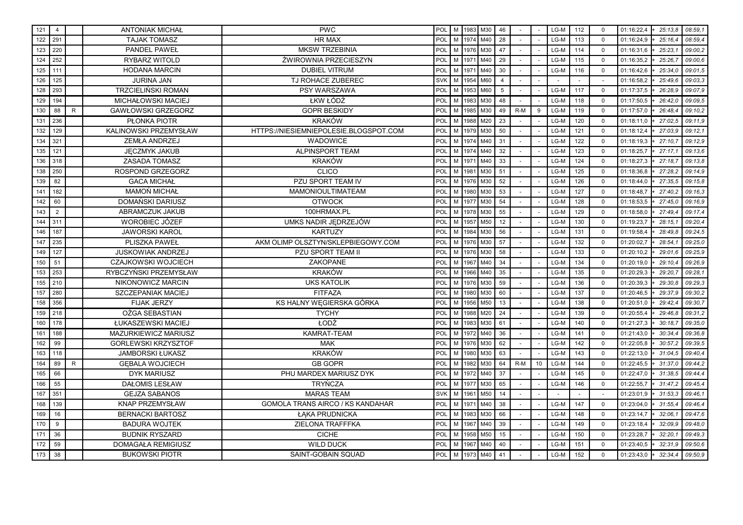| | | | | | | | | | | | | | | | | | | |
|---|---|---|---|---|---|---|---|---|---|---|---|---|---|---|---|---|---|---|
| 121 | 4 | | ANTONIAK MICHAŁ | PWC | POL | M | 1983 | M30 | 46 | - | - | LG-M | 112 | 0 | 01:16:22,4 | + | 25:13,8 | 08:59,1 |
| 122 | 291 | | TAJAK TOMASZ | HR MAX | POL | M | 1974 | M40 | 28 | - | - | LG-M | 113 | 0 | 01:16:24,9 | + | 25:16,4 | 08:59,4 |
| 123 | 220 | | PANDEL PAWEŁ | MKSW TRZEBINIA | POL | M | 1976 | M30 | 47 | - | - | LG-M | 114 | 0 | 01:16:31,6 | + | 25:23,1 | 09:00,2 |
| 124 | 252 | | RYBARZ WITOLD | ŻWIROWNIA PRZECIESZYN | POL | M | 1971 | M40 | 29 | - | - | LG-M | 115 | 0 | 01:16:35,2 | + | 25:26,7 | 09:00,6 |
| 125 | 111 | | HODANA MARCIN | DUBIEL VITRUM | POL | M | 1971 | M40 | 30 | - | - | LG-M | 116 | 0 | 01:16:42,6 | + | 25:34,0 | 09:01,5 |
| 126 | 125 | | JURINA JAN | TJ ROHACE ZUBEREC | SVK | M | 1954 | M60 | 4 | - | - | - | - | - | 01:16:58,2 | + | 25:49,6 | 09:03,3 |
| 128 | 293 | | TRZCIELIŃSKI ROMAN | PSY WARSZAWA | POL | M | 1953 | M60 | 5 | - | - | LG-M | 117 | 0 | 01:17:37,5 | + | 26:28,9 | 09:07,9 |
| 129 | 194 | | MICHAŁOWSKI MACIEJ | ŁKW ŁÓDŹ | POL | M | 1983 | M30 | 48 | - | - | LG-M | 118 | 0 | 01:17:50,5 | + | 26:42,0 | 09:09,5 |
| 130 | 88 | R | GAWŁOWSKI GRZEGORZ | GOPR BESKIDY | POL | M | 1985 | M30 | 49 | R-M | 9 | LG-M | 119 | 0 | 01:17:57,0 | + | 26:48,4 | 09:10,2 |
| 131 | 236 | | PŁONKA PIOTR | KRAKÓW | POL | M | 1988 | M20 | 23 | - | - | LG-M | 120 | 0 | 01:18:11,0 | + | 27:02,5 | 09:11,9 |
| 132 | 129 | | KALINOWSKI PRZEMYSŁAW | HTTPS://NIESIEMNIEPOLESIE.BLOGSPOT.COM | POL | M | 1979 | M30 | 50 | - | - | LG-M | 121 | 0 | 01:18:12,4 | + | 27:03,9 | 09:12,1 |
| 134 | 321 | | ZEMŁA ANDRZEJ | WADOWICE | POL | M | 1974 | M40 | 31 | - | - | LG-M | 122 | 0 | 01:18:19,3 | + | 27:10,7 | 09:12,9 |
| 135 | 121 | | JĘCZMYK JAKUB | ALPINSPORT TEAM | POL | M | 1974 | M40 | 32 | - | - | LG-M | 123 | 0 | 01:18:25,7 | + | 27:17,1 | 09:13,6 |
| 136 | 318 | | ZASADA TOMASZ | KRAKÓW | POL | M | 1971 | M40 | 33 | - | - | LG-M | 124 | 0 | 01:18:27,3 | + | 27:18,7 | 09:13,8 |
| 138 | 250 | | ROSPOND GRZEGORZ | CLICO | POL | M | 1981 | M30 | 51 | - | - | LG-M | 125 | 0 | 01:18:36,8 | + | 27:28,2 | 09:14,9 |
| 139 | 82 | | GACA MICHAŁ | PZU SPORT TEAM IV | POL | M | 1976 | M30 | 52 | - | - | LG-M | 126 | 0 | 01:18:44,0 | + | 27:35,5 | 09:15,8 |
| 141 | 182 | | MAMOŃ MICHAŁ | MAMONIOULTIMATEAM | POL | M | 1980 | M30 | 53 | - | - | LG-M | 127 | 0 | 01:18:48,7 | + | 27:40,2 | 09:16,3 |
| 142 | 60 | | DOMAŃSKI DARIUSZ | OTWOCK | POL | M | 1977 | M30 | 54 | - | - | LG-M | 128 | 0 | 01:18:53,5 | + | 27:45,0 | 09:16,9 |
| 143 | 2 | | ABRAMCZUK JAKUB | 100HRMAX.PL | POL | M | 1978 | M30 | 55 | - | - | LG-M | 129 | 0 | 01:18:58,0 | + | 27:49,4 | 09:17,4 |
| 144 | 311 | | WOROBIEC JÓZEF | UMKS NADIR JĘDRZEJÓW | POL | M | 1957 | M50 | 12 | - | - | LG-M | 130 | 0 | 01:19:23,7 | + | 28:15,1 | 09:20,4 |
| 146 | 187 | | JAWORSKI KAROL | KARTUZY | POL | M | 1984 | M30 | 56 | - | - | LG-M | 131 | 0 | 01:19:58,4 | + | 28:49,8 | 09:24,5 |
| 147 | 235 | | PLISZKA PAWEŁ | AKM OLIMP OLSZTYN/SKLEPBIEGOWY.COM | POL | M | 1976 | M30 | 57 | - | - | LG-M | 132 | 0 | 01:20:02,7 | + | 28:54,1 | 09:25,0 |
| 149 | 127 | | JUSKOWIAK ANDRZEJ | PZU SPORT TEAM II | POL | M | 1976 | M30 | 58 | - | - | LG-M | 133 | 0 | 01:20:10,2 | + | 29:01,6 | 09:25,9 |
| 150 | 51 | | CZAJKOWSKI WOJCIECH | ZAKOPANE | POL | M | 1967 | M40 | 34 | - | - | LG-M | 134 | 0 | 01:20:19,0 | + | 29:10,4 | 09:26,9 |
| 153 | 253 | | RYBCZYŃSKI PRZEMYSŁAW | KRAKÓW | POL | M | 1966 | M40 | 35 | - | - | LG-M | 135 | 0 | 01:20:29,3 | + | 29:20,7 | 09:28,1 |
| 155 | 210 | | NIKONOWICZ MARCIN | UKS KATOLIK | POL | M | 1976 | M30 | 59 | - | - | LG-M | 136 | 0 | 01:20:39,3 | + | 29:30,8 | 09:29,3 |
| 157 | 280 | | SZCZEPANIAK MACIEJ | FITFAZA | POL | M | 1980 | M30 | 60 | - | - | LG-M | 137 | 0 | 01:20:46,5 | + | 29:37,9 | 09:30,2 |
| 158 | 356 | | FIJAK JERZY | KS HALNY WĘGIERSKA GÓRKA | POL | M | 1956 | M50 | 13 | - | - | LG-M | 138 | 0 | 01:20:51,0 | + | 29:42,4 | 09:30,7 |
| 159 | 218 | | OŻGA SEBASTIAN | TYCHY | POL | M | 1988 | M20 | 24 | - | - | LG-M | 139 | 0 | 01:20:55,4 | + | 29:46,8 | 09:31,2 |
| 160 | 178 | | ŁUKASZEWSKI MACIEJ | ŁODŹ | POL | M | 1983 | M30 | 61 | - | - | LG-M | 140 | 0 | 01:21:27,3 | + | 30:18,7 | 09:35,0 |
| 161 | 188 | | MAZURKIEWICZ MARIUSZ | KAMRAT-TEAM | POL | M | 1972 | M40 | 36 | - | - | LG-M | 141 | 0 | 01:21:43,0 | + | 30:34,4 | 09:36,8 |
| 162 | 99 | | GORLEWSKI KRZYSZTOF | MAK | POL | M | 1976 | M30 | 62 | - | - | LG-M | 142 | 0 | 01:22:05,8 | + | 30:57,2 | 09:39,5 |
| 163 | 118 | | JAMBORSKI ŁUKASZ | KRAKÓW | POL | M | 1980 | M30 | 63 | - | - | LG-M | 143 | 0 | 01:22:13,0 | + | 31:04,5 | 09:40,4 |
| 164 | 89 | R | GĘBALA WOJCIECH | GB GOPR | POL | M | 1982 | M30 | 64 | R-M | 10 | LG-M | 144 | 0 | 01:22:45,5 | + | 31:37,0 | 09:44,2 |
| 165 | 66 | | DYK MARIUSZ | PHU MARDEX MARIUSZ DYK | POL | M | 1972 | M40 | 37 | - | - | LG-M | 145 | 0 | 01:22:47,0 | + | 31:38,5 | 09:44,4 |
| 166 | 55 | | DAŁOMIS LESŁAW | TRYŃCZA | POL | M | 1977 | M30 | 65 | - | - | LG-M | 146 | 0 | 01:22:55,7 | + | 31:47,2 | 09:45,4 |
| 167 | 351 | | GEJZA SABANOS | MARAS TEAM | SVK | M | 1961 | M50 | 14 | - | - | - | - | - | 01:23:01,9 | + | 31:53,3 | 09:46,1 |
| 168 | 139 | | KNAP PRZEMYSŁAW | GOMOLA TRANS AIRCO / KS KANDAHAR | POL | M | 1971 | M40 | 38 | - | - | LG-M | 147 | 0 | 01:23:04,0 | + | 31:55,4 | 09:46,4 |
| 169 | 16 | | BERNACKI BARTOSZ | ŁĄKA PRUDNICKA | POL | M | 1983 | M30 | 66 | - | - | LG-M | 148 | 0 | 01:23:14,7 | + | 32:06,1 | 09:47,6 |
| 170 | 9 | | BADURA WOJTEK | ZIELONA TRAFFFKA | POL | M | 1967 | M40 | 39 | - | - | LG-M | 149 | 0 | 01:23:18,4 | + | 32:09,9 | 09:48,0 |
| 171 | 36 | | BUDNIK RYSZARD | CICHE | POL | M | 1958 | M50 | 15 | - | - | LG-M | 150 | 0 | 01:23:28,7 | + | 32:20,1 | 09:49,3 |
| 172 | 59 | | DOMAGAŁA REMIGIUSZ | WILD DUCK | POL | M | 1967 | M40 | 40 | - | - | LG-M | 151 | 0 | 01:23:40,5 | + | 32:31,9 | 09:50,6 |
| 173 | 38 | | BUKOWSKI PIOTR | SAINT-GOBAIN SQUAD | POL | M | 1973 | M40 | 41 | - | - | LG-M | 152 | 0 | 01:23:43,0 | + | 32:34,4 | 09:50,9 |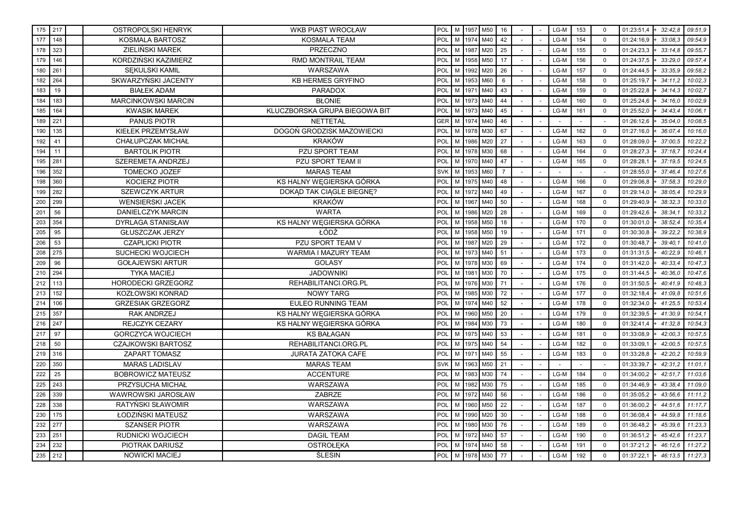| | | | | | | | | | | | | | | | | | |
|---|---|---|---|---|---|---|---|---|---|---|---|---|---|---|---|---|---|
| 175 | 217 | | OSTROPOLSKI HENRYK | WKB PIAST WROCŁAW | POL | M | 1957 | M50 | 16 | - | - | LG-M | 153 | 0 | 01:23:51,4 | + 32:42,8 | 09:51,9 |
| 177 | 148 | | KOSMALA BARTOSZ | KOSMALA TEAM | POL | M | 1974 | M40 | 42 | - | - | LG-M | 154 | 0 | 01:24:16,9 | + 33:08,3 | 09:54,9 |
| 178 | 323 | | ZIELIŃSKI MAREK | PRZECZNO | POL | M | 1987 | M20 | 25 | - | - | LG-M | 155 | 0 | 01:24:23,3 | + 33:14,8 | 09:55,7 |
| 179 | 146 | | KORDZIŃSKI KAZIMIERZ | RMD MONTRAIL TEAM | POL | M | 1958 | M50 | 17 | - | - | LG-M | 156 | 0 | 01:24:37,5 | + 33:29,0 | 09:57,4 |
| 180 | 261 | | SĘKULSKI KAMIL | WARSZAWA | POL | M | 1992 | M20 | 26 | - | - | LG-M | 157 | 0 | 01:24:44,5 | + 33:35,9 | 09:58,2 |
| 182 | 264 | | SKWARZYŃSKI JACENTY | KB HERMES GRYFINO | POL | M | 1953 | M60 | 6 | - | - | LG-M | 158 | 0 | 01:25:19,7 | + 34:11,2 | 10:02,3 |
| 183 | 19 | | BIAŁEK ADAM | PARADOX | POL | M | 1971 | M40 | 43 | - | - | LG-M | 159 | 0 | 01:25:22,8 | + 34:14,3 | 10:02,7 |
| 184 | 183 | | MARCINKOWSKI MARCIN | BŁONIE | POL | M | 1973 | M40 | 44 | - | - | LG-M | 160 | 0 | 01:25:24,6 | + 34:16,0 | 10:02,9 |
| 185 | 164 | | KWASIK MAREK | KLUCZBORSKA GRUPA BIEGOWA BIT | POL | M | 1973 | M40 | 45 | - | - | LG-M | 161 | 0 | 01:25:52,0 | + 34:43,4 | 10:06,1 |
| 189 | 221 | | PANUS PIOTR | NETTETAL | GER | M | 1974 | M40 | 46 | - | - | - | - | - | 01:26:12,6 | + 35:04,0 | 10:08,5 |
| 190 | 135 | | KIEŁEK PRZEMYSŁAW | DOGOŃ GRODZISK MAZOWIECKI | POL | M | 1978 | M30 | 67 | - | - | LG-M | 162 | 0 | 01:27:16,0 | + 36:07,4 | 10:16,0 |
| 192 | 41 | | CHAŁUPCZAK MICHAŁ | KRAKÓW | POL | M | 1986 | M20 | 27 | - | - | LG-M | 163 | 0 | 01:28:09,0 | + 37:00,5 | 10:22,2 |
| 194 | 11 | | BARTOLIK PIOTR | PZU SPORT TEAM | POL | M | 1978 | M30 | 68 | - | - | LG-M | 164 | 0 | 01:28:27,3 | + 37:18,7 | 10:24,4 |
| 195 | 281 | | SZEREMETA ANDRZEJ | PZU SPORT TEAM II | POL | M | 1970 | M40 | 47 | - | - | LG-M | 165 | 0 | 01:28:28,1 | + 37:19,5 | 10:24,5 |
| 196 | 352 | | TOMECKO JOZEF | MARAS TEAM | SVK | M | 1953 | M60 | 7 | - | - | - | - | - | 01:28:55,0 | + 37:46,4 | 10:27,6 |
| 198 | 360 | | KOCIERZ PIOTR | KS HALNY WĘGIERSKA GÓRKA | POL | M | 1975 | M40 | 48 | - | - | LG-M | 166 | 0 | 01:29:06,8 | + 37:58,3 | 10:29,0 |
| 199 | 282 | | SZEWCZYK ARTUR | DOKĄD TAK CIĄGLE BIEGNĘ? | POL | M | 1972 | M40 | 49 | - | - | LG-M | 167 | 0 | 01:29:14,0 | + 38:05,4 | 10:29,9 |
| 200 | 299 | | WENSIERSKI JACEK | KRAKÓW | POL | M | 1967 | M40 | 50 | - | - | LG-M | 168 | 0 | 01:29:40,9 | + 38:32,3 | 10:33,0 |
| 201 | 56 | | DANIELCZYK MARCIN | WARTA | POL | M | 1986 | M20 | 28 | - | - | LG-M | 169 | 0 | 01:29:42,6 | + 38:34,1 | 10:33,2 |
| 203 | 354 | | DYRLAGA STANISŁAW | KS HALNY WĘGIERSKA GÓRKA | POL | M | 1958 | M50 | 18 | - | - | LG-M | 170 | 0 | 01:30:01,0 | + 38:52,4 | 10:35,4 |
| 205 | 95 | | GŁUSZCZAK JERZY | ŁÓDŹ | POL | M | 1958 | M50 | 19 | - | - | LG-M | 171 | 0 | 01:30:30,8 | + 39:22,2 | 10:38,9 |
| 206 | 53 | | CZAPLICKI PIOTR | PZU SPORT TEAM V | POL | M | 1987 | M20 | 29 | - | - | LG-M | 172 | 0 | 01:30:48,7 | + 39:40,1 | 10:41,0 |
| 208 | 275 | | SUCHECKI WOJCIECH | WARMIA I MAZURY TEAM | POL | M | 1973 | M40 | 51 | - | - | LG-M | 173 | 0 | 01:31:31,5 | + 40:22,9 | 10:46,1 |
| 209 | 96 | | GOŁAJEWSKI ARTUR | GOLASY | POL | M | 1978 | M30 | 69 | - | - | LG-M | 174 | 0 | 01:31:42,0 | + 40:33,4 | 10:47,3 |
| 210 | 294 | | TYKA MACIEJ | JADOWNIKI | POL | M | 1981 | M30 | 70 | - | - | LG-M | 175 | 0 | 01:31:44,5 | + 40:36,0 | 10:47,6 |
| 212 | 113 | | HORODECKI GRZEGORZ | REHABILITANCI.ORG.PL | POL | M | 1976 | M30 | 71 | - | - | LG-M | 176 | 0 | 01:31:50,5 | + 40:41,9 | 10:48,3 |
| 213 | 152 | | KOZŁOWSKI KONRAD | NOWY TARG | POL | M | 1985 | M30 | 72 | - | - | LG-M | 177 | 0 | 01:32:18,4 | + 41:09,8 | 10:51,6 |
| 214 | 106 | | GRZESIAK GRZEGORZ | EULEO RUNNING TEAM | POL | M | 1974 | M40 | 52 | - | - | LG-M | 178 | 0 | 01:32:34,0 | + 41:25,5 | 10:53,4 |
| 215 | 357 | | RAK ANDRZEJ | KS HALNY WĘGIERSKA GÓRKA | POL | M | 1960 | M50 | 20 | - | - | LG-M | 179 | 0 | 01:32:39,5 | + 41:30,9 | 10:54,1 |
| 216 | 247 | | REJCZYK CEZARY | KS HALNY WĘGIERSKA GÓRKA | POL | M | 1984 | M30 | 73 | - | - | LG-M | 180 | 0 | 01:32:41,4 | + 41:32,8 | 10:54,3 |
| 217 | 97 | | GORCZYCA WOJCIECH | KS BAŁAGAN | POL | M | 1975 | M40 | 53 | - | - | LG-M | 181 | 0 | 01:33:08,9 | + 42:00,3 | 10:57,5 |
| 218 | 50 | | CZAJKOWSKI BARTOSZ | REHABILITANCI.ORG.PL | POL | M | 1975 | M40 | 54 | - | - | LG-M | 182 | 0 | 01:33:09,1 | + 42:00,5 | 10:57,5 |
| 219 | 316 | | ZAPART TOMASZ | JURATA ZATOKA CAFE | POL | M | 1971 | M40 | 55 | - | - | LG-M | 183 | 0 | 01:33:28,8 | + 42:20,2 | 10:59,9 |
| 220 | 350 | | MARAS LADISLAV | MARAS TEAM | SVK | M | 1963 | M50 | 21 | - | - | - | - | - | 01:33:39,7 | + 42:31,2 | 11:01,1 |
| 222 | 25 | | BOBROWICZ MATEUSZ | ACCENTURE | POL | M | 1983 | M30 | 74 | - | - | LG-M | 184 | 0 | 01:34:00,2 | + 42:51,7 | 11:03,6 |
| 225 | 243 | | PRZYSUCHA MICHAŁ | WARSZAWA | POL | M | 1982 | M30 | 75 | - | - | LG-M | 185 | 0 | 01:34:46,9 | + 43:38,4 | 11:09,0 |
| 226 | 339 | | WAWROWSKI JAROSŁAW | ZABRZE | POL | M | 1972 | M40 | 56 | - | - | LG-M | 186 | 0 | 01:35:05,2 | + 43:56,6 | 11:11,2 |
| 228 | 338 | | RATYŃSKI SŁAWOMIR | WARSZAWA | POL | M | 1960 | M50 | 22 | - | - | LG-M | 187 | 0 | 01:36:00,2 | + 44:51,6 | 11:17,7 |
| 230 | 175 | | ŁODZIŃSKI MATEUSZ | WARSZAWA | POL | M | 1990 | M20 | 30 | - | - | LG-M | 188 | 0 | 01:36:08,4 | + 44:59,8 | 11:18,6 |
| 232 | 277 | | SZANSER PIOTR | WARSZAWA | POL | M | 1980 | M30 | 76 | - | - | LG-M | 189 | 0 | 01:36:48,2 | + 45:39,6 | 11:23,3 |
| 233 | 251 | | RUDNICKI WOJCIECH | DAGIL TEAM | POL | M | 1972 | M40 | 57 | - | - | LG-M | 190 | 0 | 01:36:51,2 | + 45:42,6 | 11:23,7 |
| 234 | 232 | | PIOTRAK DARIUSZ | OSTROŁĘKA | POL | M | 1974 | M40 | 58 | - | - | LG-M | 191 | 0 | 01:37:21,2 | + 46:12,6 | 11:27,2 |
| 235 | 212 | | NOWICKI MACIEJ | ŚLESIN | POL | M | 1978 | M30 | 77 | - | - | LG-M | 192 | 0 | 01:37:22,1 | + 46:13,5 | 11:27,3 |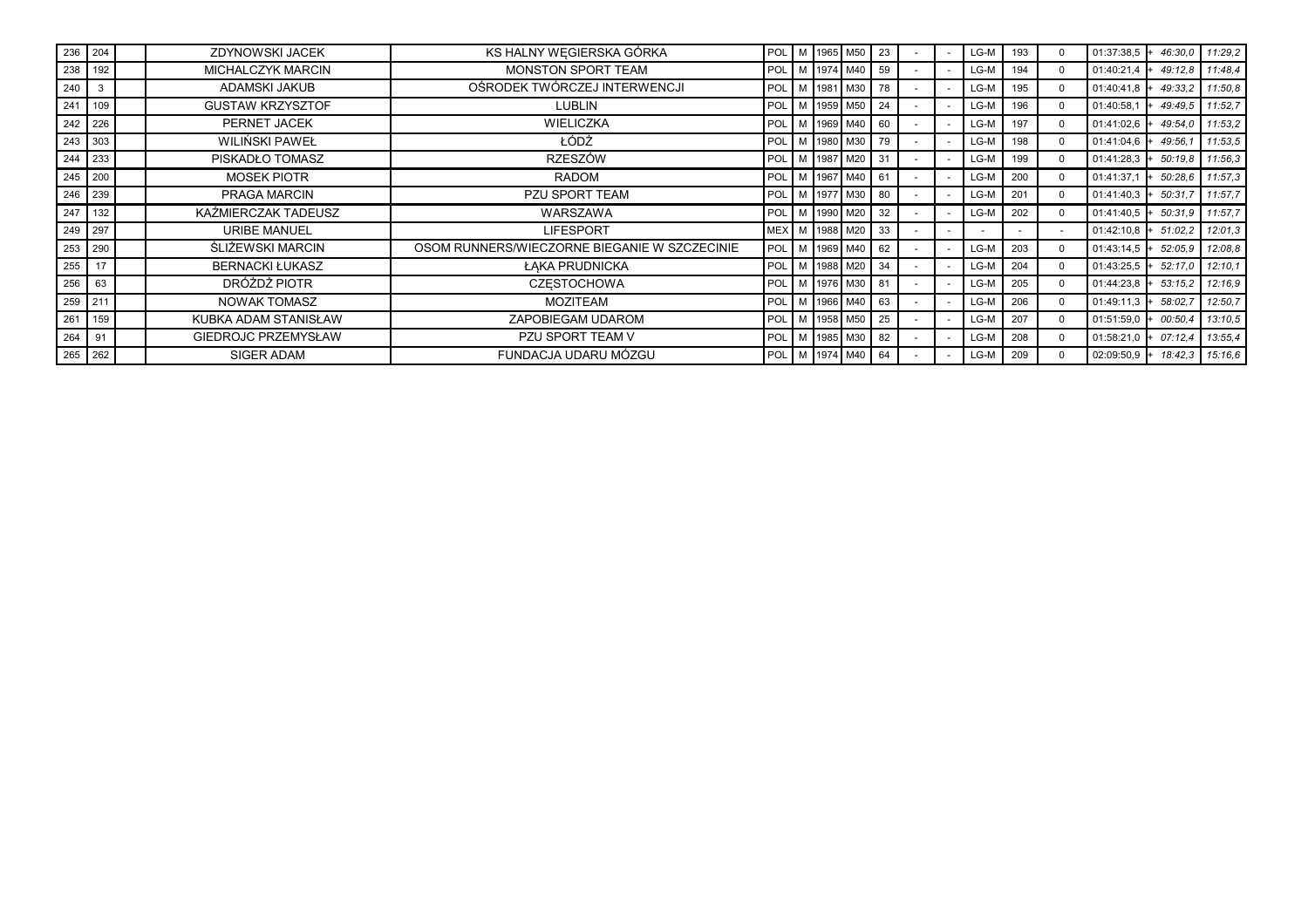| | | | | | | | | | | | | | | | | | |
|---|---|---|---|---|---|---|---|---|---|---|---|---|---|---|---|---|---|
| 236 | 204 | | ZDYNOWSKI JACEK | KS HALNY WĘGIERSKA GÓRKA | POL | M | 1965 | M50 | 23 | - | - | LG-M | 193 | 0 | 01:37:38,5 | + 46:30,0 | 11:29,2 |
| 238 | 192 | | MICHALCZYK MARCIN | MONSTON SPORT TEAM | POL | M | 1974 | M40 | 59 | - | - | LG-M | 194 | 0 | 01:40:21,4 | + 49:12,8 | 11:48,4 |
| 240 | 3 | | ADAMSKI JAKUB | OŚRODEK TWÓRCZEJ INTERWENCJI | POL | M | 1981 | M30 | 78 | - | - | LG-M | 195 | 0 | 01:40:41,8 | + 49:33,2 | 11:50,8 |
| 241 | 109 | | GUSTAW KRZYSZTOF | LUBLIN | POL | M | 1959 | M50 | 24 | - | - | LG-M | 196 | 0 | 01:40:58,1 | + 49:49,5 | 11:52,7 |
| 242 | 226 | | PERNET JACEK | WIELICZKA | POL | M | 1969 | M40 | 60 | - | - | LG-M | 197 | 0 | 01:41:02,6 | + 49:54,0 | 11:53,2 |
| 243 | 303 | | WILIŃSKI PAWEŁ | ŁÓDŹ | POL | M | 1980 | M30 | 79 | - | - | LG-M | 198 | 0 | 01:41:04,6 | + 49:56,1 | 11:53,5 |
| 244 | 233 | | PISKADŁO TOMASZ | RZESZÓW | POL | M | 1987 | M20 | 31 | - | - | LG-M | 199 | 0 | 01:41:28,3 | + 50:19,8 | 11:56,3 |
| 245 | 200 | | MOSEK PIOTR | RADOM | POL | M | 1967 | M40 | 61 | - | - | LG-M | 200 | 0 | 01:41:37,1 | + 50:28,6 | 11:57,3 |
| 246 | 239 | | PRAGA MARCIN | PZU SPORT TEAM | POL | M | 1977 | M30 | 80 | - | - | LG-M | 201 | 0 | 01:41:40,3 | + 50:31,7 | 11:57,7 |
| 247 | 132 | | KAŹMIERCZAK TADEUSZ | WARSZAWA | POL | M | 1990 | M20 | 32 | - | - | LG-M | 202 | 0 | 01:41:40,5 | + 50:31,9 | 11:57,7 |
| 249 | 297 | | URIBE MANUEL | LIFESPORT | MEX | M | 1988 | M20 | 33 | - | - | - | - | - | 01:42:10,8 | + 51:02,2 | 12:01,3 |
| 253 | 290 | | ŚLIŻEWSKI MARCIN | OSOM RUNNERS/WIECZORNE BIEGANIE W SZCZECINIE | POL | M | 1969 | M40 | 62 | - | - | LG-M | 203 | 0 | 01:43:14,5 | + 52:05,9 | 12:08,8 |
| 255 | 17 | | BERNACKI ŁUKASZ | ŁĄKA PRUDNICKA | POL | M | 1988 | M20 | 34 | - | - | LG-M | 204 | 0 | 01:43:25,5 | + 52:17,0 | 12:10,1 |
| 256 | 63 | | DRÓŻDŻ PIOTR | CZĘSTOCHOWA | POL | M | 1976 | M30 | 81 | - | - | LG-M | 205 | 0 | 01:44:23,8 | + 53:15,2 | 12:16,9 |
| 259 | 211 | | NOWAK TOMASZ | MOZITEAM | POL | M | 1966 | M40 | 63 | - | - | LG-M | 206 | 0 | 01:49:11,3 | + 58:02,7 | 12:50,7 |
| 261 | 159 | | KUBKA ADAM STANISŁAW | ZAPOBIEGAM UDAROM | POL | M | 1958 | M50 | 25 | - | - | LG-M | 207 | 0 | 01:51:59,0 | + 00:50,4 | 13:10,5 |
| 264 | 91 | | GIEDROJC PRZEMYSŁAW | PZU SPORT TEAM V | POL | M | 1985 | M30 | 82 | - | - | LG-M | 208 | 0 | 01:58:21,0 | + 07:12,4 | 13:55,4 |
| 265 | 262 | | SIGER ADAM | FUNDACJA UDARU MÓZGU | POL | M | 1974 | M40 | 64 | - | - | LG-M | 209 | 0 | 02:09:50,9 | + 18:42,3 | 15:16,6 |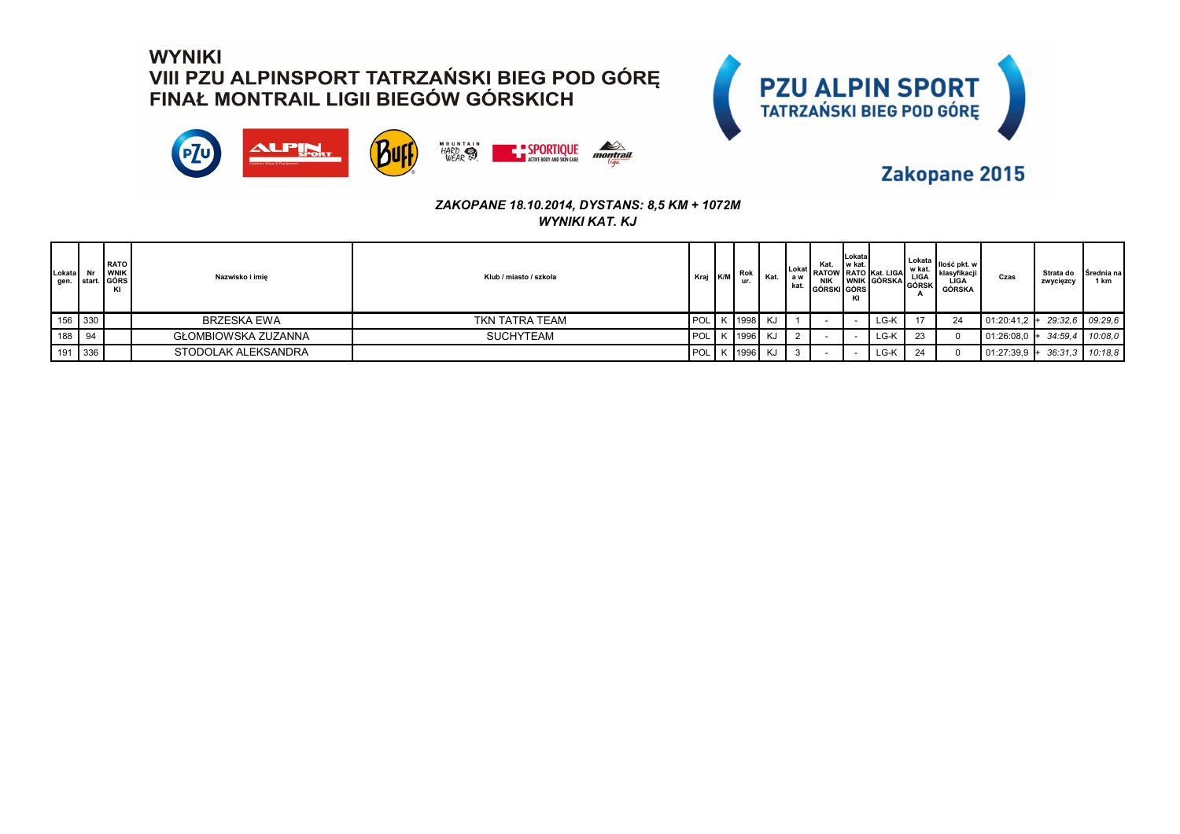# WYNIKI
# VIII PZU ALPINSPORT TATRZAŃSKI BIEG POD GÓRĘ
# FINAŁ MONTRAIL LIGII BIEGÓW GÓRSKICH

PZU ALPIN SPORT TATRZAŃSKI BIEG POD GÓRĘ

Zakopane 2015

***ZAKOPANE 18.10.2014, DYSTANS: 8,5 KM + 1072M***

***WYNIKI KAT. KJ***

| Lokata gen. | Nr start. | RATOWNIK GÓRSKI | Nazwisko i imię | Klub / miasto / szkoła | Kraj | K/M | Rok ur. | Kat. | Lokata w kat. | Kat. RATOWNIK GÓRSKI | Lokata w kat. RATOWNIK GÓRSKI | Kat. LIGA GÓRSKA | Lokata w kat. LIGA GÓRSKA | Ilość pkt. w klasyfikacji LIGA GÓRSKA | Czas | Strata do zwycięzcy | Średnia na 1 km |
|---|---|---|---|---|---|---|---|---|---|---|---|---|---|---|---|---|---|
| 156 | 330 | | BRZESKA EWA | TKN TATRA TEAM | POL | K | 1998 | KJ | 1 | - | - | LG-K | 17 | 24 | 01:20:41,2 | + 29:32,6 | 09:29,6 |
| 188 | 94 | | GŁOMBIOWSKA ZUZANNA | SUCHYTEAM | POL | K | 1996 | KJ | 2 | - | - | LG-K | 23 | 0 | 01:26:08,0 | + 34:59,4 | 10:08,0 |
| 191 | 336 | | STODOLAK ALEKSANDRA | | POL | K | 1996 | KJ | 3 | - | - | LG-K | 24 | 0 | 01:27:39,9 | + 36:31,3 | 10:18,8 |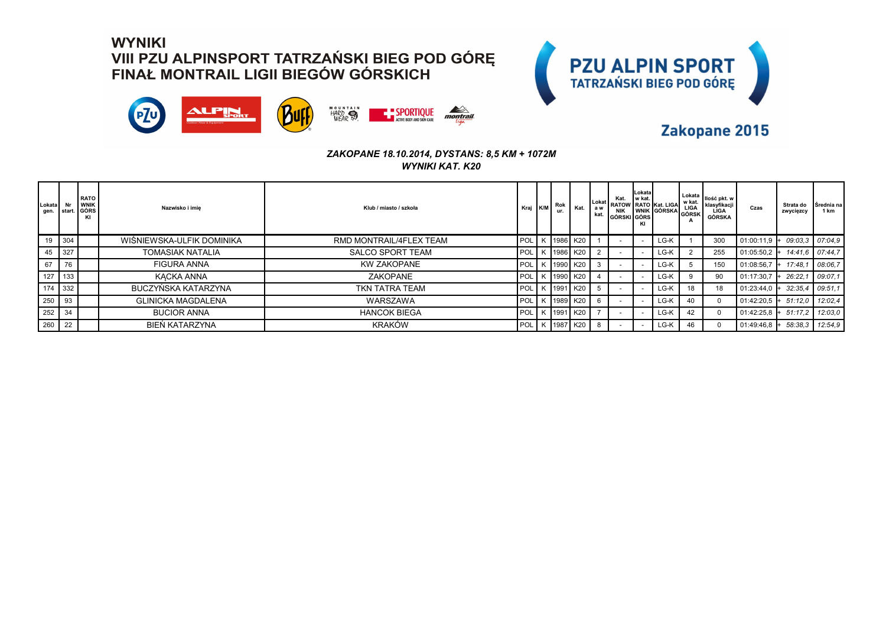# WYNIKI
# VIII PZU ALPINSPORT TATRZAŃSKI BIEG POD GÓRĘ
# FINAŁ MONTRAIL LIGII BIEGÓW GÓRSKICH

PZU ALPIN SPORT
TATRZAŃSKI BIEG POD GÓRĘ

Zakopane 2015

***ZAKOPANE 18.10.2014, DYSTANS: 8,5 KM + 1072M***
***WYNIKI KAT. K20***

| Lokata gen. | Nr start. | RATOWNIK GÓRSKI | Nazwisko i imię | Klub / miasto / szkoła | Kraj | K/M | Rok ur. | Kat. | Lokata w kat. | Kat. RATOWNIK GÓRSKI | Lokata w kat. RATOWNIK GÓRSKI | Kat. LIGA GÓRSKA | Lokata w kat. LIGA GÓRSKA | Ilość pkt. w klasyfikacji LIGA GÓRSKA | Czas | Strata do zwycięzcy | Średnia na 1 km |
|---|---|---|---|---|---|---|---|---|---|---|---|---|---|---|---|---|---|
| 19 | 304 | | WIŚNIEWSKA-ULFIK DOMINIKA | RMD MONTRAIL/4FLEX TEAM | POL | K | 1986 | K20 | 1 | - | - | LG-K | 1 | 300 | 01:00:11,9 | + 09:03,3 | 07:04,9 |
| 45 | 327 | | TOMASIAK NATALIA | SALCO SPORT TEAM | POL | K | 1986 | K20 | 2 | - | - | LG-K | 2 | 255 | 01:05:50,2 | + 14:41,6 | 07:44,7 |
| 67 | 76 | | FIGURA ANNA | KW ZAKOPANE | POL | K | 1990 | K20 | 3 | - | - | LG-K | 5 | 150 | 01:08:56,7 | + 17:48,1 | 08:06,7 |
| 127 | 133 | | KĄCKA ANNA | ZAKOPANE | POL | K | 1990 | K20 | 4 | - | - | LG-K | 9 | 90 | 01:17:30,7 | + 26:22,1 | 09:07,1 |
| 174 | 332 | | BUCZYŃSKA KATARZYNA | TKN TATRA TEAM | POL | K | 1991 | K20 | 5 | - | - | LG-K | 18 | 18 | 01:23:44,0 | + 32:35,4 | 09:51,1 |
| 250 | 93 | | GLINICKA MAGDALENA | WARSZAWA | POL | K | 1989 | K20 | 6 | - | - | LG-K | 40 | 0 | 01:42:20,5 | + 51:12,0 | 12:02,4 |
| 252 | 34 | | BUCIOR ANNA | HANCOK BIEGA | POL | K | 1991 | K20 | 7 | - | - | LG-K | 42 | 0 | 01:42:25,8 | + 51:17,2 | 12:03,0 |
| 260 | 22 | | BIEŃ KATARZYNA | KRAKÓW | POL | K | 1987 | K20 | 8 | - | - | LG-K | 46 | 0 | 01:49:46,8 | + 58:38,3 | 12:54,9 |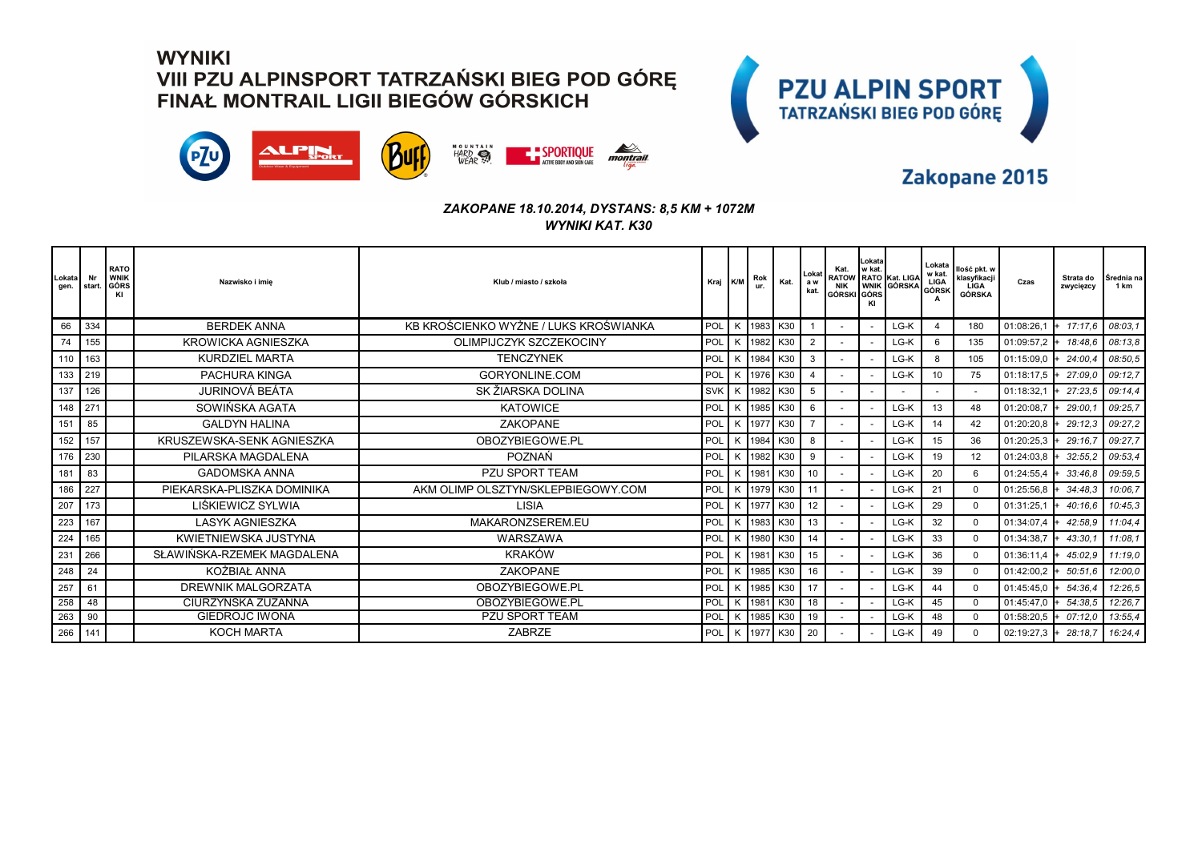# WYNIKI
## VIII PZU ALPINSPORT TATRZAŃSKI BIEG POD GÓRĘ
## FINAŁ MONTRAIL LIGII BIEGÓW GÓRSKICH

PZU ALPIN SPORT TATRZAŃSKI BIEG POD GÓRĘ

Zakopane 2015

*ZAKOPANE 18.10.2014, DYSTANS: 8,5 KM + 1072M*
*WYNIKI KAT. K30*

| Lokata gen. | Nr start. | RATOWNIK GÓRSKI | Nazwisko i imię | Klub / miasto / szkoła | Kraj | K/M | Rok ur. | Kat. | Lokata w kat. | Kat. RATOWNIK GÓRSKI | Lokata w kat. RATOWNIK GÓRSKI | Kat. LIGA GÓRSKA | Lokata w kat. LIGA GÓRSKA | Ilość pkt. w klasyfikacji LIGA GÓRSKA | Czas | Strata do zwycięzcy | Średnia na 1 km |
|---|---|---|---|---|---|---|---|---|---|---|---|---|---|---|---|---|---|
| 66 | 334 | | BERDEK ANNA | KB KROŚCIENKO WYŻNE / LUKS KROŚWIANKA | POL | K | 1983 | K30 | 1 | - | - | LG-K | 4 | 180 | 01:08:26,1 | + 17:17,6 | 08:03,1 |
| 74 | 155 | | KROWICKA AGNIESZKA | OLIMPIJCZYK SZCZEKOCINY | POL | K | 1982 | K30 | 2 | - | - | LG-K | 6 | 135 | 01:09:57,2 | + 18:48,6 | 08:13,8 |
| 110 | 163 | | KURDZIEL MARTA | TENCZYNEK | POL | K | 1984 | K30 | 3 | - | - | LG-K | 8 | 105 | 01:15:09,0 | + 24:00,4 | 08:50,5 |
| 133 | 219 | | PACHURA KINGA | GORYONLINE.COM | POL | K | 1976 | K30 | 4 | - | - | LG-K | 10 | 75 | 01:18:17,5 | + 27:09,0 | 09:12,7 |
| 137 | 126 | | JURINOVÁ BEÁTA | SK ŽIARSKA DOLINA | SVK | K | 1982 | K30 | 5 | - | - | - | - | - | 01:18:32,1 | + 27:23,5 | 09:14,4 |
| 148 | 271 | | SOWIŃSKA AGATA | KATOWICE | POL | K | 1985 | K30 | 6 | - | - | LG-K | 13 | 48 | 01:20:08,7 | + 29:00,1 | 09:25,7 |
| 151 | 85 | | GALDYN HALINA | ZAKOPANE | POL | K | 1977 | K30 | 7 | - | - | LG-K | 14 | 42 | 01:20:20,8 | + 29:12,3 | 09:27,2 |
| 152 | 157 | | KRUSZEWSKA-SENK AGNIESZKA | OBOZYBIEGOWE.PL | POL | K | 1984 | K30 | 8 | - | - | LG-K | 15 | 36 | 01:20:25,3 | + 29:16,7 | 09:27,7 |
| 176 | 230 | | PILARSKA MAGDALENA | POZNAŃ | POL | K | 1982 | K30 | 9 | - | - | LG-K | 19 | 12 | 01:24:03,8 | + 32:55,2 | 09:53,4 |
| 181 | 83 | | GADOMSKA ANNA | PZU SPORT TEAM | POL | K | 1981 | K30 | 10 | - | - | LG-K | 20 | 6 | 01:24:55,4 | + 33:46,8 | 09:59,5 |
| 186 | 227 | | PIEKARSKA-PLISZKA DOMINIKA | AKM OLIMP OLSZTYN/SKLEPBIEGOWY.COM | POL | K | 1979 | K30 | 11 | - | - | LG-K | 21 | 0 | 01:25:56,8 | + 34:48,3 | 10:06,7 |
| 207 | 173 | | LIŚKIEWICZ SYLWIA | LISIA | POL | K | 1977 | K30 | 12 | - | - | LG-K | 29 | 0 | 01:31:25,1 | + 40:16,6 | 10:45,3 |
| 223 | 167 | | LASYK AGNIESZKA | MAKARONZSEREM.EU | POL | K | 1983 | K30 | 13 | - | - | LG-K | 32 | 0 | 01:34:07,4 | + 42:58,9 | 11:04,4 |
| 224 | 165 | | KWIETNIEWSKA JUSTYNA | WARSZAWA | POL | K | 1980 | K30 | 14 | - | - | LG-K | 33 | 0 | 01:34:38,7 | + 43:30,1 | 11:08,1 |
| 231 | 266 | | SŁAWIŃSKA-RZEMEK MAGDALENA | KRAKÓW | POL | K | 1981 | K30 | 15 | - | - | LG-K | 36 | 0 | 01:36:11,4 | + 45:02,9 | 11:19,0 |
| 248 | 24 | | KOŻBIAŁ ANNA | ZAKOPANE | POL | K | 1985 | K30 | 16 | - | - | LG-K | 39 | 0 | 01:42:00,2 | + 50:51,6 | 12:00,0 |
| 257 | 61 | | DREWNIK MALGORZATA | OBOZYBIEGOWE.PL | POL | K | 1985 | K30 | 17 | - | - | LG-K | 44 | 0 | 01:45:45,0 | + 54:36,4 | 12:26,5 |
| 258 | 48 | | CIURZYŃSKA ZUZANNA | OBOZYBIEGOWE.PL | POL | K | 1981 | K30 | 18 | - | - | LG-K | 45 | 0 | 01:45:47,0 | + 54:38,5 | 12:26,7 |
| 263 | 90 | | GIEDROJC IWONA | PZU SPORT TEAM | POL | K | 1985 | K30 | 19 | - | - | LG-K | 48 | 0 | 01:58:20,5 | + 07:12,0 | 13:55,4 |
| 266 | 141 | | KOCH MARTA | ZABRZE | POL | K | 1977 | K30 | 20 | - | - | LG-K | 49 | 0 | 02:19:27,3 | + 28:18,7 | 16:24,4 |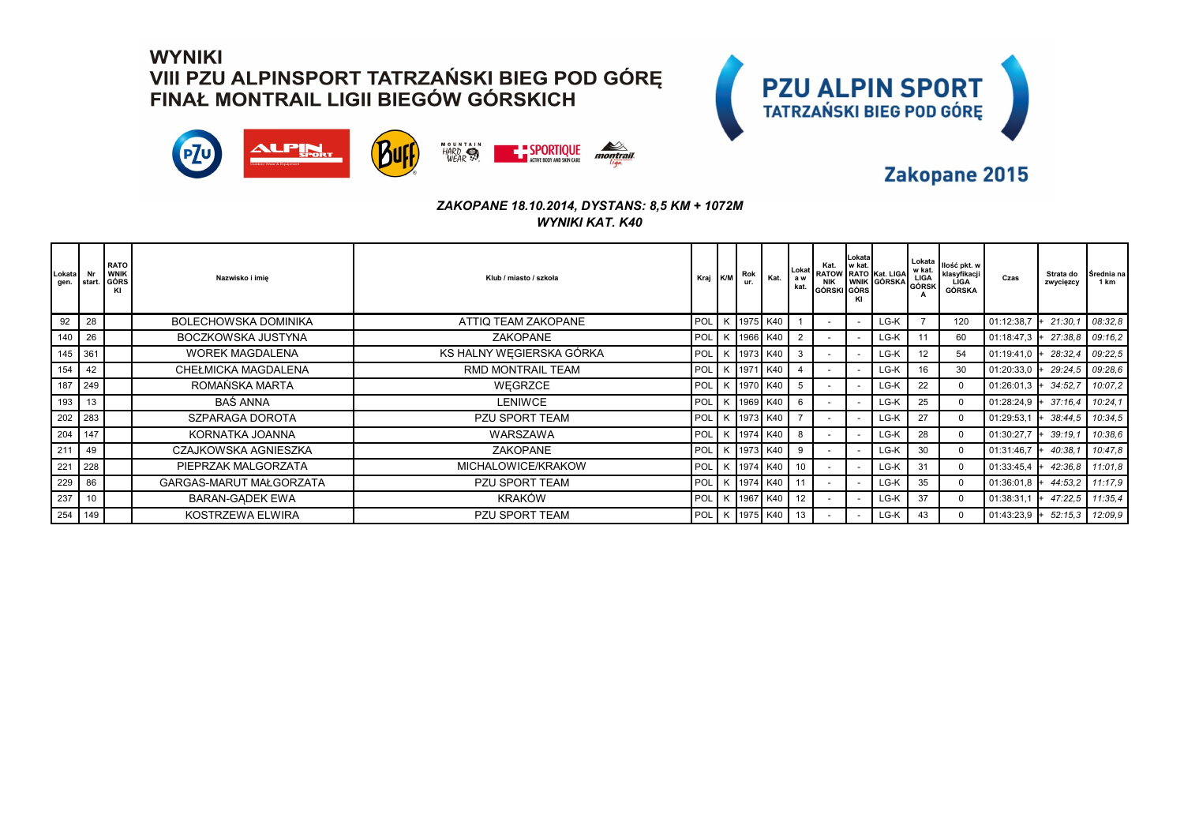# WYNIKI
# VIII PZU ALPINSPORT TATRZAŃSKI BIEG POD GÓRĘ
# FINAŁ MONTRAIL LIGII BIEGÓW GÓRSKICH

**PZU ALPIN SPORT**
**TATRZAŃSKI BIEG POD GÓRĘ**

**Zakopane 2015**

***ZAKOPANE 18.10.2014, DYSTANS: 8,5 KM + 1072M***
***WYNIKI KAT. K40***

| Lokata gen. | Nr start. | RATOWNIK GÓRSKI | Nazwisko i imię | Klub / miasto / szkoła | Kraj | K/M | Rok ur. | Kat. | Lokata w kat. | Kat. RATOWNIK GÓRSKI | Lokata w kat. RATOWNIK GÓRSKI | Kat. LIGA GÓRSKA | Lokata w kat. LIGA GÓRSKA | Ilość pkt. w klasyfikacji LIGA GÓRSKA | Czas | Strata do zwycięzcy | Średnia na 1 km |
|---|---|---|---|---|---|---|---|---|---|---|---|---|---|---|---|---|---|
| 92 | 28 | | BOLECHOWSKA DOMINIKA | ATTIQ TEAM ZAKOPANE | POL | K | 1975 | K40 | 1 | - | - | LG-K | 7 | 120 | 01:12:38,7 | + *21:30,1* | *08:32,8* |
| 140 | 26 | | BOCZKOWSKA JUSTYNA | ZAKOPANE | POL | K | 1966 | K40 | 2 | - | - | LG-K | 11 | 60 | 01:18:47,3 | + *27:38,8* | *09:16,2* |
| 145 | 361 | | WOREK MAGDALENA | KS HALNY WĘGIERSKA GÓRKA | POL | K | 1973 | K40 | 3 | - | - | LG-K | 12 | 54 | 01:19:41,0 | + *28:32,4* | *09:22,5* |
| 154 | 42 | | CHEŁMICKA MAGDALENA | RMD MONTRAIL TEAM | POL | K | 1971 | K40 | 4 | - | - | LG-K | 16 | 30 | 01:20:33,0 | + *29:24,5* | *09:28,6* |
| 187 | 249 | | ROMAŃSKA MARTA | WĘGRZCE | POL | K | 1970 | K40 | 5 | - | - | LG-K | 22 | 0 | 01:26:01,3 | + *34:52,7* | *10:07,2* |
| 193 | 13 | | BAŚ ANNA | LENIWCE | POL | K | 1969 | K40 | 6 | - | - | LG-K | 25 | 0 | 01:28:24,9 | + *37:16,4* | *10:24,1* |
| 202 | 283 | | SZPARAGA DOROTA | PZU SPORT TEAM | POL | K | 1973 | K40 | 7 | - | - | LG-K | 27 | 0 | 01:29:53,1 | + *38:44,5* | *10:34,5* |
| 204 | 147 | | KORNATKA JOANNA | WARSZAWA | POL | K | 1974 | K40 | 8 | - | - | LG-K | 28 | 0 | 01:30:27,7 | + *39:19,1* | *10:38,6* |
| 211 | 49 | | CZAJKOWSKA AGNIESZKA | ZAKOPANE | POL | K | 1973 | K40 | 9 | - | - | LG-K | 30 | 0 | 01:31:46,7 | + *40:38,1* | *10:47,8* |
| 221 | 228 | | PIEPRZAK MALGORZATA | MICHALOWICE/KRAKOW | POL | K | 1974 | K40 | 10 | - | - | LG-K | 31 | 0 | 01:33:45,4 | + *42:36,8* | *11:01,8* |
| 229 | 86 | | GARGAS-MARUT MAŁGORZATA | PZU SPORT TEAM | POL | K | 1974 | K40 | 11 | - | - | LG-K | 35 | 0 | 01:36:01,8 | + *44:53,2* | *11:17,9* |
| 237 | 10 | | BARAN-GĄDEK EWA | KRAKÓW | POL | K | 1967 | K40 | 12 | - | - | LG-K | 37 | 0 | 01:38:31,1 | + *47:22,5* | *11:35,4* |
| 254 | 149 | | KOSTRZEWA ELWIRA | PZU SPORT TEAM | POL | K | 1975 | K40 | 13 | - | - | LG-K | 43 | 0 | 01:43:23,9 | + *52:15,3* | *12:09,9* |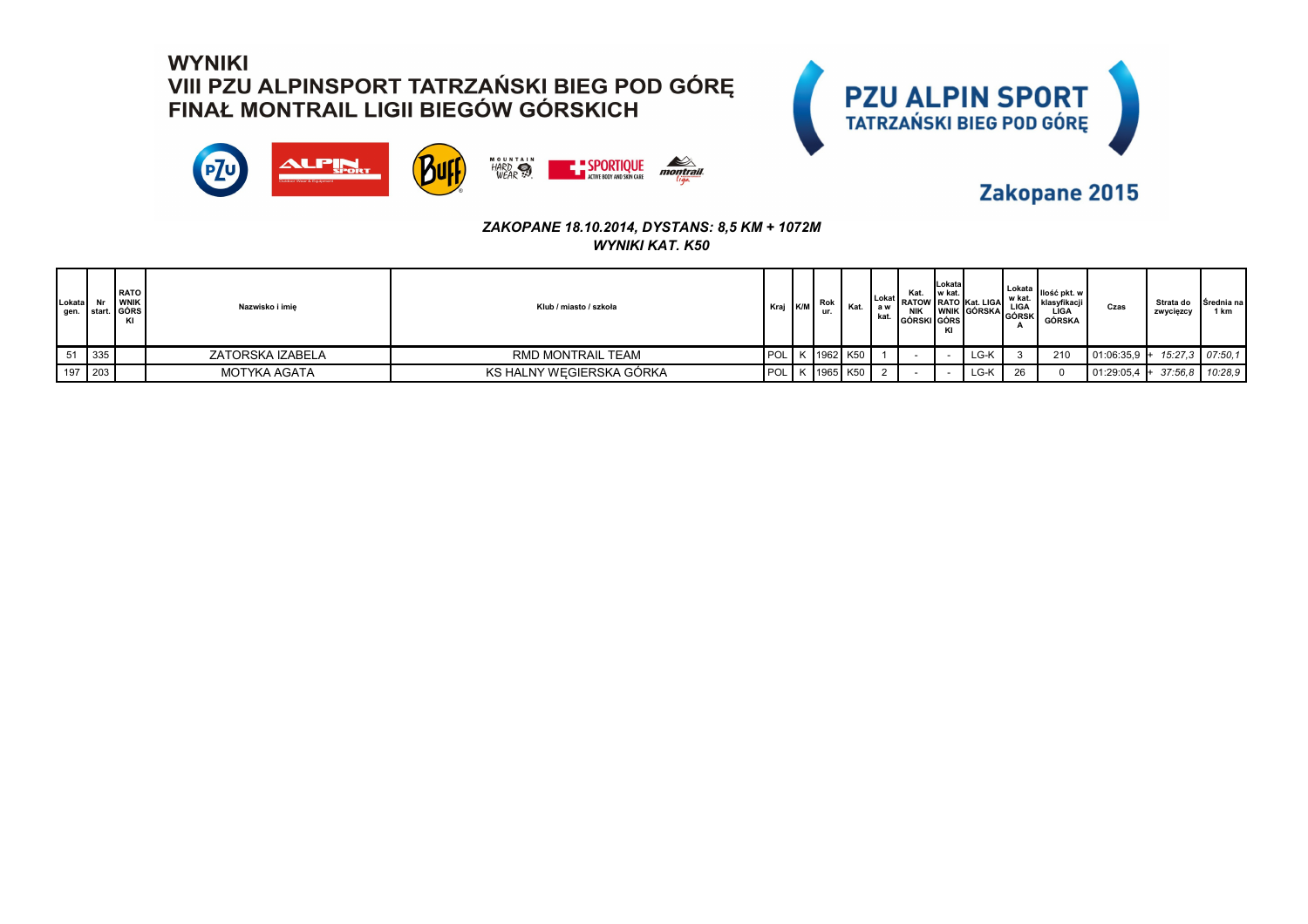# WYNIKI
## VIII PZU ALPINSPORT TATRZAŃSKI BIEG POD GÓRĘ
## FINAŁ MONTRAIL LIGII BIEGÓW GÓRSKICH

PZU ALPIN SPORT
TATRZAŃSKI BIEG POD GÓRĘ

Zakopane 2015

***ZAKOPANE 18.10.2014, DYSTANS: 8,5 KM + 1072M***
***WYNIKI KAT. K50***

| Lokata gen. | Nr start. | RATOWNIK GÓRSKI | Nazwisko i imię | Klub / miasto / szkoła | Kraj | K/M | Rok ur. | Kat. | Lokata w kat. | Kat. RATOWNIK GÓRSKI | Lokata w kat. RATOWNIK GÓRSKI | Kat. LIGA GÓRSKA | Lokata w kat. LIGA GÓRSKA | Ilość pkt. w klasyfikacji LIGA GÓRSKA | Czas | Strata do zwycięzcy | Średnia na 1 km |
|---|---|---|---|---|---|---|---|---|---|---|---|---|---|---|---|---|---|
| 51 | 335 | | ZATORSKA IZABELA | RMD MONTRAIL TEAM | POL | K | 1962 | K50 | 1 | - | - | LG-K | 3 | 210 | 01:06:35,9 | + *15:27,3* | *07:50,1* |
| 197 | 203 | | MOTYKA AGATA | KS HALNY WĘGIERSKA GÓRKA | POL | K | 1965 | K50 | 2 | - | - | LG-K | 26 | 0 | 01:29:05,4 | + *37:56,8* | *10:28,9* |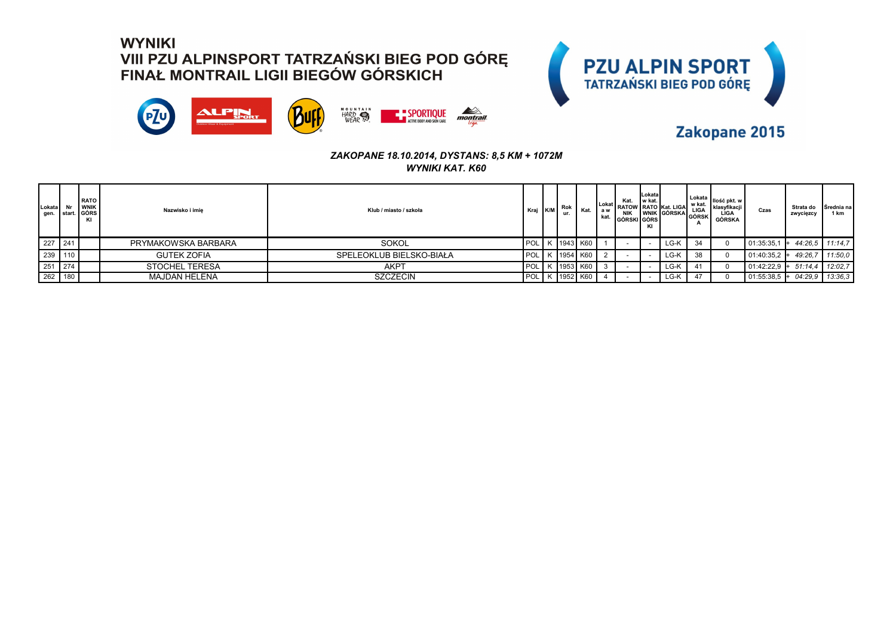# WYNIKI
# VIII PZU ALPINSPORT TATRZAŃSKI BIEG POD GÓRĘ
# FINAŁ MONTRAIL LIGII BIEGÓW GÓRSKICH

**PZU ALPIN SPORT**
**TATRZAŃSKI BIEG POD GÓRĘ**

**Zakopane 2015**

***ZAKOPANE 18.10.2014, DYSTANS: 8,5 KM + 1072M***
***WYNIKI KAT. K60***

| Lokata gen. | Nr start. | RATOWNIK GÓRSKI | Nazwisko i imię | Klub / miasto / szkoła | Kraj | K/M | Rok ur. | Kat. | Lokata w kat. | Kat. RATOWNIK GÓRSKI | Lokata w kat. RATOWNIK GÓRSKI | Kat. LIGA GÓRSKA | Lokata w kat. LIGA GÓRSKA | Ilość pkt. w klasyfikacji LIGA GÓRSKA | Czas | Strata do zwycięzcy | Średnia na 1 km |
|---|---|---|---|---|---|---|---|---|---|---|---|---|---|---|---|---|---|
| 227 | 241 | | PRYMAKOWSKA BARBARA | SOKOL | POL | K | 1943 | K60 | 1 | - | - | LG-K | 34 | 0 | 01:35:35,1 | + 44:26,5 | 11:14,7 |
| 239 | 110 | | GUTEK ZOFIA | SPELEOKLUB BIELSKO-BIAŁA | POL | K | 1954 | K60 | 2 | - | - | LG-K | 38 | 0 | 01:40:35,2 | + 49:26,7 | 11:50,0 |
| 251 | 274 | | STOCHEL TERESA | AKPT | POL | K | 1953 | K60 | 3 | - | - | LG-K | 41 | 0 | 01:42:22,9 | + 51:14,4 | 12:02,7 |
| 262 | 180 | | MAJDAN HELENA | SZCZECIN | POL | K | 1952 | K60 | 4 | - | - | LG-K | 47 | 0 | 01:55:38,5 | + 04:29,9 | 13:36,3 |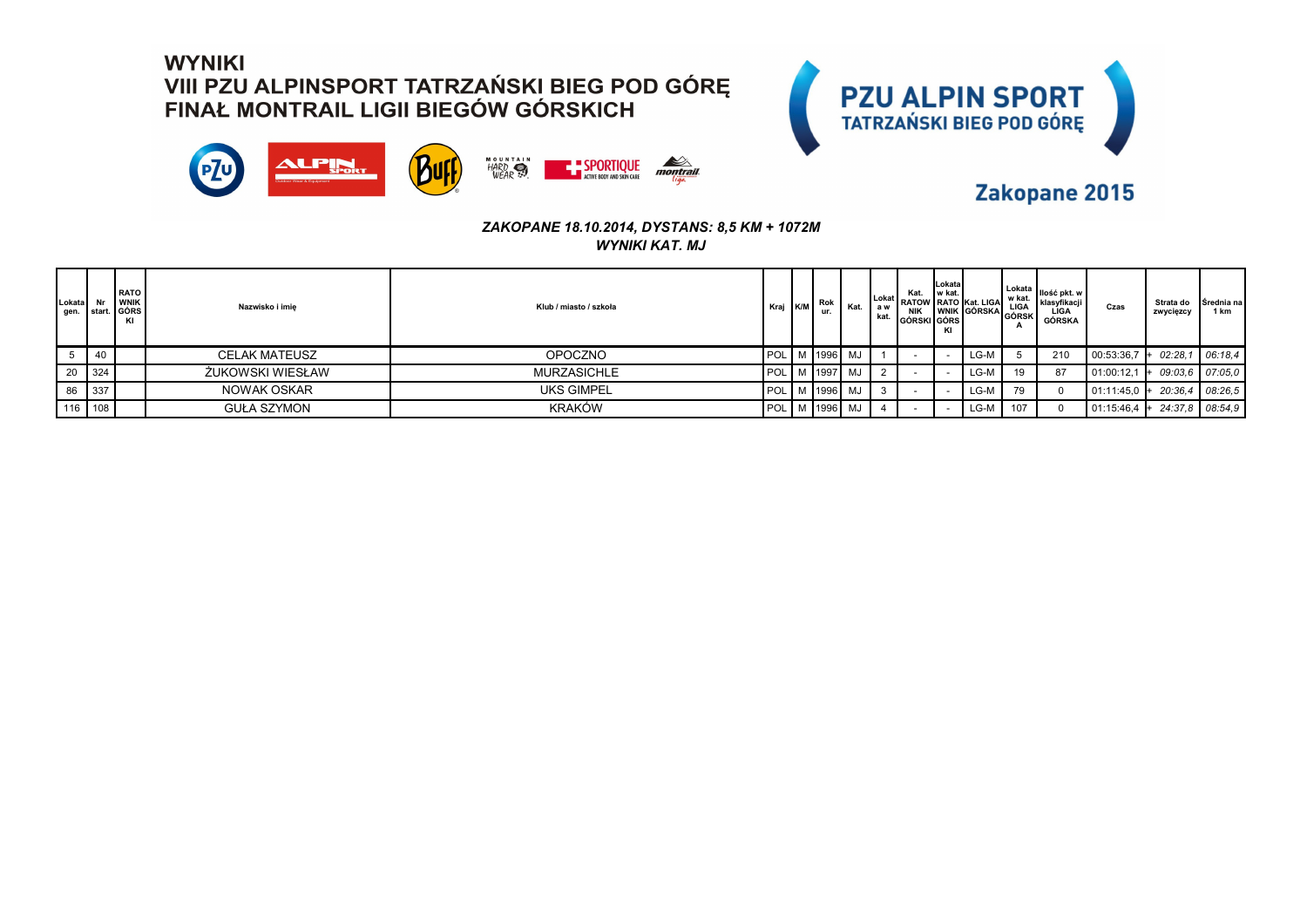# WYNIKI
# VIII PZU ALPINSPORT TATRZAŃSKI BIEG POD GÓRĘ
# FINAŁ MONTRAIL LIGII BIEGÓW GÓRSKICH

PZU ALPIN SPORT
TATRZAŃSKI BIEG POD GÓRĘ

Zakopane 2015

***ZAKOPANE 18.10.2014, DYSTANS: 8,5 KM + 1072M***
***WYNIKI KAT. MJ***

| Lokata gen. | Nr start. | RATOWNIK GÓRSKI | Nazwisko i imię | Klub / miasto / szkoła | Kraj | K/M | Rok ur. | Kat. | Lokata w kat. | Kat. RATOWNIK GÓRSKI | Lokata w kat. RATOWNIK GÓRSKI | Kat. LIGA GÓRSKA | Lokata w kat. LIGA GÓRSKA | Ilość pkt. w klasyfikacji LIGA GÓRSKA | Czas | Strata do zwycięzcy | Średnia na 1 km |
|---|---|---|---|---|---|---|---|---|---|---|---|---|---|---|---|---|---|
| 5 | 40 | | CELAK MATEUSZ | OPOCZNO | POL | M | 1996 | MJ | 1 | - | - | LG-M | 5 | 210 | 00:53:36,7 | + *02:28,1* | *06:18,4* |
| 20 | 324 | | ŻUKOWSKI WIESŁAW | MURZASICHLE | POL | M | 1997 | MJ | 2 | - | - | LG-M | 19 | 87 | 01:00:12,1 | + *09:03,6* | *07:05,0* |
| 86 | 337 | | NOWAK OSKAR | UKS GIMPEL | POL | M | 1996 | MJ | 3 | - | - | LG-M | 79 | 0 | 01:11:45,0 | + *20:36,4* | *08:26,5* |
| 116 | 108 | | GUŁA SZYMON | KRAKÓW | POL | M | 1996 | MJ | 4 | - | - | LG-M | 107 | 0 | 01:15:46,4 | + *24:37,8* | *08:54,9* |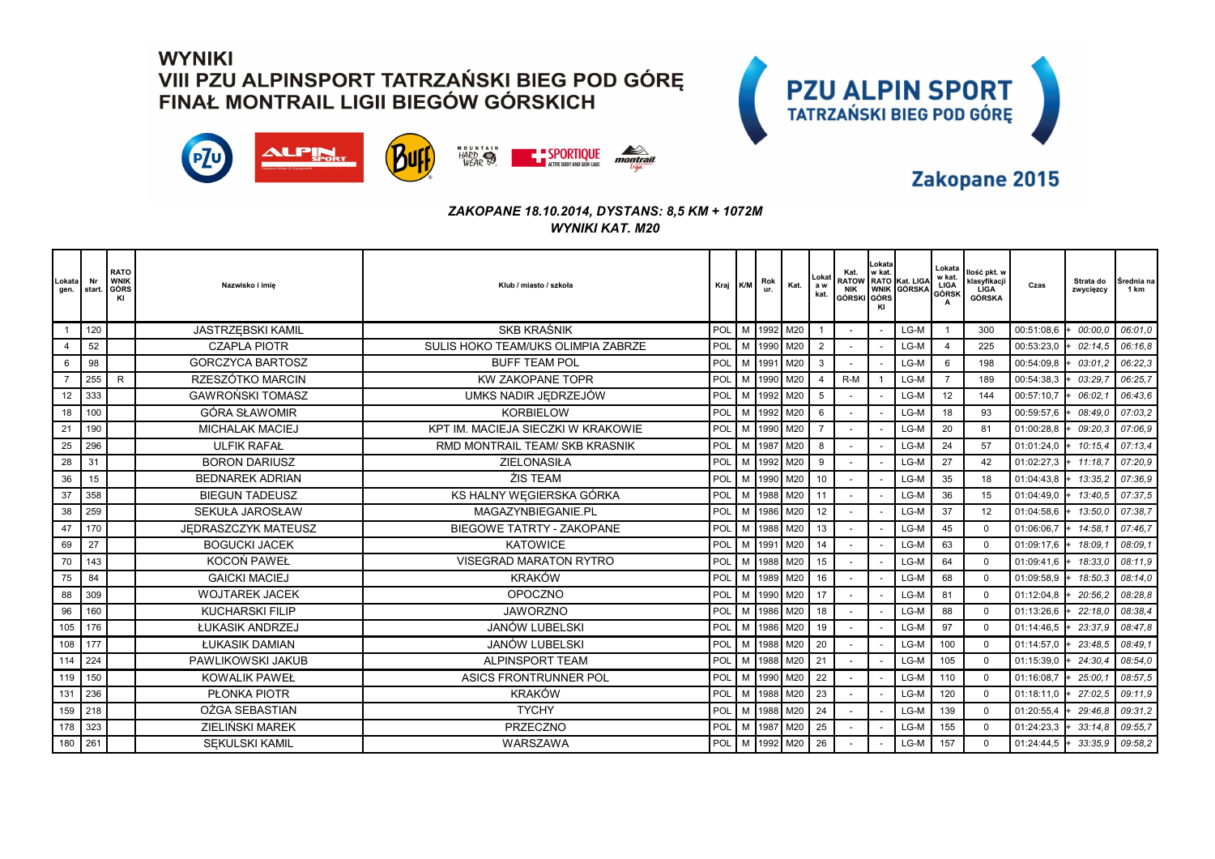# WYNIKI
# VIII PZU ALPINSPORT TATRZAŃSKI BIEG POD GÓRĘ
# FINAŁ MONTRAIL LIGII BIEGÓW GÓRSKICH

**PZU ALPIN SPORT**
**TATRZAŃSKI BIEG POD GÓRĘ**

**Zakopane 2015**

***ZAKOPANE 18.10.2014, DYSTANS: 8,5 KM + 1072M***
***WYNIKI KAT. M20***

| Lokata gen. | Nr start. | RATOWNIK GÓRSKI | Nazwisko i imię | Klub / miasto / szkoła | Kraj | K/M | Rok ur. | Kat. | Lokata w kat. | Kat. RATOWNIK GÓRSKI | Lokata w kat. RATOWNIK GÓRSKI | Kat. LIGA GÓRSKA | Lokata w kat. LIGA GÓRSKA | Ilość pkt. w klasyfikacji LIGA GÓRSKA | Czas | Strata do zwycięzcy | Średnia na 1 km |
|---|---|---|---|---|---|---|---|---|---|---|---|---|---|---|---|---|---|
| 1 | 120 | | JASTRZĘBSKI KAMIL | SKB KRAŚNIK | POL | M | 1992 | M20 | 1 | - | - | LG-M | 1 | 300 | 00:51:08,6 | + 00:00,0 | 06:01,0 |
| 4 | 52 | | CZAPLA PIOTR | SULIS HOKO TEAM/UKS OLIMPIA ZABRZE | POL | M | 1990 | M20 | 2 | - | - | LG-M | 4 | 225 | 00:53:23,0 | + 02:14,5 | 06:16,8 |
| 6 | 98 | | GORCZYCA BARTOSZ | BUFF TEAM POL | POL | M | 1991 | M20 | 3 | - | - | LG-M | 6 | 198 | 00:54:09,8 | + 03:01,2 | 06:22,3 |
| 7 | 255 | R | RZESZÓTKO MARCIN | KW ZAKOPANE TOPR | POL | M | 1990 | M20 | 4 | R-M | 1 | LG-M | 7 | 189 | 00:54:38,3 | + 03:29,7 | 06:25,7 |
| 12 | 333 | | GAWROŃSKI TOMASZ | UMKS NADIR JĘDRZEJÓW | POL | M | 1992 | M20 | 5 | - | - | LG-M | 12 | 144 | 00:57:10,7 | + 06:02,1 | 06:43,6 |
| 18 | 100 | | GÓRA SŁAWOMIR | KORBIELOW | POL | M | 1992 | M20 | 6 | - | - | LG-M | 18 | 93 | 00:59:57,6 | + 08:49,0 | 07:03,2 |
| 21 | 190 | | MICHALAK MACIEJ | KPT IM. MACIEJA SIECZKI W KRAKOWIE | POL | M | 1990 | M20 | 7 | - | - | LG-M | 20 | 81 | 01:00:28,8 | + 09:20,3 | 07:06,9 |
| 25 | 296 | | ULFIK RAFAŁ | RMD MONTRAIL TEAM/ SKB KRASNIK | POL | M | 1987 | M20 | 8 | - | - | LG-M | 24 | 57 | 01:01:24,0 | + 10:15,4 | 07:13,4 |
| 28 | 31 | | BORON DARIUSZ | ZIELONASIŁA | POL | M | 1992 | M20 | 9 | - | - | LG-M | 27 | 42 | 01:02:27,3 | + 11:18,7 | 07:20,9 |
| 36 | 15 | | BEDNAREK ADRIAN | ŻIS TEAM | POL | M | 1990 | M20 | 10 | - | - | LG-M | 35 | 18 | 01:04:43,8 | + 13:35,2 | 07:36,9 |
| 37 | 358 | | BIEGUN TADEUSZ | KS HALNY WĘGIERSKA GÓRKA | POL | M | 1988 | M20 | 11 | - | - | LG-M | 36 | 15 | 01:04:49,0 | + 13:40,5 | 07:37,5 |
| 38 | 259 | | SEKUŁA JAROSŁAW | MAGAZYNBIEGANIE.PL | POL | M | 1986 | M20 | 12 | - | - | LG-M | 37 | 12 | 01:04:58,6 | + 13:50,0 | 07:38,7 |
| 47 | 170 | | JĘDRASZCZYK MATEUSZ | BIEGOWE TATRTY - ZAKOPANE | POL | M | 1988 | M20 | 13 | - | - | LG-M | 45 | 0 | 01:06:06,7 | + 14:58,1 | 07:46,7 |
| 69 | 27 | | BOGUCKI JACEK | KATOWICE | POL | M | 1991 | M20 | 14 | - | - | LG-M | 63 | 0 | 01:09:17,6 | + 18:09,1 | 08:09,1 |
| 70 | 143 | | KOCOŃ PAWEŁ | VISEGRAD MARATON RYTRO | POL | M | 1988 | M20 | 15 | - | - | LG-M | 64 | 0 | 01:09:41,6 | + 18:33,0 | 08:11,9 |
| 75 | 84 | | GAICKI MACIEJ | KRAKÓW | POL | M | 1989 | M20 | 16 | - | - | LG-M | 68 | 0 | 01:09:58,9 | + 18:50,3 | 08:14,0 |
| 88 | 309 | | WOJTAREK JACEK | OPOCZNO | POL | M | 1990 | M20 | 17 | - | - | LG-M | 81 | 0 | 01:12:04,8 | + 20:56,2 | 08:28,8 |
| 96 | 160 | | KUCHARSKI FILIP | JAWORZNO | POL | M | 1986 | M20 | 18 | - | - | LG-M | 88 | 0 | 01:13:26,6 | + 22:18,0 | 08:38,4 |
| 105 | 176 | | ŁUKASIK ANDRZEJ | JANÓW LUBELSKI | POL | M | 1986 | M20 | 19 | - | - | LG-M | 97 | 0 | 01:14:46,5 | + 23:37,9 | 08:47,8 |
| 108 | 177 | | ŁUKASIK DAMIAN | JANÓW LUBELSKI | POL | M | 1988 | M20 | 20 | - | - | LG-M | 100 | 0 | 01:14:57,0 | + 23:48,5 | 08:49,1 |
| 114 | 224 | | PAWLIKOWSKI JAKUB | ALPINSPORT TEAM | POL | M | 1988 | M20 | 21 | - | - | LG-M | 105 | 0 | 01:15:39,0 | + 24:30,4 | 08:54,0 |
| 119 | 150 | | KOWALIK PAWEŁ | ASICS FRONTRUNNER POL | POL | M | 1990 | M20 | 22 | - | - | LG-M | 110 | 0 | 01:16:08,7 | + 25:00,1 | 08:57,5 |
| 131 | 236 | | PŁONKA PIOTR | KRAKÓW | POL | M | 1988 | M20 | 23 | - | - | LG-M | 120 | 0 | 01:18:11,0 | + 27:02,5 | 09:11,9 |
| 159 | 218 | | OŻGA SEBASTIAN | TYCHY | POL | M | 1988 | M20 | 24 | - | - | LG-M | 139 | 0 | 01:20:55,4 | + 29:46,8 | 09:31,2 |
| 178 | 323 | | ZIELIŃSKI MAREK | PRZECZNO | POL | M | 1987 | M20 | 25 | - | - | LG-M | 155 | 0 | 01:24:23,3 | + 33:14,8 | 09:55,7 |
| 180 | 261 | | SĘKULSKI KAMIL | WARSZAWA | POL | M | 1992 | M20 | 26 | - | - | LG-M | 157 | 0 | 01:24:44,5 | + 33:35,9 | 09:58,2 |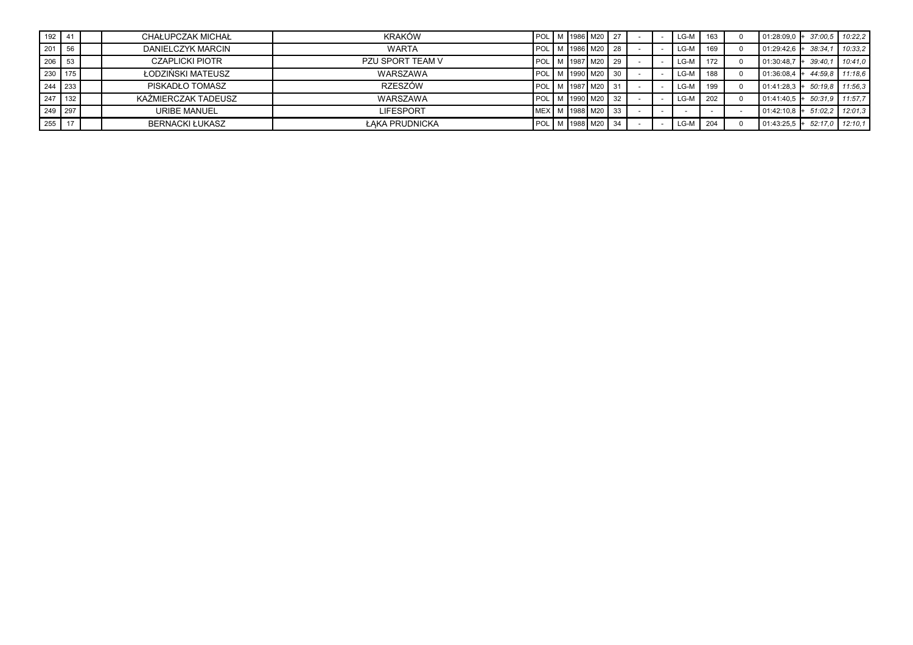| | | | | | | | | | | | | | | | | | | |
|---|---|---|---|---|---|---|---|---|---|---|---|---|---|---|---|---|---|---|
| 192 | 41 | | CHAŁUPCZAK MICHAŁ | KRAKÓW | POL | M | 1986 | M20 | 27 | - | - | LG-M | 163 | 0 | 01:28:09,0 | + | 37:00,5 | 10:22,2 |
| 201 | 56 | | DANIELCZYK MARCIN | WARTA | POL | M | 1986 | M20 | 28 | - | - | LG-M | 169 | 0 | 01:29:42,6 | + | 38:34,1 | 10:33,2 |
| 206 | 53 | | CZAPLICKI PIOTR | PZU SPORT TEAM V | POL | M | 1987 | M20 | 29 | - | - | LG-M | 172 | 0 | 01:30:48,7 | + | 39:40,1 | 10:41,0 |
| 230 | 175 | | ŁODZIŃSKI MATEUSZ | WARSZAWA | POL | M | 1990 | M20 | 30 | - | - | LG-M | 188 | 0 | 01:36:08,4 | + | 44:59,8 | 11:18,6 |
| 244 | 233 | | PISKADŁO TOMASZ | RZESZÓW | POL | M | 1987 | M20 | 31 | - | - | LG-M | 199 | 0 | 01:41:28,3 | + | 50:19,8 | 11:56,3 |
| 247 | 132 | | KAŹMIERCZAK TADEUSZ | WARSZAWA | POL | M | 1990 | M20 | 32 | - | - | LG-M | 202 | 0 | 01:41:40,5 | + | 50:31,9 | 11:57,7 |
| 249 | 297 | | URIBE MANUEL | LIFESPORT | MEX | M | 1988 | M20 | 33 | - | - | - | - | - | 01:42:10,8 | + | 51:02,2 | 12:01,3 |
| 255 | 17 | | BERNACKI ŁUKASZ | ŁĄKA PRUDNICKA | POL | M | 1988 | M20 | 34 | - | - | LG-M | 204 | 0 | 01:43:25,5 | + | 52:17,0 | 12:10,1 |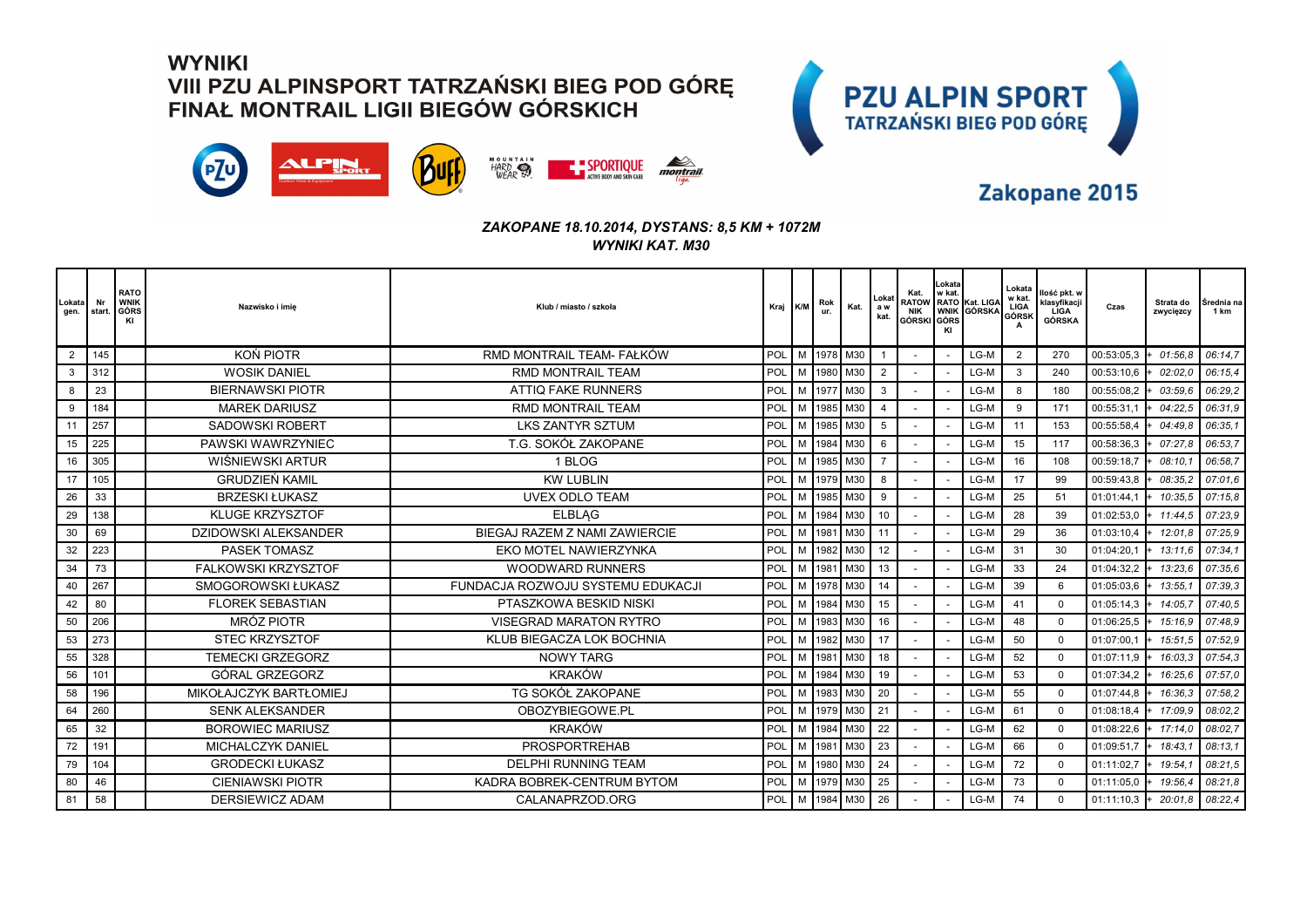# WYNIKI
## VIII PZU ALPINSPORT TATRZAŃSKI BIEG POD GÓRĘ
## FINAŁ MONTRAIL LIGII BIEGÓW GÓRSKICH

**PZU ALPIN SPORT TATRZAŃSKI BIEG POD GÓRĘ**

**Zakopane 2015**

*ZAKOPANE 18.10.2014, DYSTANS: 8,5 KM + 1072M*
*WYNIKI KAT. M30*

| Lokata gen. | Nr start. | RATOWNIK GÓRSKI | Nazwisko i imię | Klub / miasto / szkoła | Kraj | K/M | Rok ur. | Kat. | Lokata w kat. | Kat. RATOWNIK GÓRSKI | Lokata w kat. RATOWNIK GÓRSKI | Kat. LIGA GÓRSKA | Lokata w kat. LIGA GÓRSKA | Ilość pkt. w klasyfikacji LIGA GÓRSKA | Czas | Strata do zwycięzcy | Średnia na 1 km |
|---|---|---|---|---|---|---|---|---|---|---|---|---|---|---|---|---|---|
| 2 | 145 | | KOŃ PIOTR | RMD MONTRAIL TEAM- FAŁKÓW | POL | M | 1978 | M30 | 1 | - | - | LG-M | 2 | 270 | 00:53:05,3 | + 01:56,8 | 06:14,7 |
| 3 | 312 | | WOSIK DANIEL | RMD MONTRAIL TEAM | POL | M | 1980 | M30 | 2 | - | - | LG-M | 3 | 240 | 00:53:10,6 | + 02:02,0 | 06:15,4 |
| 8 | 23 | | BIERNAWSKI PIOTR | ATTIQ FAKE RUNNERS | POL | M | 1977 | M30 | 3 | - | - | LG-M | 8 | 180 | 00:55:08,2 | + 03:59,6 | 06:29,2 |
| 9 | 184 | | MAREK DARIUSZ | RMD MONTRAIL TEAM | POL | M | 1985 | M30 | 4 | - | - | LG-M | 9 | 171 | 00:55:31,1 | + 04:22,5 | 06:31,9 |
| 11 | 257 | | SADOWSKI ROBERT | LKS ZANTYR SZTUM | POL | M | 1985 | M30 | 5 | - | - | LG-M | 11 | 153 | 00:55:58,4 | + 04:49,8 | 06:35,1 |
| 15 | 225 | | PAWSKI WAWRZYNIEC | T.G. SOKÓŁ ZAKOPANE | POL | M | 1984 | M30 | 6 | - | - | LG-M | 15 | 117 | 00:58:36,3 | + 07:27,8 | 06:53,7 |
| 16 | 305 | | WIŚNIEWSKI ARTUR | 1 BLOG | POL | M | 1985 | M30 | 7 | - | - | LG-M | 16 | 108 | 00:59:18,7 | + 08:10,1 | 06:58,7 |
| 17 | 105 | | GRUDZIEŃ KAMIL | KW LUBLIN | POL | M | 1979 | M30 | 8 | - | - | LG-M | 17 | 99 | 00:59:43,8 | + 08:35,2 | 07:01,6 |
| 26 | 33 | | BRZESKI ŁUKASZ | UVEX ODLO TEAM | POL | M | 1985 | M30 | 9 | - | - | LG-M | 25 | 51 | 01:01:44,1 | + 10:35,5 | 07:15,8 |
| 29 | 138 | | KLUGE KRZYSZTOF | ELBLĄG | POL | M | 1984 | M30 | 10 | - | - | LG-M | 28 | 39 | 01:02:53,0 | + 11:44,5 | 07:23,9 |
| 30 | 69 | | DZIDOWSKI ALEKSANDER | BIEGAJ RAZEM Z NAMI ZAWIERCIE | POL | M | 1981 | M30 | 11 | - | - | LG-M | 29 | 36 | 01:03:10,4 | + 12:01,8 | 07:25,9 |
| 32 | 223 | | PASEK TOMASZ | EKO MOTEL NAWIERZYNKA | POL | M | 1982 | M30 | 12 | - | - | LG-M | 31 | 30 | 01:04:20,1 | + 13:11,6 | 07:34,1 |
| 34 | 73 | | FALKOWSKI KRZYSZTOF | WOODWARD RUNNERS | POL | M | 1981 | M30 | 13 | - | - | LG-M | 33 | 24 | 01:04:32,2 | + 13:23,6 | 07:35,6 |
| 40 | 267 | | SMOGOROWSKI ŁUKASZ | FUNDACJA ROZWOJU SYSTEMU EDUKACJI | POL | M | 1978 | M30 | 14 | - | - | LG-M | 39 | 6 | 01:05:03,6 | + 13:55,1 | 07:39,3 |
| 42 | 80 | | FLOREK SEBASTIAN | PTASZKOWA BESKID NISKI | POL | M | 1984 | M30 | 15 | - | - | LG-M | 41 | 0 | 01:05:14,3 | + 14:05,7 | 07:40,5 |
| 50 | 206 | | MRÓZ PIOTR | VISEGRAD MARATON RYTRO | POL | M | 1983 | M30 | 16 | - | - | LG-M | 48 | 0 | 01:06:25,5 | + 15:16,9 | 07:48,9 |
| 53 | 273 | | STEC KRZYSZTOF | KLUB BIEGACZA LOK BOCHNIA | POL | M | 1982 | M30 | 17 | - | - | LG-M | 50 | 0 | 01:07:00,1 | + 15:51,5 | 07:52,9 |
| 55 | 328 | | TEMECKI GRZEGORZ | NOWY TARG | POL | M | 1981 | M30 | 18 | - | - | LG-M | 52 | 0 | 01:07:11,9 | + 16:03,3 | 07:54,3 |
| 56 | 101 | | GÓRAL GRZEGORZ | KRAKÓW | POL | M | 1984 | M30 | 19 | - | - | LG-M | 53 | 0 | 01:07:34,2 | + 16:25,6 | 07:57,0 |
| 58 | 196 | | MIKOŁAJCZYK BARTŁOMIEJ | TG SOKÓŁ ZAKOPANE | POL | M | 1983 | M30 | 20 | - | - | LG-M | 55 | 0 | 01:07:44,8 | + 16:36,3 | 07:58,2 |
| 64 | 260 | | SENK ALEKSANDER | OBOZYBIEGOWE.PL | POL | M | 1979 | M30 | 21 | - | - | LG-M | 61 | 0 | 01:08:18,4 | + 17:09,9 | 08:02,2 |
| 65 | 32 | | BOROWIEC MARIUSZ | KRAKÓW | POL | M | 1984 | M30 | 22 | - | - | LG-M | 62 | 0 | 01:08:22,6 | + 17:14,0 | 08:02,7 |
| 72 | 191 | | MICHALCZYK DANIEL | PROSPORTREHAB | POL | M | 1981 | M30 | 23 | - | - | LG-M | 66 | 0 | 01:09:51,7 | + 18:43,1 | 08:13,1 |
| 79 | 104 | | GRODECKI ŁUKASZ | DELPHI RUNNING TEAM | POL | M | 1980 | M30 | 24 | - | - | LG-M | 72 | 0 | 01:11:02,7 | + 19:54,1 | 08:21,5 |
| 80 | 46 | | CIENIAWSKI PIOTR | KADRA BOBREK-CENTRUM BYTOM | POL | M | 1979 | M30 | 25 | - | - | LG-M | 73 | 0 | 01:11:05,0 | + 19:56,4 | 08:21,8 |
| 81 | 58 | | DERSIEWICZ ADAM | CALANAPRZOD.ORG | POL | M | 1984 | M30 | 26 | - | - | LG-M | 74 | 0 | 01:11:10,3 | + 20:01,8 | 08:22,4 |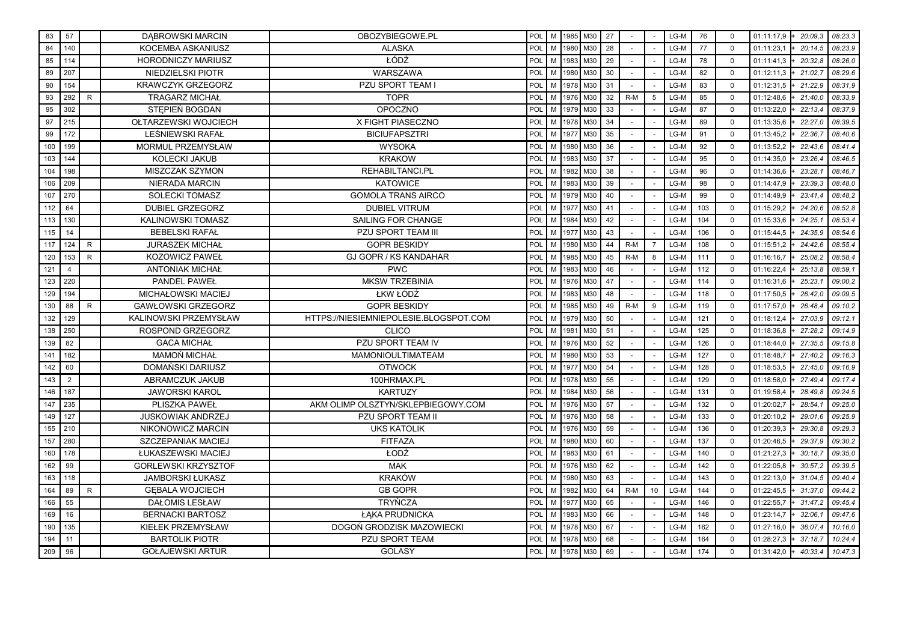| 83 | 57 | | DĄBROWSKI MARCIN | OBOZYBIEGOWE.PL | POL | M | 1985 | M30 | 27 | - | - | LG-M | 76 | 0 | 01:11:17,9 | + 20:09,3 | 08:23,3 |
|---|---|---|---|---|---|---|---|---|---|---|---|---|---|---|---|---|---|
| 84 | 140 | | KOCEMBA ASKANIUSZ | ALASKA | POL | M | 1980 | M30 | 28 | - | - | LG-M | 77 | 0 | 01:11:23,1 | + 20:14,5 | 08:23,9 |
| 85 | 114 | | HORODNICZY MARIUSZ | ŁÓDŹ | POL | M | 1983 | M30 | 29 | - | - | LG-M | 78 | 0 | 01:11:41,3 | + 20:32,8 | 08:26,0 |
| 89 | 207 | | NIEDZIELSKI PIOTR | WARSZAWA | POL | M | 1980 | M30 | 30 | - | - | LG-M | 82 | 0 | 01:12:11,3 | + 21:02,7 | 08:29,6 |
| 90 | 154 | | KRAWCZYK GRZEGORZ | PZU SPORT TEAM I | POL | M | 1978 | M30 | 31 | - | - | LG-M | 83 | 0 | 01:12:31,5 | + 21:22,9 | 08:31,9 |
| 93 | 292 | R | TRAGARZ MICHAŁ | TOPR | POL | M | 1976 | M30 | 32 | R-M | 5 | LG-M | 85 | 0 | 01:12:48,6 | + 21:40,0 | 08:33,9 |
| 95 | 302 | | STĘPIEŃ BOGDAN | OPOCZNO | POL | M | 1979 | M30 | 33 | - | - | LG-M | 87 | 0 | 01:13:22,0 | + 22:13,4 | 08:37,9 |
| 97 | 215 | | OŁTARZEWSKI WOJCIECH | X FIGHT PIASECZNO | POL | M | 1978 | M30 | 34 | - | - | LG-M | 89 | 0 | 01:13:35,6 | + 22:27,0 | 08:39,5 |
| 99 | 172 | | LEŚNIEWSKI RAFAŁ | BICIUFAPSZTRI | POL | M | 1977 | M30 | 35 | - | - | LG-M | 91 | 0 | 01:13:45,2 | + 22:36,7 | 08:40,6 |
| 100 | 199 | | MORMUL PRZEMYSŁAW | WYSOKA | POL | M | 1980 | M30 | 36 | - | - | LG-M | 92 | 0 | 01:13:52,2 | + 22:43,6 | 08:41,4 |
| 103 | 144 | | KOLECKI JAKUB | KRAKOW | POL | M | 1983 | M30 | 37 | - | - | LG-M | 95 | 0 | 01:14:35,0 | + 23:26,4 | 08:46,5 |
| 104 | 198 | | MISZCZAK SZYMON | REHABILTANCI.PL | POL | M | 1982 | M30 | 38 | - | - | LG-M | 96 | 0 | 01:14:36,6 | + 23:28,1 | 08:46,7 |
| 106 | 209 | | NIERADA MARCIN | KATOWICE | POL | M | 1983 | M30 | 39 | - | - | LG-M | 98 | 0 | 01:14:47,9 | + 23:39,3 | 08:48,0 |
| 107 | 270 | | SOLECKI TOMASZ | GOMOLA TRANS AIRCO | POL | M | 1979 | M30 | 40 | - | - | LG-M | 99 | 0 | 01:14:49,9 | + 23:41,4 | 08:48,2 |
| 112 | 64 | | DUBIEL GRZEGORZ | DUBIEL VITRUM | POL | M | 1977 | M30 | 41 | - | - | LG-M | 103 | 0 | 01:15:29,2 | + 24:20,6 | 08:52,8 |
| 113 | 130 | | KALINOWSKI TOMASZ | SAILING FOR CHANGE | POL | M | 1984 | M30 | 42 | - | - | LG-M | 104 | 0 | 01:15:33,6 | + 24:25,1 | 08:53,4 |
| 115 | 14 | | BEBELSKI RAFAŁ | PZU SPORT TEAM III | POL | M | 1977 | M30 | 43 | - | - | LG-M | 106 | 0 | 01:15:44,5 | + 24:35,9 | 08:54,6 |
| 117 | 124 | R | JURASZEK MICHAŁ | GOPR BESKIDY | POL | M | 1980 | M30 | 44 | R-M | 7 | LG-M | 108 | 0 | 01:15:51,2 | + 24:42,6 | 08:55,4 |
| 120 | 153 | R | KOZOWICZ PAWEŁ | GJ GOPR / KS KANDAHAR | POL | M | 1985 | M30 | 45 | R-M | 8 | LG-M | 111 | 0 | 01:16:16,7 | + 25:08,2 | 08:58,4 |
| 121 | 4 | | ANTONIAK MICHAŁ | PWC | POL | M | 1983 | M30 | 46 | - | - | LG-M | 112 | 0 | 01:16:22,4 | + 25:13,8 | 08:59,1 |
| 123 | 220 | | PANDEL PAWEŁ | MKSW TRZEBINIA | POL | M | 1976 | M30 | 47 | - | - | LG-M | 114 | 0 | 01:16:31,6 | + 25:23,1 | 09:00,2 |
| 129 | 194 | | MICHAŁOWSKI MACIEJ | ŁKW ŁÓDŹ | POL | M | 1983 | M30 | 48 | - | - | LG-M | 118 | 0 | 01:17:50,5 | + 26:42,0 | 09:09,5 |
| 130 | 88 | R | GAWŁOWSKI GRZEGORZ | GOPR BESKIDY | POL | M | 1985 | M30 | 49 | R-M | 9 | LG-M | 119 | 0 | 01:17:57,0 | + 26:48,4 | 09:10,2 |
| 132 | 129 | | KALINOWSKI PRZEMYSŁAW | HTTPS://NIESIEMNIEPOLESIE.BLOGSPOT.COM | POL | M | 1979 | M30 | 50 | - | - | LG-M | 121 | 0 | 01:18:12,4 | + 27:03,9 | 09:12,1 |
| 138 | 250 | | ROSPOND GRZEGORZ | CLICO | POL | M | 1981 | M30 | 51 | - | - | LG-M | 125 | 0 | 01:18:36,8 | + 27:28,2 | 09:14,9 |
| 139 | 82 | | GACA MICHAŁ | PZU SPORT TEAM IV | POL | M | 1976 | M30 | 52 | - | - | LG-M | 126 | 0 | 01:18:44,0 | + 27:35,5 | 09:15,8 |
| 141 | 182 | | MAMOŃ MICHAŁ | MAMONIOULTIMATEAM | POL | M | 1980 | M30 | 53 | - | - | LG-M | 127 | 0 | 01:18:48,7 | + 27:40,2 | 09:16,3 |
| 142 | 60 | | DOMAŃSKI DARIUSZ | OTWOCK | POL | M | 1977 | M30 | 54 | - | - | LG-M | 128 | 0 | 01:18:53,5 | + 27:45,0 | 09:16,9 |
| 143 | 2 | | ABRAMCZUK JAKUB | 100HRMAX.PL | POL | M | 1978 | M30 | 55 | - | - | LG-M | 129 | 0 | 01:18:58,0 | + 27:49,4 | 09:17,4 |
| 146 | 187 | | JAWORSKI KAROL | KARTUZY | POL | M | 1984 | M30 | 56 | - | - | LG-M | 131 | 0 | 01:19:58,4 | + 28:49,8 | 09:24,5 |
| 147 | 235 | | PLISZKA PAWEŁ | AKM OLIMP OLSZTYN/SKLEPBIEGOWY.COM | POL | M | 1976 | M30 | 57 | - | - | LG-M | 132 | 0 | 01:20:02,7 | + 28:54,1 | 09:25,0 |
| 149 | 127 | | JUSKOWIAK ANDRZEJ | PZU SPORT TEAM II | POL | M | 1976 | M30 | 58 | - | - | LG-M | 133 | 0 | 01:20:10,2 | + 29:01,6 | 09:25,9 |
| 155 | 210 | | NIKONOWICZ MARCIN | UKS KATOLIK | POL | M | 1976 | M30 | 59 | - | - | LG-M | 136 | 0 | 01:20:39,3 | + 29:30,8 | 09:29,3 |
| 157 | 280 | | SZCZEPANIAK MACIEJ | FITFAZA | POL | M | 1980 | M30 | 60 | - | - | LG-M | 137 | 0 | 01:20:46,5 | + 29:37,9 | 09:30,2 |
| 160 | 178 | | ŁUKASZEWSKI MACIEJ | ŁODŹ | POL | M | 1983 | M30 | 61 | - | - | LG-M | 140 | 0 | 01:21:27,3 | + 30:18,7 | 09:35,0 |
| 162 | 99 | | GORLEWSKI KRZYSZTOF | MAK | POL | M | 1976 | M30 | 62 | - | - | LG-M | 142 | 0 | 01:22:05,8 | + 30:57,2 | 09:39,5 |
| 163 | 118 | | JAMBORSKI ŁUKASZ | KRAKÓW | POL | M | 1980 | M30 | 63 | - | - | LG-M | 143 | 0 | 01:22:13,0 | + 31:04,5 | 09:40,4 |
| 164 | 89 | R | GĘBALA WOJCIECH | GB GOPR | POL | M | 1982 | M30 | 64 | R-M | 10 | LG-M | 144 | 0 | 01:22:45,5 | + 31:37,0 | 09:44,2 |
| 166 | 55 | | DAŁOMIS LESŁAW | TRYŃCZA | POL | M | 1977 | M30 | 65 | - | - | LG-M | 146 | 0 | 01:22:55,7 | + 31:47,2 | 09:45,4 |
| 169 | 16 | | BERNACKI BARTOSZ | ŁĄKA PRUDNICKA | POL | M | 1983 | M30 | 66 | - | - | LG-M | 148 | 0 | 01:23:14,7 | + 32:06,1 | 09:47,6 |
| 190 | 135 | | KIEŁEK PRZEMYSŁAW | DOGOŃ GRODZISK MAZOWIECKI | POL | M | 1978 | M30 | 67 | - | - | LG-M | 162 | 0 | 01:27:16,0 | + 36:07,4 | 10:16,0 |
| 194 | 11 | | BARTOLIK PIOTR | PZU SPORT TEAM | POL | M | 1978 | M30 | 68 | - | - | LG-M | 164 | 0 | 01:28:27,3 | + 37:18,7 | 10:24,4 |
| 209 | 96 | | GOŁAJEWSKI ARTUR | GOLASY | POL | M | 1978 | M30 | 69 | - | - | LG-M | 174 | 0 | 01:31:42,0 | + 40:33,4 | 10:47,3 |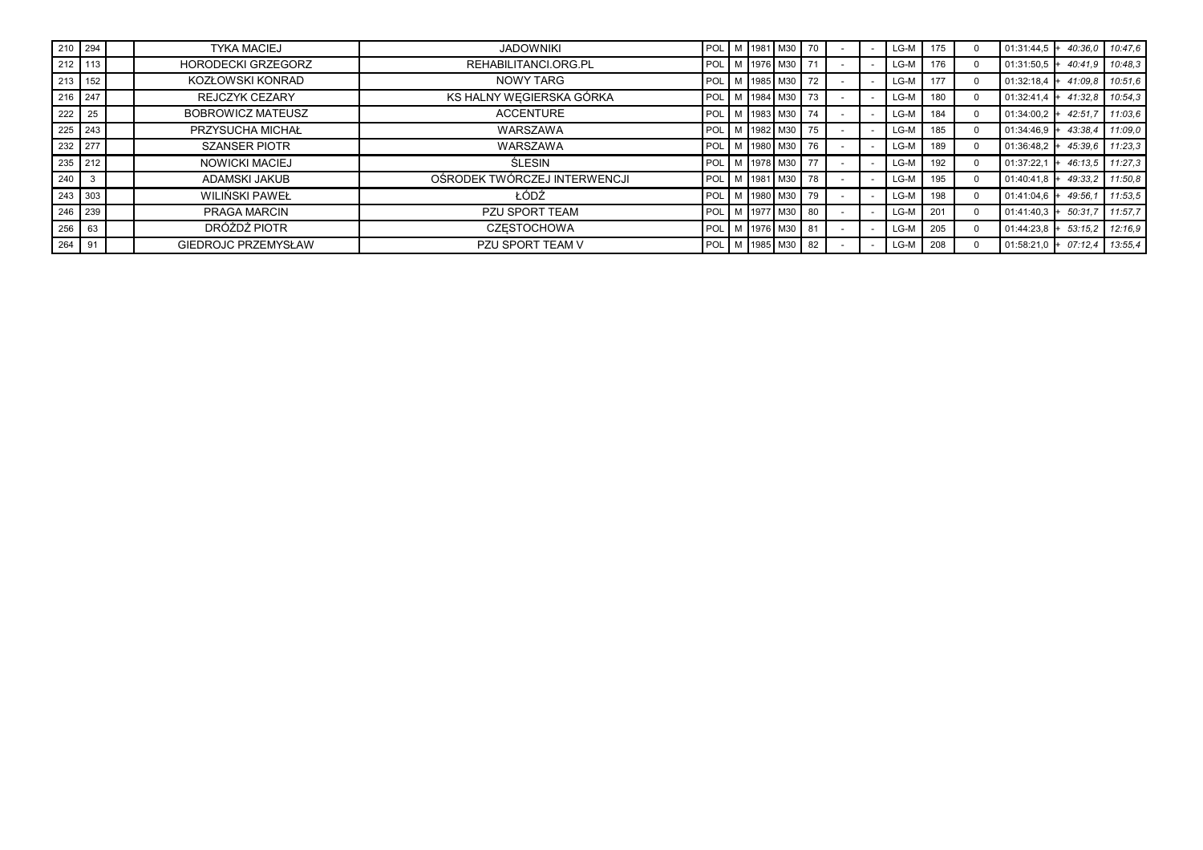| | | | | | | | | | | | | | | | | | |
|---|---|---|---|---|---|---|---|---|---|---|---|---|---|---|---|---|---|
| 210 | 294 | | TYKA MACIEJ | JADOWNIKI | POL | M | 1981 | M30 | 70 | - | - | LG-M | 175 | 0 | 01:31:44,5 | + 40:36,0 | 10:47,6 |
| 212 | 113 | | HORODECKI GRZEGORZ | REHABILITANCI.ORG.PL | POL | M | 1976 | M30 | 71 | - | - | LG-M | 176 | 0 | 01:31:50,5 | + 40:41,9 | 10:48,3 |
| 213 | 152 | | KOZŁOWSKI KONRAD | NOWY TARG | POL | M | 1985 | M30 | 72 | - | - | LG-M | 177 | 0 | 01:32:18,4 | + 41:09,8 | 10:51,6 |
| 216 | 247 | | REJCZYK CEZARY | KS HALNY WĘGIERSKA GÓRKA | POL | M | 1984 | M30 | 73 | - | - | LG-M | 180 | 0 | 01:32:41,4 | + 41:32,8 | 10:54,3 |
| 222 | 25 | | BOBROWICZ MATEUSZ | ACCENTURE | POL | M | 1983 | M30 | 74 | - | - | LG-M | 184 | 0 | 01:34:00,2 | + 42:51,7 | 11:03,6 |
| 225 | 243 | | PRZYSUCHA MICHAŁ | WARSZAWA | POL | M | 1982 | M30 | 75 | - | - | LG-M | 185 | 0 | 01:34:46,9 | + 43:38,4 | 11:09,0 |
| 232 | 277 | | SZANSER PIOTR | WARSZAWA | POL | M | 1980 | M30 | 76 | - | - | LG-M | 189 | 0 | 01:36:48,2 | + 45:39,6 | 11:23,3 |
| 235 | 212 | | NOWICKI MACIEJ | ŚLESIN | POL | M | 1978 | M30 | 77 | - | - | LG-M | 192 | 0 | 01:37:22,1 | + 46:13,5 | 11:27,3 |
| 240 | 3 | | ADAMSKI JAKUB | OŚRODEK TWÓRCZEJ INTERWENCJI | POL | M | 1981 | M30 | 78 | - | - | LG-M | 195 | 0 | 01:40:41,8 | + 49:33,2 | 11:50,8 |
| 243 | 303 | | WILIŃSKI PAWEŁ | ŁÓDŹ | POL | M | 1980 | M30 | 79 | - | - | LG-M | 198 | 0 | 01:41:04,6 | + 49:56,1 | 11:53,5 |
| 246 | 239 | | PRAGA MARCIN | PZU SPORT TEAM | POL | M | 1977 | M30 | 80 | - | - | LG-M | 201 | 0 | 01:41:40,3 | + 50:31,7 | 11:57,7 |
| 256 | 63 | | DRÓŻDŻ PIOTR | CZĘSTOCHOWA | POL | M | 1976 | M30 | 81 | - | - | LG-M | 205 | 0 | 01:44:23,8 | + 53:15,2 | 12:16,9 |
| 264 | 91 | | GIEDROJC PRZEMYSŁAW | PZU SPORT TEAM V | POL | M | 1985 | M30 | 82 | - | - | LG-M | 208 | 0 | 01:58:21,0 | + 07:12,4 | 13:55,4 |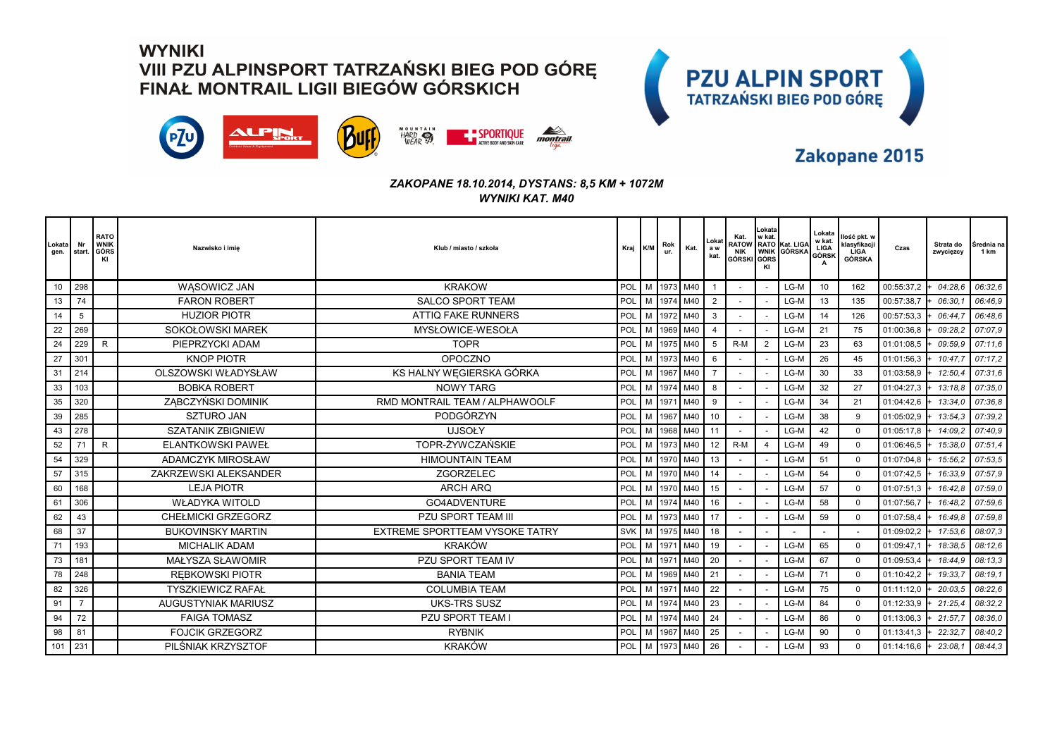# WYNIKI

## VIII PZU ALPINSPORT TATRZAŃSKI BIEG POD GÓRĘ
## FINAŁ MONTRAIL LIGII BIEGÓW GÓRSKICH

**PZU ALPIN SPORT**
**TATRZAŃSKI BIEG POD GÓRĘ**

**Zakopane 2015**

*ZAKOPANE 18.10.2014, DYSTANS: 8,5 KM + 1072M*
*WYNIKI KAT. M40*

| Lokata gen. | Nr start. | RATOWNIK GÓRSKI | Nazwisko i imię | Klub / miasto / szkoła | Kraj | K/M | Rok ur. | Kat. | Lokata w kat. | Kat. RATOWNIK GÓRSKI | Lokata w kat. RATOWNIK GÓRSKI | Kat. LIGA GÓRSKA | Lokata w kat. LIGA GÓRSKA | Ilość pkt. w klasyfikacji LIGA GÓRSKA | Czas | Strata do zwycięzcy | Średnia na 1 km |
|---|---|---|---|---|---|---|---|---|---|---|---|---|---|---|---|---|---|
| 10 | 298 | | WĄSOWICZ JAN | KRAKOW | POL | M | 1973 | M40 | 1 | - | - | LG-M | 10 | 162 | 00:55:37,2 | + 04:28,6 | 06:32,6 |
| 13 | 74 | | FARON ROBERT | SALCO SPORT TEAM | POL | M | 1974 | M40 | 2 | - | - | LG-M | 13 | 135 | 00:57:38,7 | + 06:30,1 | 06:46,9 |
| 14 | 5 | | HUZIOR PIOTR | ATTIQ FAKE RUNNERS | POL | M | 1972 | M40 | 3 | - | - | LG-M | 14 | 126 | 00:57:53,3 | + 06:44,7 | 06:48,6 |
| 22 | 269 | | SOKOŁOWSKI MAREK | MYSŁOWICE-WESOŁA | POL | M | 1969 | M40 | 4 | - | - | LG-M | 21 | 75 | 01:00:36,8 | + 09:28,2 | 07:07,9 |
| 24 | 229 | R | PIEPRZYCKI ADAM | TOPR | POL | M | 1975 | M40 | 5 | R-M | 2 | LG-M | 23 | 63 | 01:01:08,5 | + 09:59,9 | 07:11,6 |
| 27 | 301 | | KNOP PIOTR | OPOCZNO | POL | M | 1973 | M40 | 6 | - | - | LG-M | 26 | 45 | 01:01:56,3 | + 10:47,7 | 07:17,2 |
| 31 | 214 | | OLSZOWSKI WŁADYSŁAW | KS HALNY WĘGIERSKA GÓRKA | POL | M | 1967 | M40 | 7 | - | - | LG-M | 30 | 33 | 01:03:58,9 | + 12:50,4 | 07:31,6 |
| 33 | 103 | | BOBKA ROBERT | NOWY TARG | POL | M | 1974 | M40 | 8 | - | - | LG-M | 32 | 27 | 01:04:27,3 | + 13:18,8 | 07:35,0 |
| 35 | 320 | | ZĄBCZYŃSKI DOMINIK | RMD MONTRAIL TEAM / ALPHAWOOLF | POL | M | 1971 | M40 | 9 | - | - | LG-M | 34 | 21 | 01:04:42,6 | + 13:34,0 | 07:36,8 |
| 39 | 285 | | SZTURO JAN | PODGÓRZYN | POL | M | 1967 | M40 | 10 | - | - | LG-M | 38 | 9 | 01:05:02,9 | + 13:54,3 | 07:39,2 |
| 43 | 278 | | SZATANIK ZBIGNIEW | UJSOŁY | POL | M | 1968 | M40 | 11 | - | - | LG-M | 42 | 0 | 01:05:17,8 | + 14:09,2 | 07:40,9 |
| 52 | 71 | R | ELANTKOWSKI PAWEŁ | TOPR-ŻYWCZAŃSKIE | POL | M | 1973 | M40 | 12 | R-M | 4 | LG-M | 49 | 0 | 01:06:46,5 | + 15:38,0 | 07:51,4 |
| 54 | 329 | | ADAMCZYK MIROSŁAW | HIMOUNTAIN TEAM | POL | M | 1970 | M40 | 13 | - | - | LG-M | 51 | 0 | 01:07:04,8 | + 15:56,2 | 07:53,5 |
| 57 | 315 | | ZAKRZEWSKI ALEKSANDER | ZGORZELEC | POL | M | 1970 | M40 | 14 | - | - | LG-M | 54 | 0 | 01:07:42,5 | + 16:33,9 | 07:57,9 |
| 60 | 168 | | LEJA PIOTR | ARCH ARQ | POL | M | 1970 | M40 | 15 | - | - | LG-M | 57 | 0 | 01:07:51,3 | + 16:42,8 | 07:59,0 |
| 61 | 306 | | WŁADYKA WITOLD | GO4ADVENTURE | POL | M | 1974 | M40 | 16 | - | - | LG-M | 58 | 0 | 01:07:56,7 | + 16:48,2 | 07:59,6 |
| 62 | 43 | | CHEŁMICKI GRZEGORZ | PZU SPORT TEAM III | POL | M | 1973 | M40 | 17 | - | - | LG-M | 59 | 0 | 01:07:58,4 | + 16:49,8 | 07:59,8 |
| 68 | 37 | | BUKOVINSKY MARTIN | EXTREME SPORTTEAM VYSOKE TATRY | SVK | M | 1975 | M40 | 18 | - | - | - | - | - | 01:09:02,2 | + 17:53,6 | 08:07,3 |
| 71 | 193 | | MICHALIK ADAM | KRAKÓW | POL | M | 1971 | M40 | 19 | - | - | LG-M | 65 | 0 | 01:09:47,1 | + 18:38,5 | 08:12,6 |
| 73 | 181 | | MAŁYSZA SŁAWOMIR | PZU SPORT TEAM IV | POL | M | 1971 | M40 | 20 | - | - | LG-M | 67 | 0 | 01:09:53,4 | + 18:44,9 | 08:13,3 |
| 78 | 248 | | RĘBKOWSKI PIOTR | BANIA TEAM | POL | M | 1969 | M40 | 21 | - | - | LG-M | 71 | 0 | 01:10:42,2 | + 19:33,7 | 08:19,1 |
| 82 | 326 | | TYSZKIEWICZ RAFAŁ | COLUMBIA TEAM | POL | M | 1971 | M40 | 22 | - | - | LG-M | 75 | 0 | 01:11:12,0 | + 20:03,5 | 08:22,6 |
| 91 | 7 | | AUGUSTYNIAK MARIUSZ | UKS-TRS SUSZ | POL | M | 1974 | M40 | 23 | - | - | LG-M | 84 | 0 | 01:12:33,9 | + 21:25,4 | 08:32,2 |
| 94 | 72 | | FAIGA TOMASZ | PZU SPORT TEAM I | POL | M | 1974 | M40 | 24 | - | - | LG-M | 86 | 0 | 01:13:06,3 | + 21:57,7 | 08:36,0 |
| 98 | 81 | | FOJCIK GRZEGORZ | RYBNIK | POL | M | 1967 | M40 | 25 | - | - | LG-M | 90 | 0 | 01:13:41,3 | + 22:32,7 | 08:40,2 |
| 101 | 231 | | PILŚNIAK KRZYSZTOF | KRAKÓW | POL | M | 1973 | M40 | 26 | - | - | LG-M | 93 | 0 | 01:14:16,6 | + 23:08,1 | 08:44,3 |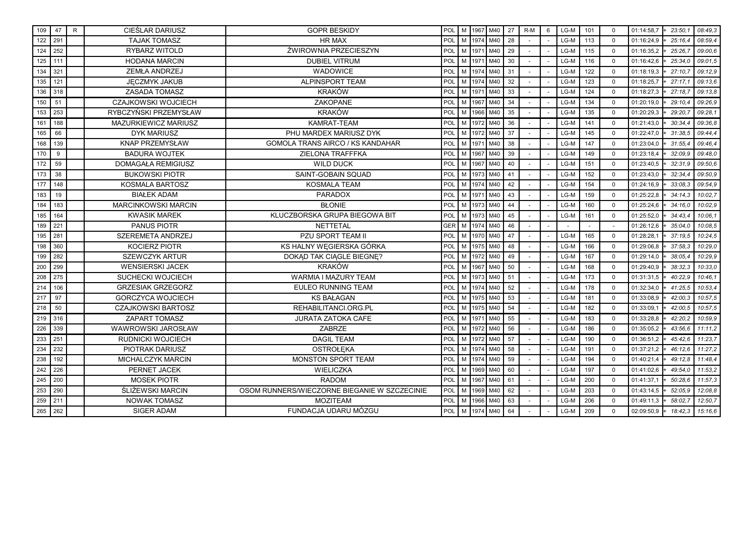| | | | | | | | | | | | | | | | | | |
|---|---|---|---|---|---|---|---|---|---|---|---|---|---|---|---|---|---|
| 109 | 47 | R | CIEŚLAR DARIUSZ | GOPR BESKIDY | POL | M | 1967 | M40 | 27 | R-M | 6 | LG-M | 101 | 0 | 01:14:58,7 | + 23:50,1 | 08:49,3 |
| 122 | 291 | | TAJAK TOMASZ | HR MAX | POL | M | 1974 | M40 | 28 | - | - | LG-M | 113 | 0 | 01:16:24,9 | + 25:16,4 | 08:59,4 |
| 124 | 252 | | RYBARZ WITOLD | ŻWIROWNIA PRZECIESZYN | POL | M | 1971 | M40 | 29 | - | - | LG-M | 115 | 0 | 01:16:35,2 | + 25:26,7 | 09:00,6 |
| 125 | 111 | | HODANA MARCIN | DUBIEL VITRUM | POL | M | 1971 | M40 | 30 | - | - | LG-M | 116 | 0 | 01:16:42,6 | + 25:34,0 | 09:01,5 |
| 134 | 321 | | ZEMŁA ANDRZEJ | WADOWICE | POL | M | 1974 | M40 | 31 | - | - | LG-M | 122 | 0 | 01:18:19,3 | + 27:10,7 | 09:12,9 |
| 135 | 121 | | JĘCZMYK JAKUB | ALPINSPORT TEAM | POL | M | 1974 | M40 | 32 | - | - | LG-M | 123 | 0 | 01:18:25,7 | + 27:17,1 | 09:13,6 |
| 136 | 318 | | ZASADA TOMASZ | KRAKÓW | POL | M | 1971 | M40 | 33 | - | - | LG-M | 124 | 0 | 01:18:27,3 | + 27:18,7 | 09:13,8 |
| 150 | 51 | | CZAJKOWSKI WOJCIECH | ZAKOPANE | POL | M | 1967 | M40 | 34 | - | - | LG-M | 134 | 0 | 01:20:19,0 | + 29:10,4 | 09:26,9 |
| 153 | 253 | | RYBCZYŃSKI PRZEMYSŁAW | KRAKÓW | POL | M | 1966 | M40 | 35 | - | - | LG-M | 135 | 0 | 01:20:29,3 | + 29:20,7 | 09:28,1 |
| 161 | 188 | | MAZURKIEWICZ MARIUSZ | KAMRAT-TEAM | POL | M | 1972 | M40 | 36 | - | - | LG-M | 141 | 0 | 01:21:43,0 | + 30:34,4 | 09:36,8 |
| 165 | 66 | | DYK MARIUSZ | PHU MARDEX MARIUSZ DYK | POL | M | 1972 | M40 | 37 | - | - | LG-M | 145 | 0 | 01:22:47,0 | + 31:38,5 | 09:44,4 |
| 168 | 139 | | KNAP PRZEMYSŁAW | GOMOLA TRANS AIRCO / KS KANDAHAR | POL | M | 1971 | M40 | 38 | - | - | LG-M | 147 | 0 | 01:23:04,0 | + 31:55,4 | 09:46,4 |
| 170 | 9 | | BADURA WOJTEK | ZIELONA TRAFFFKA | POL | M | 1967 | M40 | 39 | - | - | LG-M | 149 | 0 | 01:23:18,4 | + 32:09,9 | 09:48,0 |
| 172 | 59 | | DOMAGAŁA REMIGIUSZ | WILD DUCK | POL | M | 1967 | M40 | 40 | - | - | LG-M | 151 | 0 | 01:23:40,5 | + 32:31,9 | 09:50,6 |
| 173 | 38 | | BUKOWSKI PIOTR | SAINT-GOBAIN SQUAD | POL | M | 1973 | M40 | 41 | - | - | LG-M | 152 | 0 | 01:23:43,0 | + 32:34,4 | 09:50,9 |
| 177 | 148 | | KOSMALA BARTOSZ | KOSMALA TEAM | POL | M | 1974 | M40 | 42 | - | - | LG-M | 154 | 0 | 01:24:16,9 | + 33:08,3 | 09:54,9 |
| 183 | 19 | | BIAŁEK ADAM | PARADOX | POL | M | 1971 | M40 | 43 | - | - | LG-M | 159 | 0 | 01:25:22,8 | + 34:14,3 | 10:02,7 |
| 184 | 183 | | MARCINKOWSKI MARCIN | BŁONIE | POL | M | 1973 | M40 | 44 | - | - | LG-M | 160 | 0 | 01:25:24,6 | + 34:16,0 | 10:02,9 |
| 185 | 164 | | KWASIK MAREK | KLUCZBORSKA GRUPA BIEGOWA BIT | POL | M | 1973 | M40 | 45 | - | - | LG-M | 161 | 0 | 01:25:52,0 | + 34:43,4 | 10:06,1 |
| 189 | 221 | | PANUS PIOTR | NETTETAL | GER | M | 1974 | M40 | 46 | - | - | - | - | - | 01:26:12,6 | + 35:04,0 | 10:08,5 |
| 195 | 281 | | SZEREMETA ANDRZEJ | PZU SPORT TEAM II | POL | M | 1970 | M40 | 47 | - | - | LG-M | 165 | 0 | 01:28:28,1 | + 37:19,5 | 10:24,5 |
| 198 | 360 | | KOCIERZ PIOTR | KS HALNY WĘGIERSKA GÓRKA | POL | M | 1975 | M40 | 48 | - | - | LG-M | 166 | 0 | 01:29:06,8 | + 37:58,3 | 10:29,0 |
| 199 | 282 | | SZEWCZYK ARTUR | DOKĄD TAK CIĄGLE BIEGNĘ? | POL | M | 1972 | M40 | 49 | - | - | LG-M | 167 | 0 | 01:29:14,0 | + 38:05,4 | 10:29,9 |
| 200 | 299 | | WENSIERSKI JACEK | KRAKÓW | POL | M | 1967 | M40 | 50 | - | - | LG-M | 168 | 0 | 01:29:40,9 | + 38:32,3 | 10:33,0 |
| 208 | 275 | | SUCHECKI WOJCIECH | WARMIA I MAZURY TEAM | POL | M | 1973 | M40 | 51 | - | - | LG-M | 173 | 0 | 01:31:31,5 | + 40:22,9 | 10:46,1 |
| 214 | 106 | | GRZESIAK GRZEGORZ | EULEO RUNNING TEAM | POL | M | 1974 | M40 | 52 | - | - | LG-M | 178 | 0 | 01:32:34,0 | + 41:25,5 | 10:53,4 |
| 217 | 97 | | GORCZYCA WOJCIECH | KS BAŁAGAN | POL | M | 1975 | M40 | 53 | - | - | LG-M | 181 | 0 | 01:33:08,9 | + 42:00,3 | 10:57,5 |
| 218 | 50 | | CZAJKOWSKI BARTOSZ | REHABILITANCI.ORG.PL | POL | M | 1975 | M40 | 54 | - | - | LG-M | 182 | 0 | 01:33:09,1 | + 42:00,5 | 10:57,5 |
| 219 | 316 | | ZAPART TOMASZ | JURATA ZATOKA CAFE | POL | M | 1971 | M40 | 55 | - | - | LG-M | 183 | 0 | 01:33:28,8 | + 42:20,2 | 10:59,9 |
| 226 | 339 | | WAWROWSKI JAROSŁAW | ZABRZE | POL | M | 1972 | M40 | 56 | - | - | LG-M | 186 | 0 | 01:35:05,2 | + 43:56,6 | 11:11,2 |
| 233 | 251 | | RUDNICKI WOJCIECH | DAGIL TEAM | POL | M | 1972 | M40 | 57 | - | - | LG-M | 190 | 0 | 01:36:51,2 | + 45:42,6 | 11:23,7 |
| 234 | 232 | | PIOTRAK DARIUSZ | OSTROŁĘKA | POL | M | 1974 | M40 | 58 | - | - | LG-M | 191 | 0 | 01:37:21,2 | + 46:12,6 | 11:27,2 |
| 238 | 192 | | MICHALCZYK MARCIN | MONSTON SPORT TEAM | POL | M | 1974 | M40 | 59 | - | - | LG-M | 194 | 0 | 01:40:21,4 | + 49:12,8 | 11:48,4 |
| 242 | 226 | | PERNET JACEK | WIELICZKA | POL | M | 1969 | M40 | 60 | - | - | LG-M | 197 | 0 | 01:41:02,6 | + 49:54,0 | 11:53,2 |
| 245 | 200 | | MOSEK PIOTR | RADOM | POL | M | 1967 | M40 | 61 | - | - | LG-M | 200 | 0 | 01:41:37,1 | + 50:28,6 | 11:57,3 |
| 253 | 290 | | ŚLIŻEWSKI MARCIN | OSOM RUNNERS/WIECZORNE BIEGANIE W SZCZECINIE | POL | M | 1969 | M40 | 62 | - | - | LG-M | 203 | 0 | 01:43:14,5 | + 52:05,9 | 12:08,8 |
| 259 | 211 | | NOWAK TOMASZ | MOZITEAM | POL | M | 1966 | M40 | 63 | - | - | LG-M | 206 | 0 | 01:49:11,3 | + 58:02,7 | 12:50,7 |
| 265 | 262 | | SIGER ADAM | FUNDACJA UDARU MÓZGU | POL | M | 1974 | M40 | 64 | - | - | LG-M | 209 | 0 | 02:09:50,9 | + 18:42,3 | 15:16,6 |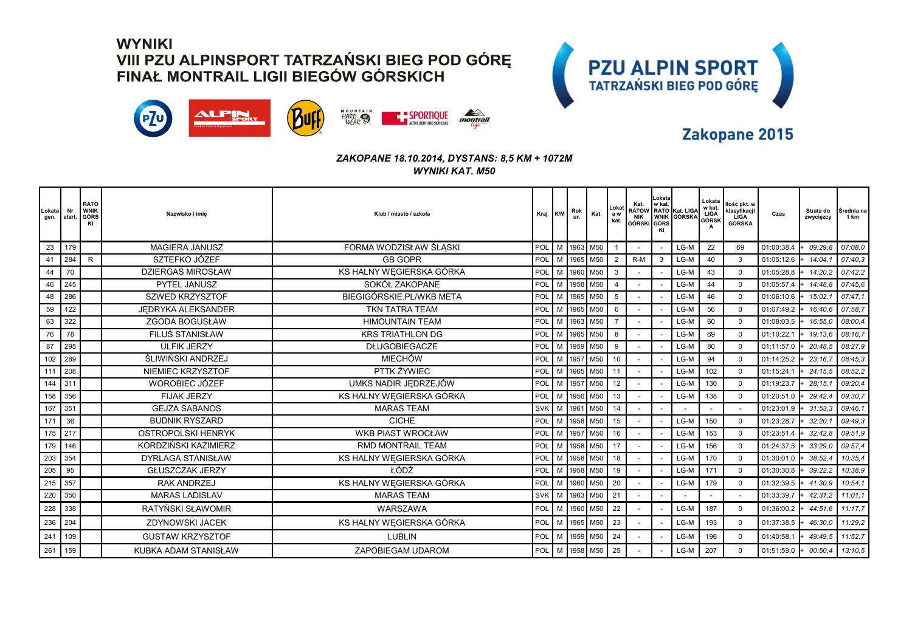# WYNIKI
## VIII PZU ALPINSPORT TATRZAŃSKI BIEG POD GÓRĘ
## FINAŁ MONTRAIL LIGII BIEGÓW GÓRSKICH

**PZU ALPIN SPORT**
**TATRZAŃSKI BIEG POD GÓRĘ**

**Zakopane 2015**

***ZAKOPANE 18.10.2014, DYSTANS: 8,5 KM + 1072M***
***WYNIKI KAT. M50***

| Lokata gen. | Nr start. | RATOWNIK GÓRSKI | Nazwisko i imię | Klub / miasto / szkoła | Kraj | K/M | Rok ur. | Kat. | Lokata w kat. | Kat. RATOWNIK GÓRSKI | Lokata w kat. RATOWNIK GÓRSKI | Kat. LIGA GÓRSKA | Lokata w kat. LIGA GÓRSKA | Ilość pkt. w klasyfikacji LIGA GÓRSKA | Czas | Strata do zwycięzcy | Średnia na 1 km |
|---|---|---|---|---|---|---|---|---|---|---|---|---|---|---|---|---|---|
| 23 | 179 | | MAGIERA JANUSZ | FORMA WODZISŁAW ŚLĄSKI | POL | M | 1963 | M50 | 1 | - | - | LG-M | 22 | 69 | 01:00:38,4 | + 09:29,8 | 07:08,0 |
| 41 | 284 | R | SZTEFKO JÓZEF | GB GOPR | POL | M | 1965 | M50 | 2 | R-M | 3 | LG-M | 40 | 3 | 01:05:12,6 | + 14:04,1 | 07:40,3 |
| 44 | 70 | | DZIERGAS MIROSŁAW | KS HALNY WĘGIERSKA GÓRKA | POL | M | 1960 | M50 | 3 | - | - | LG-M | 43 | 0 | 01:05:28,8 | + 14:20,2 | 07:42,2 |
| 46 | 245 | | PYTEL JANUSZ | SOKÓŁ ZAKOPANE | POL | M | 1958 | M50 | 4 | - | - | LG-M | 44 | 0 | 01:05:57,4 | + 14:48,8 | 07:45,6 |
| 48 | 286 | | SZWED KRZYSZTOF | BIEGIGÓRSKIE.PL/WKB META | POL | M | 1965 | M50 | 5 | - | - | LG-M | 46 | 0 | 01:06:10,6 | + 15:02,1 | 07:47,1 |
| 59 | 122 | | JĘDRYKA ALEKSANDER | TKN TATRA TEAM | POL | M | 1965 | M50 | 6 | - | - | LG-M | 56 | 0 | 01:07:49,2 | + 16:40,6 | 07:58,7 |
| 63 | 322 | | ZGODA BOGUSŁAW | HIMOUNTAIN TEAM | POL | M | 1963 | M50 | 7 | - | - | LG-M | 60 | 0 | 01:08:03,5 | + 16:55,0 | 08:00,4 |
| 76 | 78 | | FILUŚ STANISŁAW | KRS TRIATHLON DG | POL | M | 1965 | M50 | 8 | - | - | LG-M | 69 | 0 | 01:10:22,1 | + 19:13,6 | 08:16,7 |
| 87 | 295 | | ULFIK JERZY | DŁUGOBIEGACZE | POL | M | 1959 | M50 | 9 | - | - | LG-M | 80 | 0 | 01:11:57,0 | + 20:48,5 | 08:27,9 |
| 102 | 289 | | ŚLIWIŃSKI ANDRZEJ | MIECHÓW | POL | M | 1957 | M50 | 10 | - | - | LG-M | 94 | 0 | 01:14:25,2 | + 23:16,7 | 08:45,3 |
| 111 | 208 | | NIEMIEC KRZYSZTOF | PTTK ŻYWIEC | POL | M | 1965 | M50 | 11 | - | - | LG-M | 102 | 0 | 01:15:24,1 | + 24:15,5 | 08:52,2 |
| 144 | 311 | | WOROBIEC JÓZEF | UMKS NADIR JĘDRZEJÓW | POL | M | 1957 | M50 | 12 | - | - | LG-M | 130 | 0 | 01:19:23,7 | + 28:15,1 | 09:20,4 |
| 158 | 356 | | FIJAK JERZY | KS HALNY WĘGIERSKA GÓRKA | POL | M | 1956 | M50 | 13 | - | - | LG-M | 138 | 0 | 01:20:51,0 | + 29:42,4 | 09:30,7 |
| 167 | 351 | | GEJZA SABANOS | MARAS TEAM | SVK | M | 1961 | M50 | 14 | - | - | - | - | - | 01:23:01,9 | + 31:53,3 | 09:46,1 |
| 171 | 36 | | BUDNIK RYSZARD | CICHE | POL | M | 1958 | M50 | 15 | - | - | LG-M | 150 | 0 | 01:23:28,7 | + 32:20,1 | 09:49,3 |
| 175 | 217 | | OSTROPOLSKI HENRYK | WKB PIAST WROCŁAW | POL | M | 1957 | M50 | 16 | - | - | LG-M | 153 | 0 | 01:23:51,4 | + 32:42,8 | 09:51,9 |
| 179 | 146 | | KORDZIŃSKI KAZIMIERZ | RMD MONTRAIL TEAM | POL | M | 1958 | M50 | 17 | - | - | LG-M | 156 | 0 | 01:24:37,5 | + 33:29,0 | 09:57,4 |
| 203 | 354 | | DYRLAGA STANISŁAW | KS HALNY WĘGIERSKA GÓRKA | POL | M | 1958 | M50 | 18 | - | - | LG-M | 170 | 0 | 01:30:01,0 | + 38:52,4 | 10:35,4 |
| 205 | 95 | | GŁUSZCZAK JERZY | ŁÓDŹ | POL | M | 1958 | M50 | 19 | - | - | LG-M | 171 | 0 | 01:30:30,8 | + 39:22,2 | 10:38,9 |
| 215 | 357 | | RAK ANDRZEJ | KS HALNY WĘGIERSKA GÓRKA | POL | M | 1960 | M50 | 20 | - | - | LG-M | 179 | 0 | 01:32:39,5 | + 41:30,9 | 10:54,1 |
| 220 | 350 | | MARAS LADISLAV | MARAS TEAM | SVK | M | 1963 | M50 | 21 | - | - | - | - | - | 01:33:39,7 | + 42:31,2 | 11:01,1 |
| 228 | 338 | | RATYŃSKI SŁAWOMIR | WARSZAWA | POL | M | 1960 | M50 | 22 | - | - | LG-M | 187 | 0 | 01:36:00,2 | + 44:51,6 | 11:17,7 |
| 236 | 204 | | ZDYNOWSKI JACEK | KS HALNY WĘGIERSKA GÓRKA | POL | M | 1965 | M50 | 23 | - | - | LG-M | 193 | 0 | 01:37:38,5 | + 46:30,0 | 11:29,2 |
| 241 | 109 | | GUSTAW KRZYSZTOF | LUBLIN | POL | M | 1959 | M50 | 24 | - | - | LG-M | 196 | 0 | 01:40:58,1 | + 49:49,5 | 11:52,7 |
| 261 | 159 | | KUBKA ADAM STANISŁAW | ZAPOBIEGAM UDAROM | POL | M | 1958 | M50 | 25 | - | - | LG-M | 207 | 0 | 01:51:59,0 | + 00:50,4 | 13:10,5 |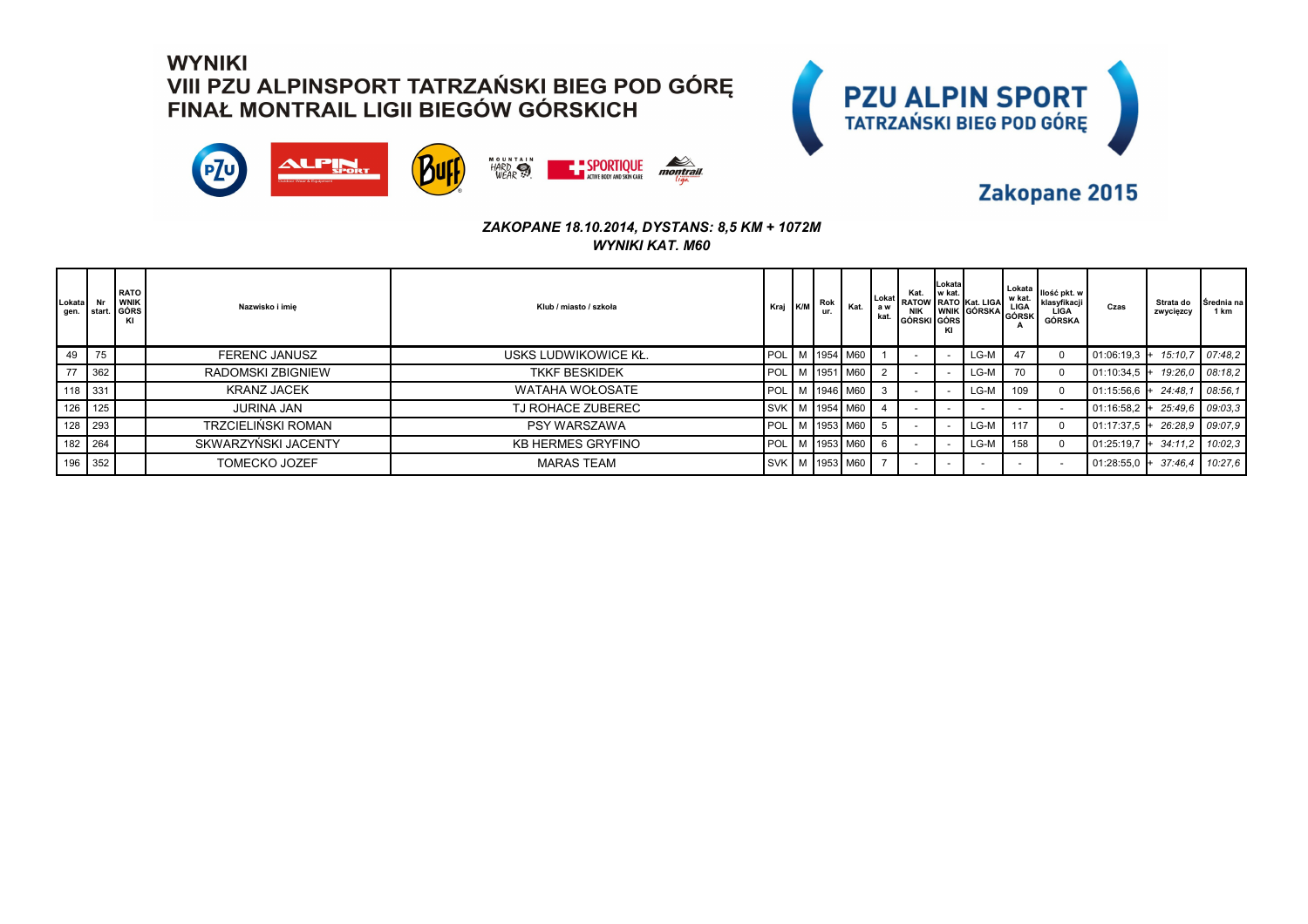**WYNIKI**
**VIII PZU ALPINSPORT TATRZAŃSKI BIEG POD GÓRĘ**
**FINAŁ MONTRAIL LIGII BIEGÓW GÓRSKICH**

**PZU ALPIN SPORT**
**TATRZAŃSKI BIEG POD GÓRĘ**

**Zakopane 2015**

***ZAKOPANE 18.10.2014, DYSTANS: 8,5 KM + 1072M***
***WYNIKI KAT. M60***

| Lokata gen. | Nr start. | RATOWNIK GÓRSKI | Nazwisko i imię | Klub / miasto / szkoła | Kraj | K/M | Rok ur. | Kat. | Lokata w kat. | Kat. RATOWNIK GÓRSKI | Lokata w kat. RATOWNIK GÓRSKI | Kat. LIGA GÓRSKA | Lokata w kat. LIGA GÓRSKA | Ilość pkt. w klasyfikacji LIGA GÓRSKA | Czas | Strata do zwycięzcy | Średnia na 1 km |
|---|---|---|---|---|---|---|---|---|---|---|---|---|---|---|---|---|---|
| 49 | 75 | | FERENC JANUSZ | USKS LUDWIKOWICE KŁ. | POL | M | 1954 | M60 | 1 | - | - | LG-M | 47 | 0 | 01:06:19,3 | + 15:10,7 | 07:48,2 |
| 77 | 362 | | RADOMSKI ZBIGNIEW | TKKF BESKIDEK | POL | M | 1951 | M60 | 2 | - | - | LG-M | 70 | 0 | 01:10:34,5 | + 19:26,0 | 08:18,2 |
| 118 | 331 | | KRANZ JACEK | WATAHA WOŁOSATE | POL | M | 1946 | M60 | 3 | - | - | LG-M | 109 | 0 | 01:15:56,6 | + 24:48,1 | 08:56,1 |
| 126 | 125 | | JURINA JAN | TJ ROHACE ZUBEREC | SVK | M | 1954 | M60 | 4 | - | - | - | - | - | 01:16:58,2 | + 25:49,6 | 09:03,3 |
| 128 | 293 | | TRZCIELIŃSKI ROMAN | PSY WARSZAWA | POL | M | 1953 | M60 | 5 | - | - | LG-M | 117 | 0 | 01:17:37,5 | + 26:28,9 | 09:07,9 |
| 182 | 264 | | SKWARZYŃSKI JACENTY | KB HERMES GRYFINO | POL | M | 1953 | M60 | 6 | - | - | LG-M | 158 | 0 | 01:25:19,7 | + 34:11,2 | 10:02,3 |
| 196 | 352 | | TOMECKO JOZEF | MARAS TEAM | SVK | M | 1953 | M60 | 7 | - | - | - | - | - | 01:28:55,0 | + 37:46,4 | 10:27,6 |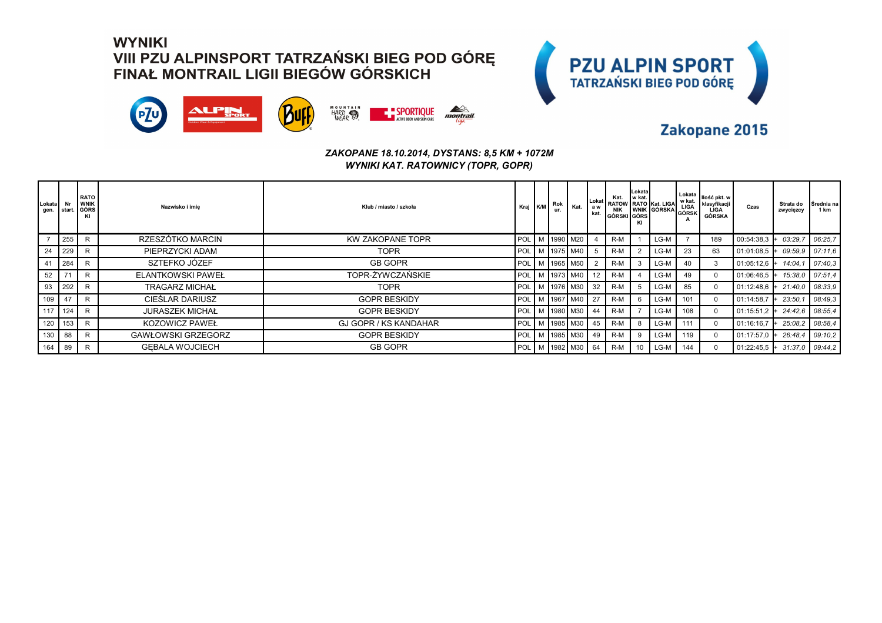# WYNIKI
## VIII PZU ALPINSPORT TATRZAŃSKI BIEG POD GÓRĘ
## FINAŁ MONTRAIL LIGII BIEGÓW GÓRSKICH

**PZU ALPIN SPORT**
**TATRZAŃSKI BIEG POD GÓRĘ**

**Zakopane 2015**

***ZAKOPANE 18.10.2014, DYSTANS: 8,5 KM + 1072M***
***WYNIKI KAT. RATOWNICY (TOPR, GOPR)***

| Lokata gen. | Nr start. | RATOWNIK GÓRSKI | Nazwisko i imię | Klub / miasto / szkoła | Kraj | K/M | Rok ur. | Kat. | Lokata w kat. | Kat. RATOWNIK GÓRSKI | Lokata w kat. RATOWNIK GÓRSKI | Kat. LIGA GÓRSKA | Lokata w kat. LIGA GÓRSKA | Ilość pkt. w klasyfikacji LIGA GÓRSKA | Czas | Strata do zwycięzcy | Średnia na 1 km |
|---|---|---|---|---|---|---|---|---|---|---|---|---|---|---|---|---|---|
| 7 | 255 | R | RZESZÓTKO MARCIN | KW ZAKOPANE TOPR | POL | M | 1990 | M20 | 4 | R-M | 1 | LG-M | 7 | 189 | 00:54:38,3 | + *03:29,7* | *06:25,7* |
| 24 | 229 | R | PIEPRZYCKI ADAM | TOPR | POL | M | 1975 | M40 | 5 | R-M | 2 | LG-M | 23 | 63 | 01:01:08,5 | + *09:59,9* | *07:11,6* |
| 41 | 284 | R | SZTEFKO JÓZEF | GB GOPR | POL | M | 1965 | M50 | 2 | R-M | 3 | LG-M | 40 | 3 | 01:05:12,6 | + *14:04,1* | *07:40,3* |
| 52 | 71 | R | ELANTKOWSKI PAWEŁ | TOPR-ŻYWCZAŃSKIE | POL | M | 1973 | M40 | 12 | R-M | 4 | LG-M | 49 | 0 | 01:06:46,5 | + *15:38,0* | *07:51,4* |
| 93 | 292 | R | TRAGARZ MICHAŁ | TOPR | POL | M | 1976 | M30 | 32 | R-M | 5 | LG-M | 85 | 0 | 01:12:48,6 | + *21:40,0* | *08:33,9* |
| 109 | 47 | R | CIEŚLAR DARIUSZ | GOPR BESKIDY | POL | M | 1967 | M40 | 27 | R-M | 6 | LG-M | 101 | 0 | 01:14:58,7 | + *23:50,1* | *08:49,3* |
| 117 | 124 | R | JURASZEK MICHAŁ | GOPR BESKIDY | POL | M | 1980 | M30 | 44 | R-M | 7 | LG-M | 108 | 0 | 01:15:51,2 | + *24:42,6* | *08:55,4* |
| 120 | 153 | R | KOZOWICZ PAWEŁ | GJ GOPR / KS KANDAHAR | POL | M | 1985 | M30 | 45 | R-M | 8 | LG-M | 111 | 0 | 01:16:16,7 | + *25:08,2* | *08:58,4* |
| 130 | 88 | R | GAWŁOWSKI GRZEGORZ | GOPR BESKIDY | POL | M | 1985 | M30 | 49 | R-M | 9 | LG-M | 119 | 0 | 01:17:57,0 | + *26:48,4* | *09:10,2* |
| 164 | 89 | R | GĘBALA WOJCIECH | GB GOPR | POL | M | 1982 | M30 | 64 | R-M | 10 | LG-M | 144 | 0 | 01:22:45,5 | + *31:37,0* | *09:44,2* |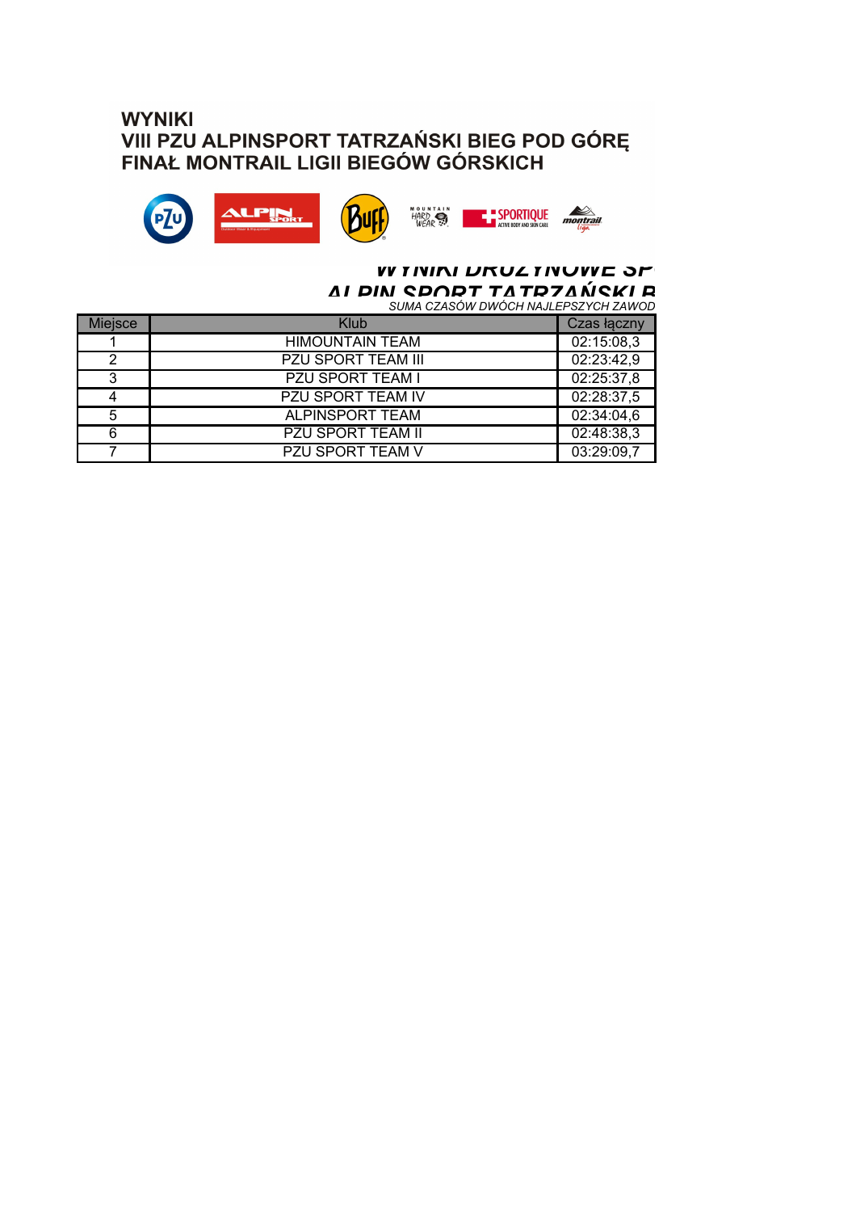**WYNIKI**
**VIII PZU ALPINSPORT TATRZAŃSKI BIEG POD GÓRĘ**
**FINAŁ MONTRAIL LIGII BIEGÓW GÓRSKICH**

***WYNIKI DRUŻYNOWE SP***
***ALPIN SPORT TATRZAŃSKI B***

*SUMA CZASÓW DWÓCH NAJLEPSZYCH ZAWOD*

| Miejsce | Klub | Czas łączny |
|---|---|---|
| 1 | HIMOUNTAIN TEAM | 02:15:08,3 |
| 2 | PZU SPORT TEAM III | 02:23:42,9 |
| 3 | PZU SPORT TEAM I | 02:25:37,8 |
| 4 | PZU SPORT TEAM IV | 02:28:37,5 |
| 5 | ALPINSPORT TEAM | 02:34:04,6 |
| 6 | PZU SPORT TEAM II | 02:48:38,3 |
| 7 | PZU SPORT TEAM V | 03:29:09,7 |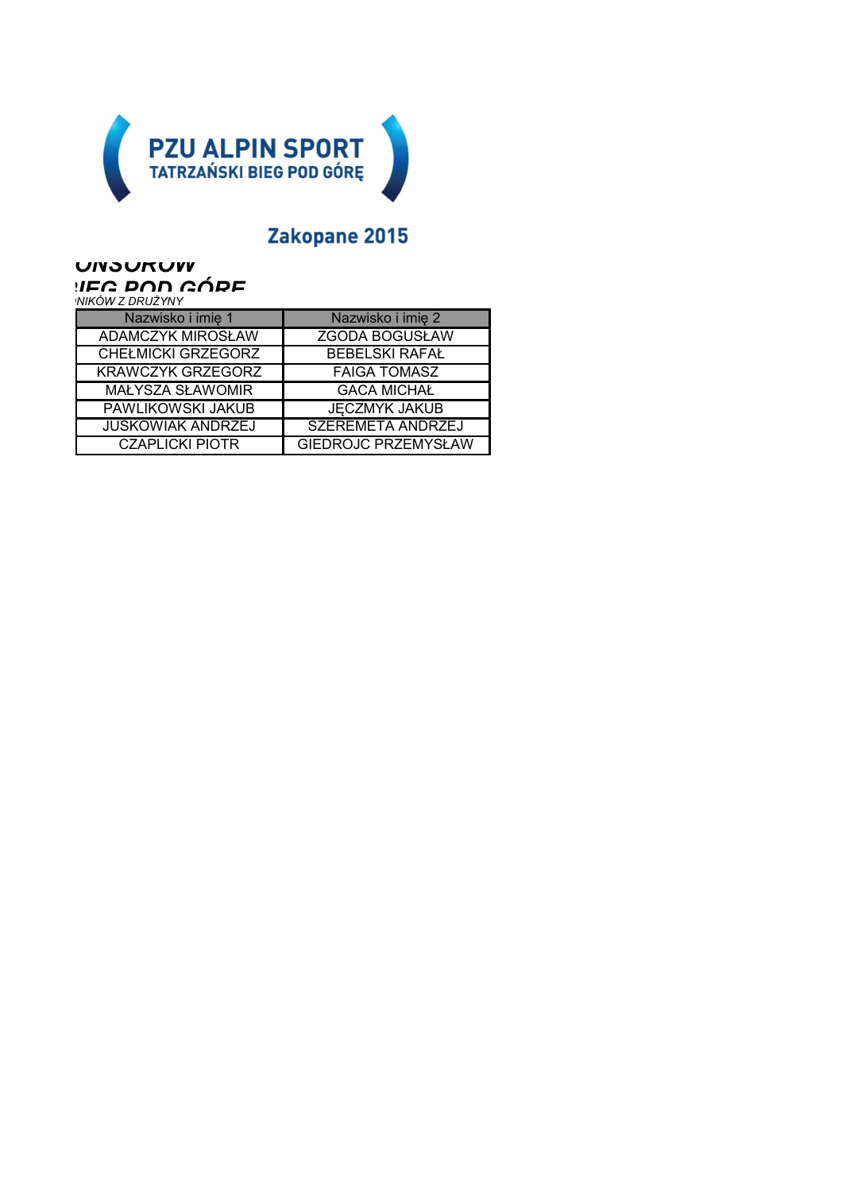PZU ALPIN SPORT
TATRZAŃSKI BIEG POD GÓRĘ

Zakopane 2015

***ONSORÓW***

***IEG POD GÓRĘ***

*NIKÓW Z DRUŻYNY*

| Nazwisko i imię 1 | Nazwisko i imię 2 |
|---|---|
| ADAMCZYK MIROSŁAW | ZGODA BOGUSŁAW |
| CHEŁMICKI GRZEGORZ | BEBELSKI RAFAŁ |
| KRAWCZYK GRZEGORZ | FAIGA TOMASZ |
| MAŁYSZA SŁAWOMIR | GACA MICHAŁ |
| PAWLIKOWSKI JAKUB | JĘCZMYK JAKUB |
| JUSKOWIAK ANDRZEJ | SZEREMETA ANDRZEJ |
| CZAPLICKI PIOTR | GIEDROJC PRZEMYSŁAW |